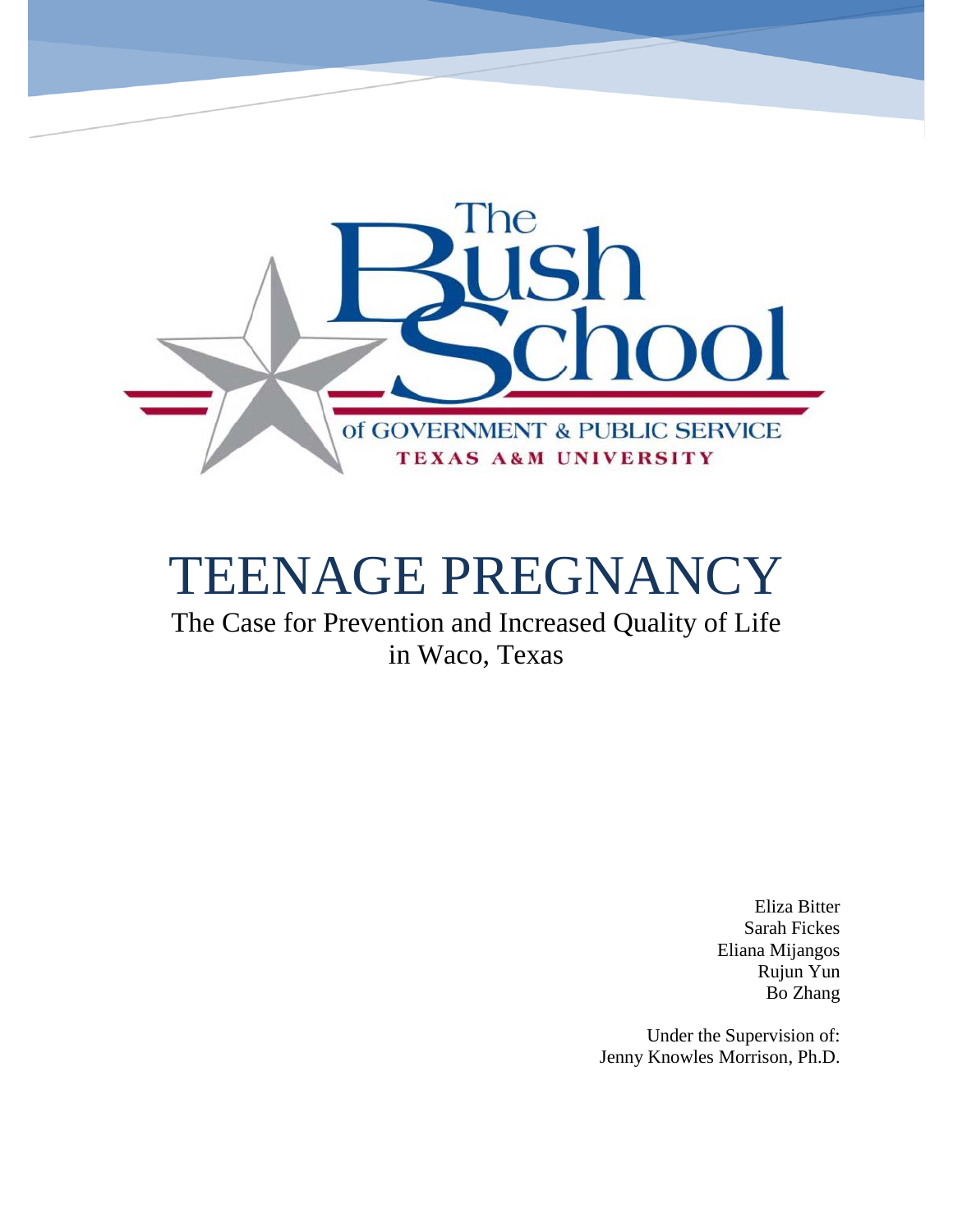The Bush School of Government & Public Service

Texas A&M University

# TEENAGE PREGNANCY

## The Case for Prevention and Increased Quality of Life in Waco, Texas

Eliza Bitter
Sarah Fickes
Eliana Mijangos
Rujun Yun
Bo Zhang

Under the Supervision of:
Jenny Knowles Morrison, Ph.D.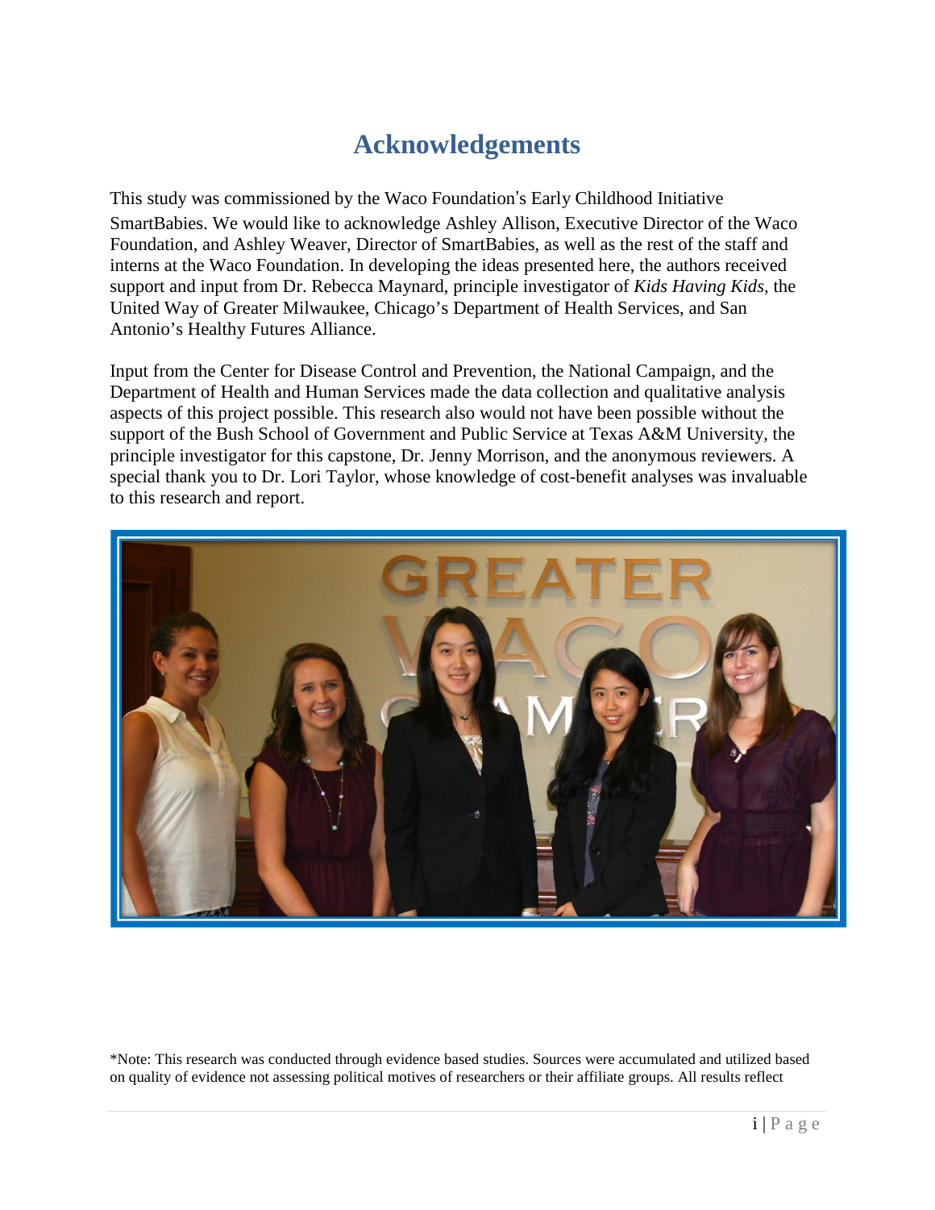# Acknowledgements

This study was commissioned by the Waco Foundation's Early Childhood Initiative SmartBabies. We would like to acknowledge Ashley Allison, Executive Director of the Waco Foundation, and Ashley Weaver, Director of SmartBabies, as well as the rest of the staff and interns at the Waco Foundation. In developing the ideas presented here, the authors received support and input from Dr. Rebecca Maynard, principle investigator of *Kids Having Kids*, the United Way of Greater Milwaukee, Chicago's Department of Health Services, and San Antonio's Healthy Futures Alliance.

Input from the Center for Disease Control and Prevention, the National Campaign, and the Department of Health and Human Services made the data collection and qualitative analysis aspects of this project possible. This research also would not have been possible without the support of the Bush School of Government and Public Service at Texas A&M University, the principle investigator for this capstone, Dr. Jenny Morrison, and the anonymous reviewers. A special thank you to Dr. Lori Taylor, whose knowledge of cost-benefit analyses was invaluable to this research and report.

*Note: This research was conducted through evidence based studies. Sources were accumulated and utilized based on quality of evidence not assessing political motives of researchers or their affiliate groups. All results reflect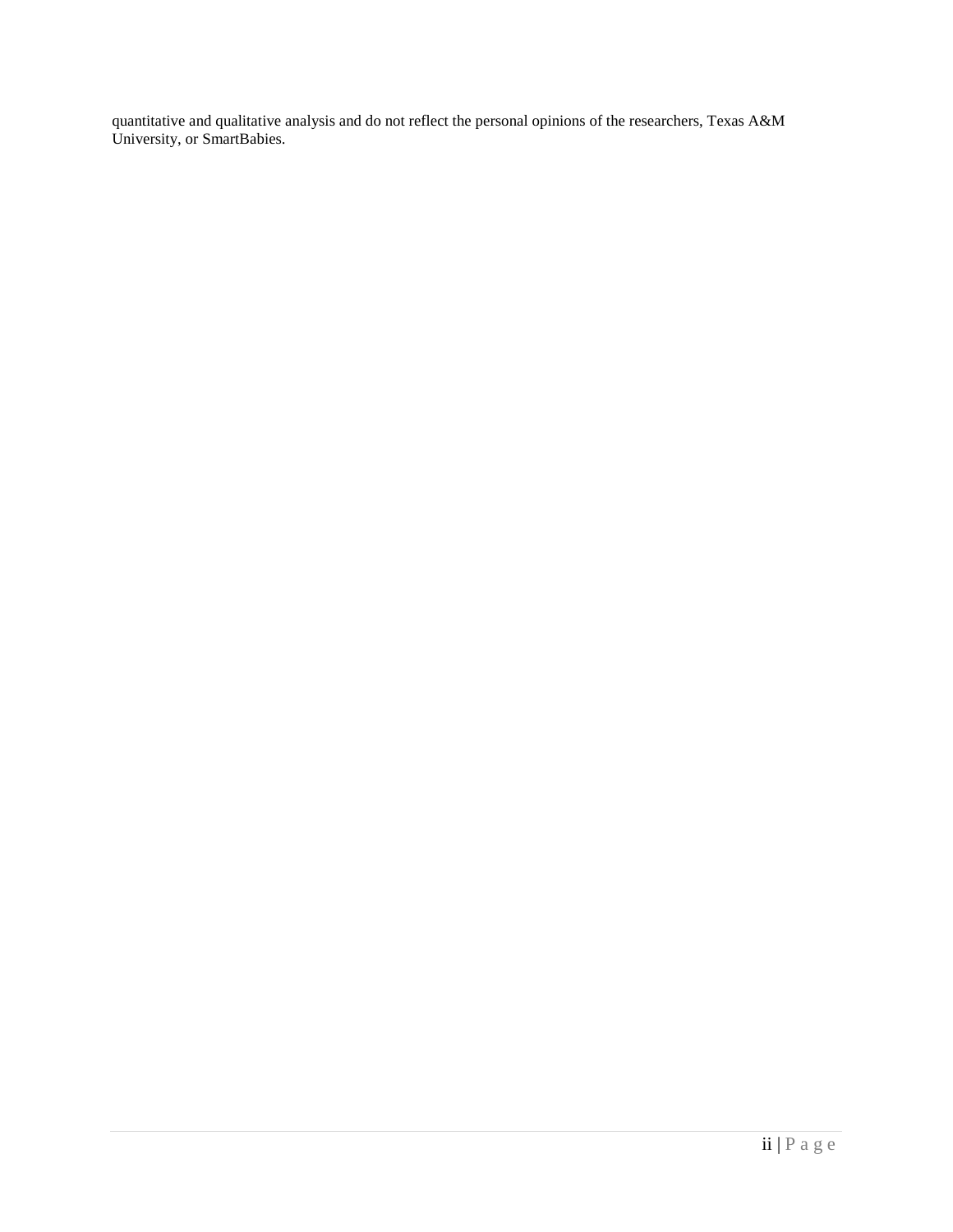quantitative and qualitative analysis and do not reflect the personal opinions of the researchers, Texas A&M University, or SmartBabies.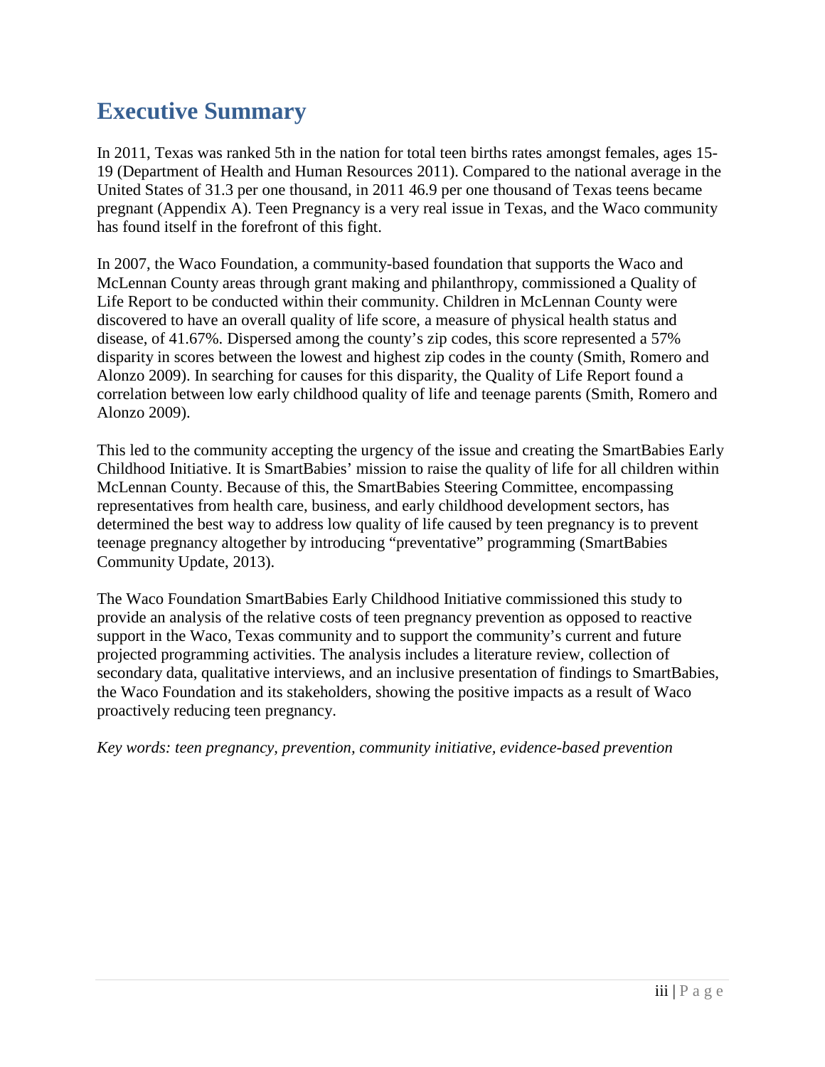# Executive Summary

In 2011, Texas was ranked 5th in the nation for total teen births rates amongst females, ages 15-19 (Department of Health and Human Resources 2011). Compared to the national average in the United States of 31.3 per one thousand, in 2011 46.9 per one thousand of Texas teens became pregnant (Appendix A). Teen Pregnancy is a very real issue in Texas, and the Waco community has found itself in the forefront of this fight.

In 2007, the Waco Foundation, a community-based foundation that supports the Waco and McLennan County areas through grant making and philanthropy, commissioned a Quality of Life Report to be conducted within their community. Children in McLennan County were discovered to have an overall quality of life score, a measure of physical health status and disease, of 41.67%. Dispersed among the county's zip codes, this score represented a 57% disparity in scores between the lowest and highest zip codes in the county (Smith, Romero and Alonzo 2009). In searching for causes for this disparity, the Quality of Life Report found a correlation between low early childhood quality of life and teenage parents (Smith, Romero and Alonzo 2009).

This led to the community accepting the urgency of the issue and creating the SmartBabies Early Childhood Initiative. It is SmartBabies' mission to raise the quality of life for all children within McLennan County. Because of this, the SmartBabies Steering Committee, encompassing representatives from health care, business, and early childhood development sectors, has determined the best way to address low quality of life caused by teen pregnancy is to prevent teenage pregnancy altogether by introducing "preventative" programming (SmartBabies Community Update, 2013).

The Waco Foundation SmartBabies Early Childhood Initiative commissioned this study to provide an analysis of the relative costs of teen pregnancy prevention as opposed to reactive support in the Waco, Texas community and to support the community's current and future projected programming activities. The analysis includes a literature review, collection of secondary data, qualitative interviews, and an inclusive presentation of findings to SmartBabies, the Waco Foundation and its stakeholders, showing the positive impacts as a result of Waco proactively reducing teen pregnancy.

*Key words: teen pregnancy, prevention, community initiative, evidence-based prevention*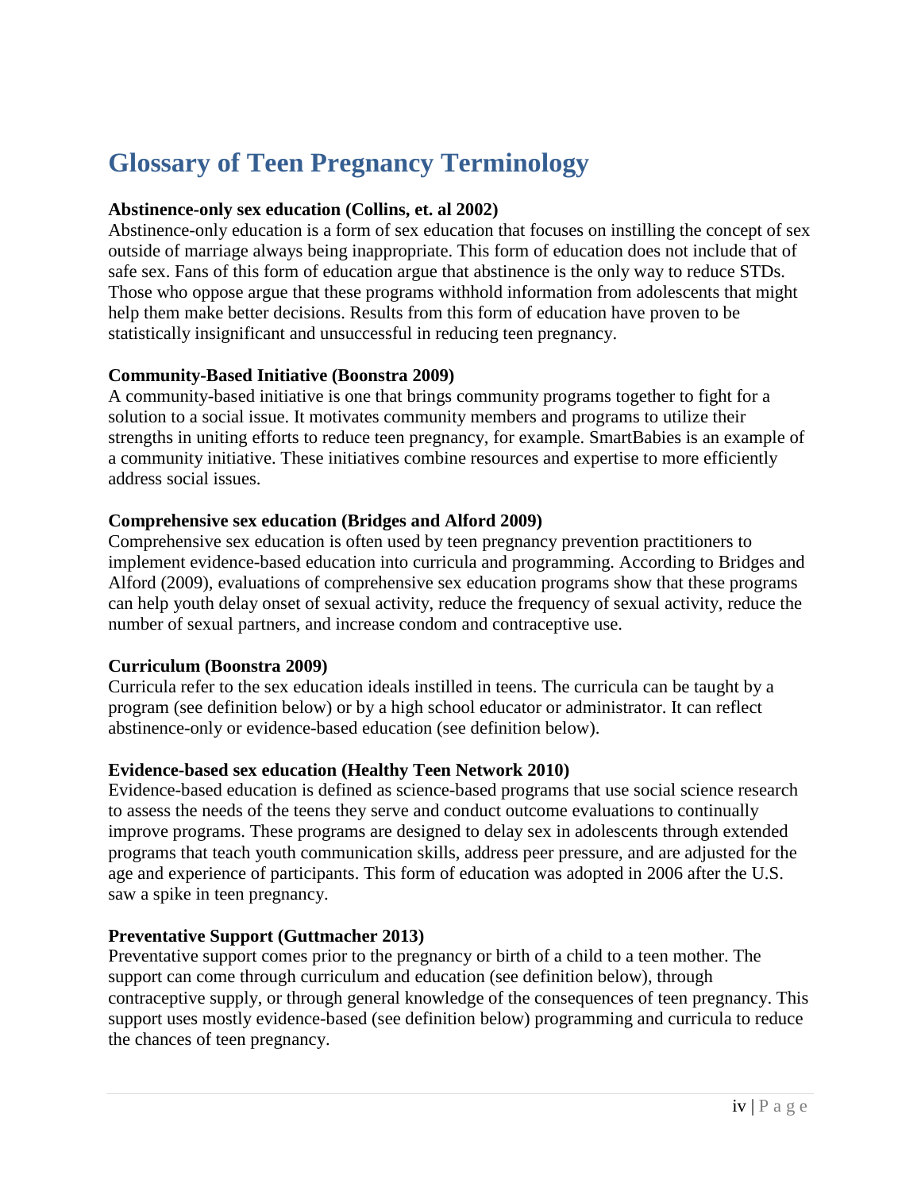# Glossary of Teen Pregnancy Terminology

**Abstinence-only sex education (Collins, et. al 2002)**
Abstinence-only education is a form of sex education that focuses on instilling the concept of sex outside of marriage always being inappropriate. This form of education does not include that of safe sex. Fans of this form of education argue that abstinence is the only way to reduce STDs. Those who oppose argue that these programs withhold information from adolescents that might help them make better decisions. Results from this form of education have proven to be statistically insignificant and unsuccessful in reducing teen pregnancy.

**Community-Based Initiative (Boonstra 2009)**
A community-based initiative is one that brings community programs together to fight for a solution to a social issue. It motivates community members and programs to utilize their strengths in uniting efforts to reduce teen pregnancy, for example. SmartBabies is an example of a community initiative. These initiatives combine resources and expertise to more efficiently address social issues.

**Comprehensive sex education (Bridges and Alford 2009)**
Comprehensive sex education is often used by teen pregnancy prevention practitioners to implement evidence-based education into curricula and programming. According to Bridges and Alford (2009), evaluations of comprehensive sex education programs show that these programs can help youth delay onset of sexual activity, reduce the frequency of sexual activity, reduce the number of sexual partners, and increase condom and contraceptive use.

**Curriculum (Boonstra 2009)**
Curricula refer to the sex education ideals instilled in teens. The curricula can be taught by a program (see definition below) or by a high school educator or administrator. It can reflect abstinence-only or evidence-based education (see definition below).

**Evidence-based sex education (Healthy Teen Network 2010)**
Evidence-based education is defined as science-based programs that use social science research to assess the needs of the teens they serve and conduct outcome evaluations to continually improve programs. These programs are designed to delay sex in adolescents through extended programs that teach youth communication skills, address peer pressure, and are adjusted for the age and experience of participants. This form of education was adopted in 2006 after the U.S. saw a spike in teen pregnancy.

**Preventative Support (Guttmacher 2013)**
Preventative support comes prior to the pregnancy or birth of a child to a teen mother. The support can come through curriculum and education (see definition below), through contraceptive supply, or through general knowledge of the consequences of teen pregnancy. This support uses mostly evidence-based (see definition below) programming and curricula to reduce the chances of teen pregnancy.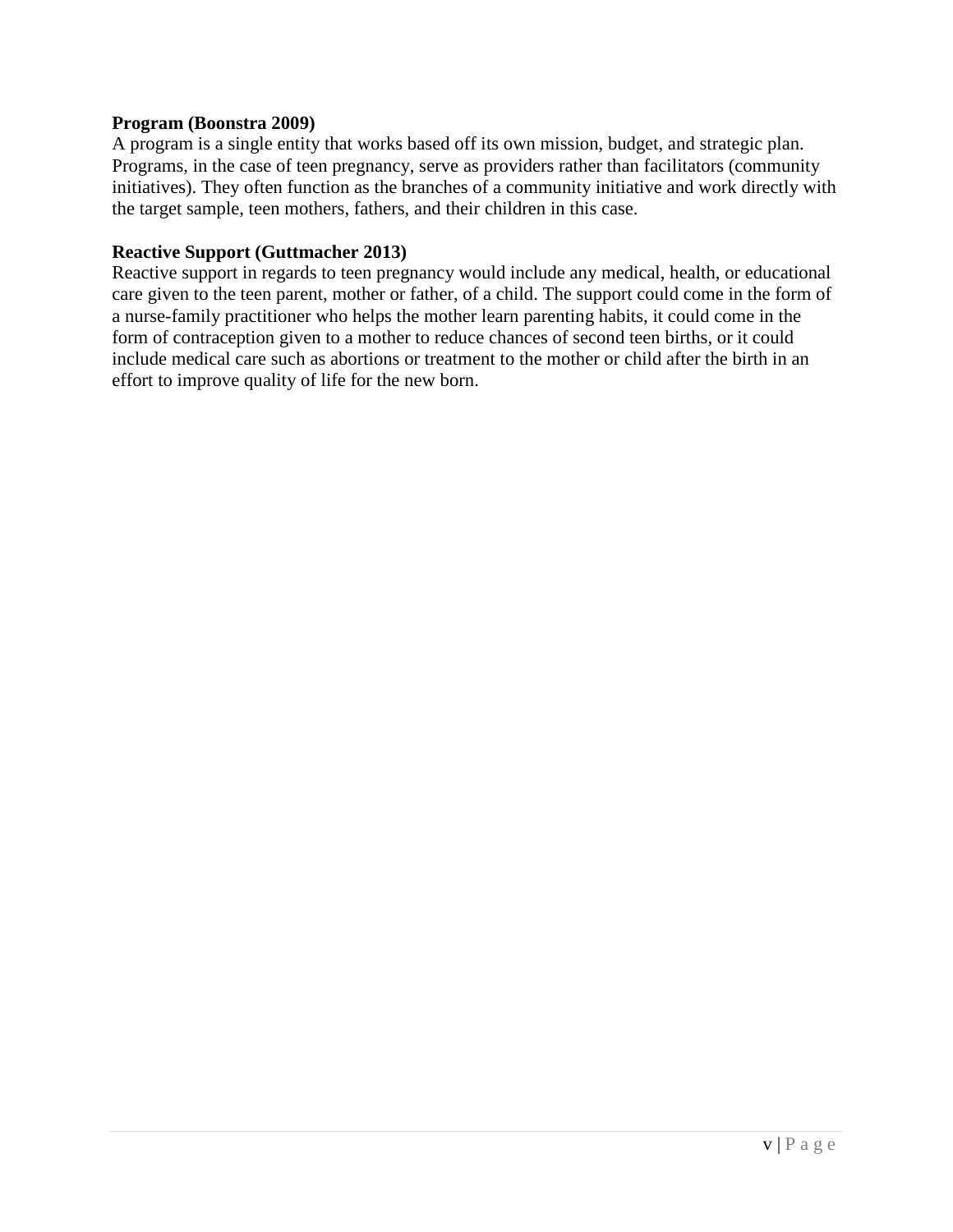**Program (Boonstra 2009)**
A program is a single entity that works based off its own mission, budget, and strategic plan. Programs, in the case of teen pregnancy, serve as providers rather than facilitators (community initiatives). They often function as the branches of a community initiative and work directly with the target sample, teen mothers, fathers, and their children in this case.

**Reactive Support (Guttmacher 2013)**
Reactive support in regards to teen pregnancy would include any medical, health, or educational care given to the teen parent, mother or father, of a child. The support could come in the form of a nurse-family practitioner who helps the mother learn parenting habits, it could come in the form of contraception given to a mother to reduce chances of second teen births, or it could include medical care such as abortions or treatment to the mother or child after the birth in an effort to improve quality of life for the new born.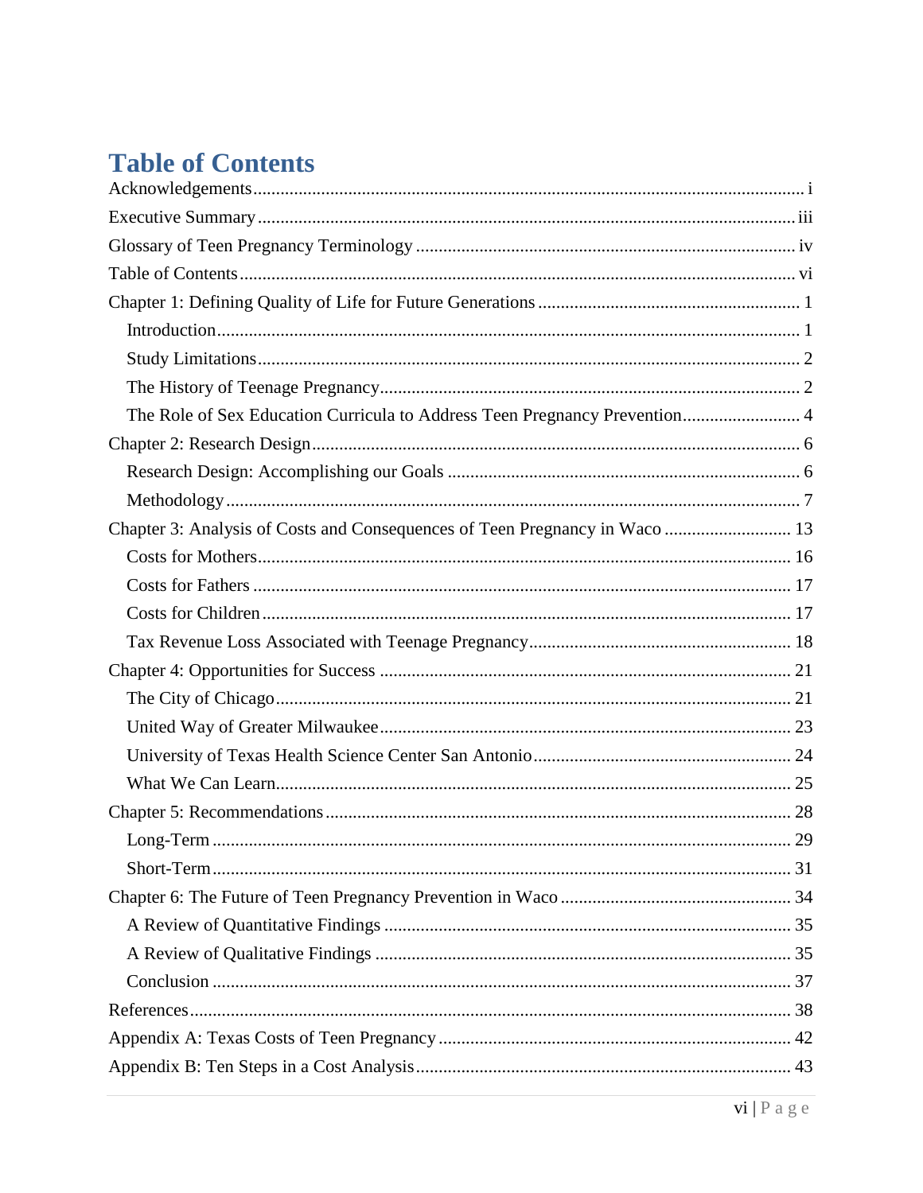# Table of Contents

Acknowledgements ..... i

Executive Summary ..... iii

Glossary of Teen Pregnancy Terminology ..... iv

Table of Contents ..... vi

Chapter 1: Defining Quality of Life for Future Generations ..... 1

- Introduction ..... 1
- Study Limitations ..... 2
- The History of Teenage Pregnancy ..... 2
- The Role of Sex Education Curricula to Address Teen Pregnancy Prevention ..... 4

Chapter 2: Research Design ..... 6

- Research Design: Accomplishing our Goals ..... 6
- Methodology ..... 7

Chapter 3: Analysis of Costs and Consequences of Teen Pregnancy in Waco ..... 13

- Costs for Mothers ..... 16
- Costs for Fathers ..... 17
- Costs for Children ..... 17
- Tax Revenue Loss Associated with Teenage Pregnancy ..... 18

Chapter 4: Opportunities for Success ..... 21

- The City of Chicago ..... 21
- United Way of Greater Milwaukee ..... 23
- University of Texas Health Science Center San Antonio ..... 24
- What We Can Learn ..... 25

Chapter 5: Recommendations ..... 28

- Long-Term ..... 29
- Short-Term ..... 31

Chapter 6: The Future of Teen Pregnancy Prevention in Waco ..... 34

- A Review of Quantitative Findings ..... 35
- A Review of Qualitative Findings ..... 35
- Conclusion ..... 37

References ..... 38

Appendix A: Texas Costs of Teen Pregnancy ..... 42

Appendix B: Ten Steps in a Cost Analysis ..... 43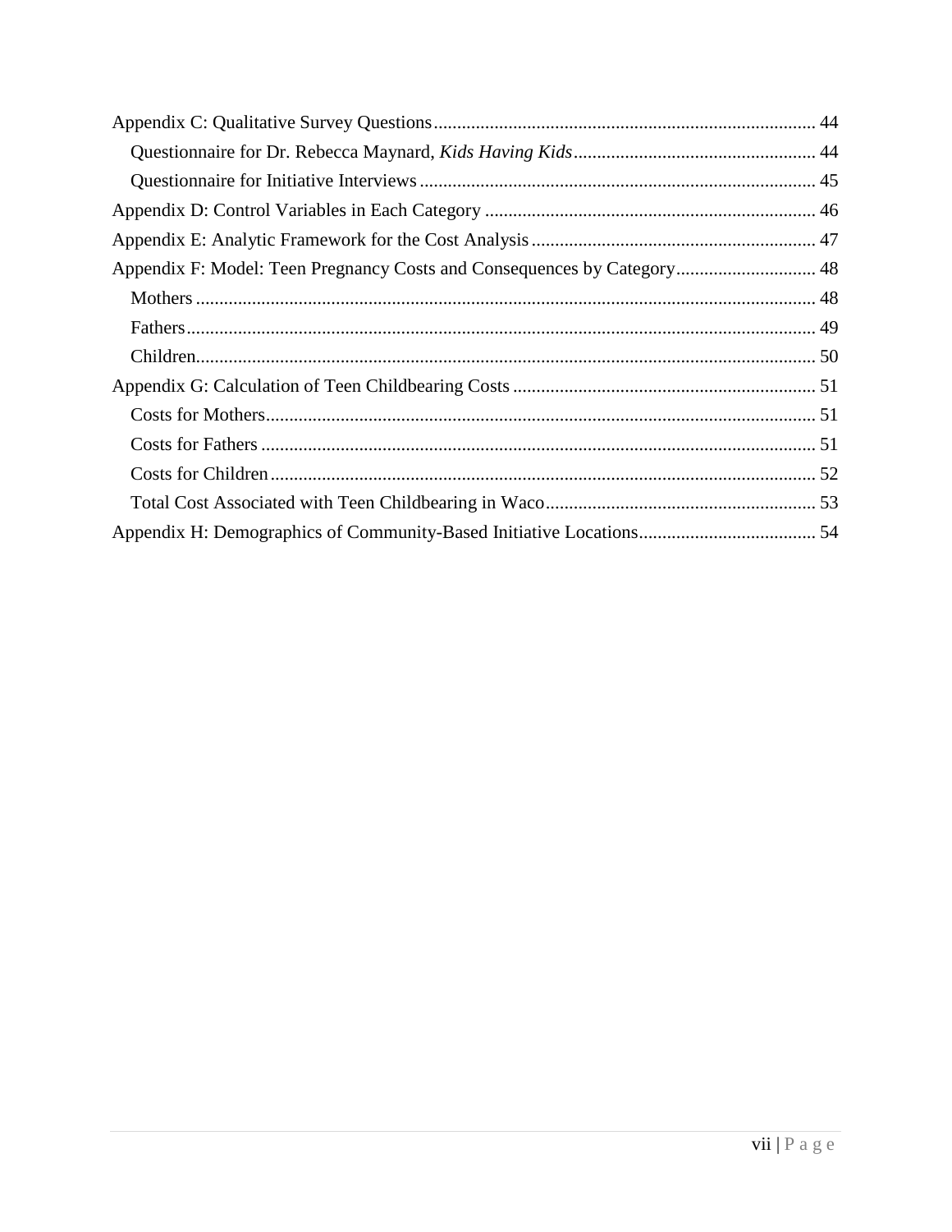Appendix C: Qualitative Survey Questions ..... 44

- Questionnaire for Dr. Rebecca Maynard, *Kids Having Kids* ..... 44
- Questionnaire for Initiative Interviews ..... 45

Appendix D: Control Variables in Each Category ..... 46

Appendix E: Analytic Framework for the Cost Analysis ..... 47

Appendix F: Model: Teen Pregnancy Costs and Consequences by Category ..... 48

- Mothers ..... 48
- Fathers ..... 49
- Children ..... 50

Appendix G: Calculation of Teen Childbearing Costs ..... 51

- Costs for Mothers ..... 51
- Costs for Fathers ..... 51
- Costs for Children ..... 52
- Total Cost Associated with Teen Childbearing in Waco ..... 53

Appendix H: Demographics of Community-Based Initiative Locations ..... 54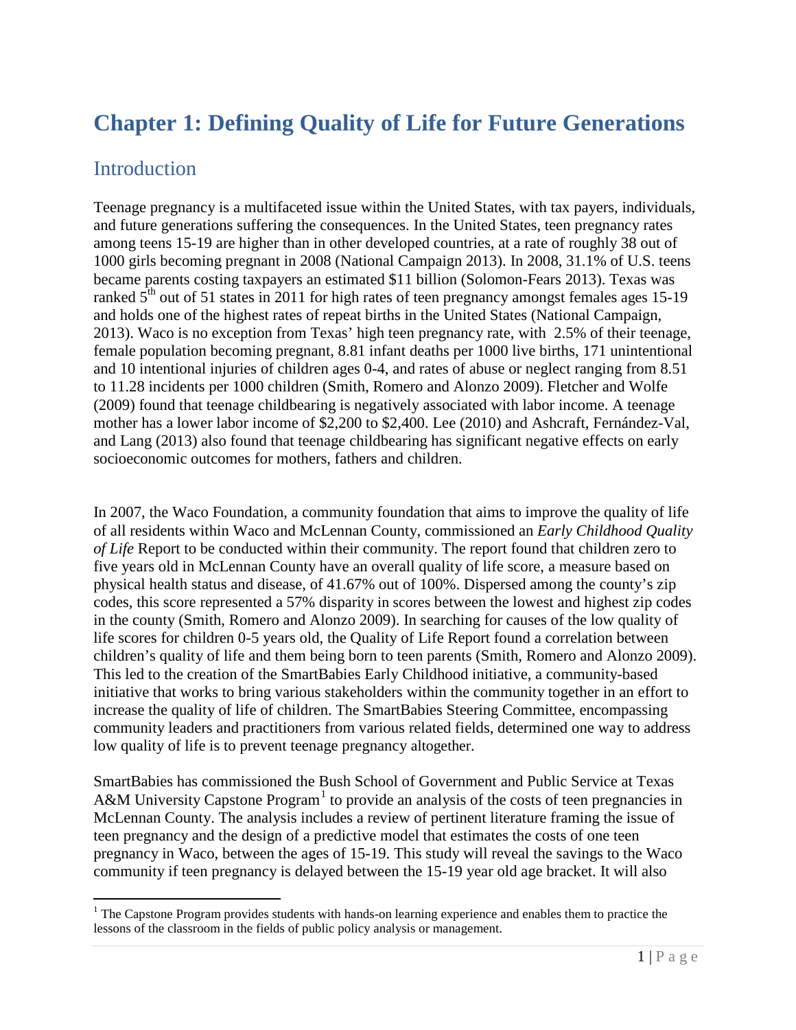# Chapter 1: Defining Quality of Life for Future Generations

## Introduction

Teenage pregnancy is a multifaceted issue within the United States, with tax payers, individuals, and future generations suffering the consequences. In the United States, teen pregnancy rates among teens 15-19 are higher than in other developed countries, at a rate of roughly 38 out of 1000 girls becoming pregnant in 2008 (National Campaign 2013). In 2008, 31.1% of U.S. teens became parents costing taxpayers an estimated $11 billion (Solomon-Fears 2013). Texas was ranked 5th out of 51 states in 2011 for high rates of teen pregnancy amongst females ages 15-19 and holds one of the highest rates of repeat births in the United States (National Campaign, 2013). Waco is no exception from Texas' high teen pregnancy rate, with 2.5% of their teenage, female population becoming pregnant, 8.81 infant deaths per 1000 live births, 171 unintentional and 10 intentional injuries of children ages 0-4, and rates of abuse or neglect ranging from 8.51 to 11.28 incidents per 1000 children (Smith, Romero and Alonzo 2009). Fletcher and Wolfe (2009) found that teenage childbearing is negatively associated with labor income. A teenage mother has a lower labor income of $2,200 to $2,400. Lee (2010) and Ashcraft, Fernández-Val, and Lang (2013) also found that teenage childbearing has significant negative effects on early socioeconomic outcomes for mothers, fathers and children.

In 2007, the Waco Foundation, a community foundation that aims to improve the quality of life of all residents within Waco and McLennan County, commissioned an *Early Childhood Quality of Life* Report to be conducted within their community. The report found that children zero to five years old in McLennan County have an overall quality of life score, a measure based on physical health status and disease, of 41.67% out of 100%. Dispersed among the county's zip codes, this score represented a 57% disparity in scores between the lowest and highest zip codes in the county (Smith, Romero and Alonzo 2009). In searching for causes of the low quality of life scores for children 0-5 years old, the Quality of Life Report found a correlation between children's quality of life and them being born to teen parents (Smith, Romero and Alonzo 2009). This led to the creation of the SmartBabies Early Childhood initiative, a community-based initiative that works to bring various stakeholders within the community together in an effort to increase the quality of life of children. The SmartBabies Steering Committee, encompassing community leaders and practitioners from various related fields, determined one way to address low quality of life is to prevent teenage pregnancy altogether.

SmartBabies has commissioned the Bush School of Government and Public Service at Texas A&M University Capstone Program[1] to provide an analysis of the costs of teen pregnancies in McLennan County. The analysis includes a review of pertinent literature framing the issue of teen pregnancy and the design of a predictive model that estimates the costs of one teen pregnancy in Waco, between the ages of 15-19. This study will reveal the savings to the Waco community if teen pregnancy is delayed between the 15-19 year old age bracket. It will also

[1] The Capstone Program provides students with hands-on learning experience and enables them to practice the lessons of the classroom in the fields of public policy analysis or management.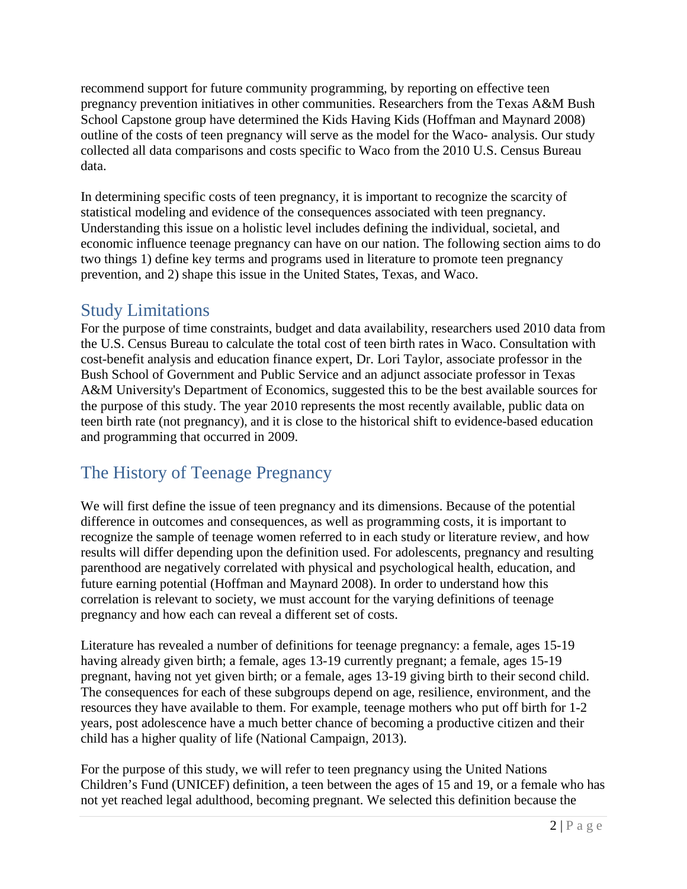recommend support for future community programming, by reporting on effective teen pregnancy prevention initiatives in other communities. Researchers from the Texas A&M Bush School Capstone group have determined the Kids Having Kids (Hoffman and Maynard 2008) outline of the costs of teen pregnancy will serve as the model for the Waco- analysis. Our study collected all data comparisons and costs specific to Waco from the 2010 U.S. Census Bureau data.

In determining specific costs of teen pregnancy, it is important to recognize the scarcity of statistical modeling and evidence of the consequences associated with teen pregnancy. Understanding this issue on a holistic level includes defining the individual, societal, and economic influence teenage pregnancy can have on our nation. The following section aims to do two things 1) define key terms and programs used in literature to promote teen pregnancy prevention, and 2) shape this issue in the United States, Texas, and Waco.

## Study Limitations

For the purpose of time constraints, budget and data availability, researchers used 2010 data from the U.S. Census Bureau to calculate the total cost of teen birth rates in Waco. Consultation with cost-benefit analysis and education finance expert, Dr. Lori Taylor, associate professor in the Bush School of Government and Public Service and an adjunct associate professor in Texas A&M University's Department of Economics, suggested this to be the best available sources for the purpose of this study. The year 2010 represents the most recently available, public data on teen birth rate (not pregnancy), and it is close to the historical shift to evidence-based education and programming that occurred in 2009.

## The History of Teenage Pregnancy

We will first define the issue of teen pregnancy and its dimensions. Because of the potential difference in outcomes and consequences, as well as programming costs, it is important to recognize the sample of teenage women referred to in each study or literature review, and how results will differ depending upon the definition used. For adolescents, pregnancy and resulting parenthood are negatively correlated with physical and psychological health, education, and future earning potential (Hoffman and Maynard 2008). In order to understand how this correlation is relevant to society, we must account for the varying definitions of teenage pregnancy and how each can reveal a different set of costs.

Literature has revealed a number of definitions for teenage pregnancy: a female, ages 15-19 having already given birth; a female, ages 13-19 currently pregnant; a female, ages 15-19 pregnant, having not yet given birth; or a female, ages 13-19 giving birth to their second child. The consequences for each of these subgroups depend on age, resilience, environment, and the resources they have available to them. For example, teenage mothers who put off birth for 1-2 years, post adolescence have a much better chance of becoming a productive citizen and their child has a higher quality of life (National Campaign, 2013).

For the purpose of this study, we will refer to teen pregnancy using the United Nations Children's Fund (UNICEF) definition, a teen between the ages of 15 and 19, or a female who has not yet reached legal adulthood, becoming pregnant. We selected this definition because the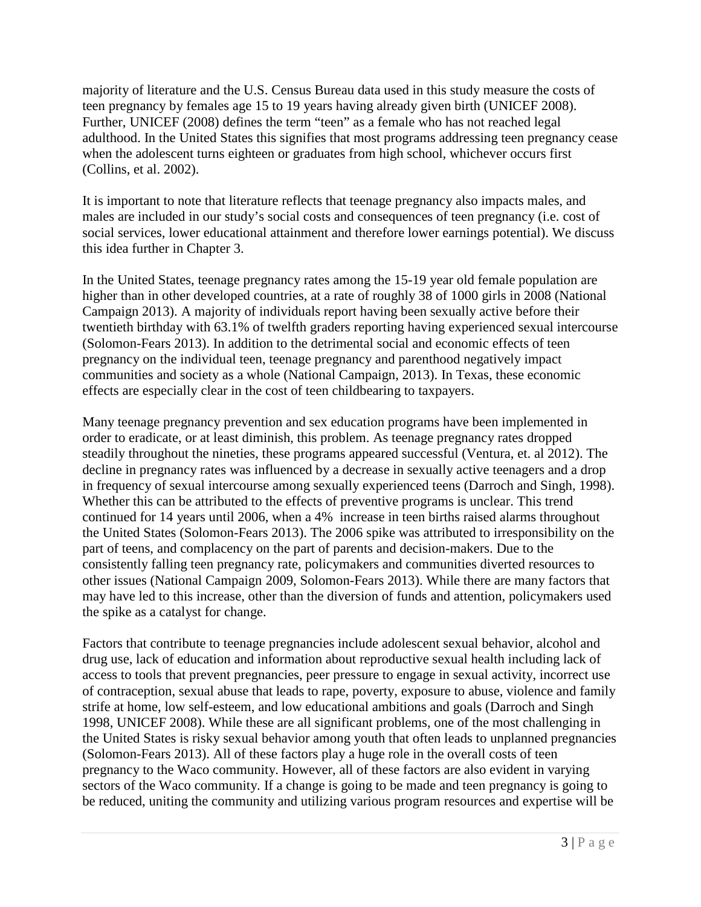majority of literature and the U.S. Census Bureau data used in this study measure the costs of teen pregnancy by females age 15 to 19 years having already given birth (UNICEF 2008). Further, UNICEF (2008) defines the term "teen" as a female who has not reached legal adulthood. In the United States this signifies that most programs addressing teen pregnancy cease when the adolescent turns eighteen or graduates from high school, whichever occurs first (Collins, et al. 2002).

It is important to note that literature reflects that teenage pregnancy also impacts males, and males are included in our study's social costs and consequences of teen pregnancy (i.e. cost of social services, lower educational attainment and therefore lower earnings potential). We discuss this idea further in Chapter 3.

In the United States, teenage pregnancy rates among the 15-19 year old female population are higher than in other developed countries, at a rate of roughly 38 of 1000 girls in 2008 (National Campaign 2013). A majority of individuals report having been sexually active before their twentieth birthday with 63.1% of twelfth graders reporting having experienced sexual intercourse (Solomon-Fears 2013). In addition to the detrimental social and economic effects of teen pregnancy on the individual teen, teenage pregnancy and parenthood negatively impact communities and society as a whole (National Campaign, 2013). In Texas, these economic effects are especially clear in the cost of teen childbearing to taxpayers.

Many teenage pregnancy prevention and sex education programs have been implemented in order to eradicate, or at least diminish, this problem. As teenage pregnancy rates dropped steadily throughout the nineties, these programs appeared successful (Ventura, et. al 2012). The decline in pregnancy rates was influenced by a decrease in sexually active teenagers and a drop in frequency of sexual intercourse among sexually experienced teens (Darroch and Singh, 1998). Whether this can be attributed to the effects of preventive programs is unclear. This trend continued for 14 years until 2006, when a 4% increase in teen births raised alarms throughout the United States (Solomon-Fears 2013). The 2006 spike was attributed to irresponsibility on the part of teens, and complacency on the part of parents and decision-makers. Due to the consistently falling teen pregnancy rate, policymakers and communities diverted resources to other issues (National Campaign 2009, Solomon-Fears 2013). While there are many factors that may have led to this increase, other than the diversion of funds and attention, policymakers used the spike as a catalyst for change.

Factors that contribute to teenage pregnancies include adolescent sexual behavior, alcohol and drug use, lack of education and information about reproductive sexual health including lack of access to tools that prevent pregnancies, peer pressure to engage in sexual activity, incorrect use of contraception, sexual abuse that leads to rape, poverty, exposure to abuse, violence and family strife at home, low self-esteem, and low educational ambitions and goals (Darroch and Singh 1998, UNICEF 2008). While these are all significant problems, one of the most challenging in the United States is risky sexual behavior among youth that often leads to unplanned pregnancies (Solomon-Fears 2013). All of these factors play a huge role in the overall costs of teen pregnancy to the Waco community. However, all of these factors are also evident in varying sectors of the Waco community. If a change is going to be made and teen pregnancy is going to be reduced, uniting the community and utilizing various program resources and expertise will be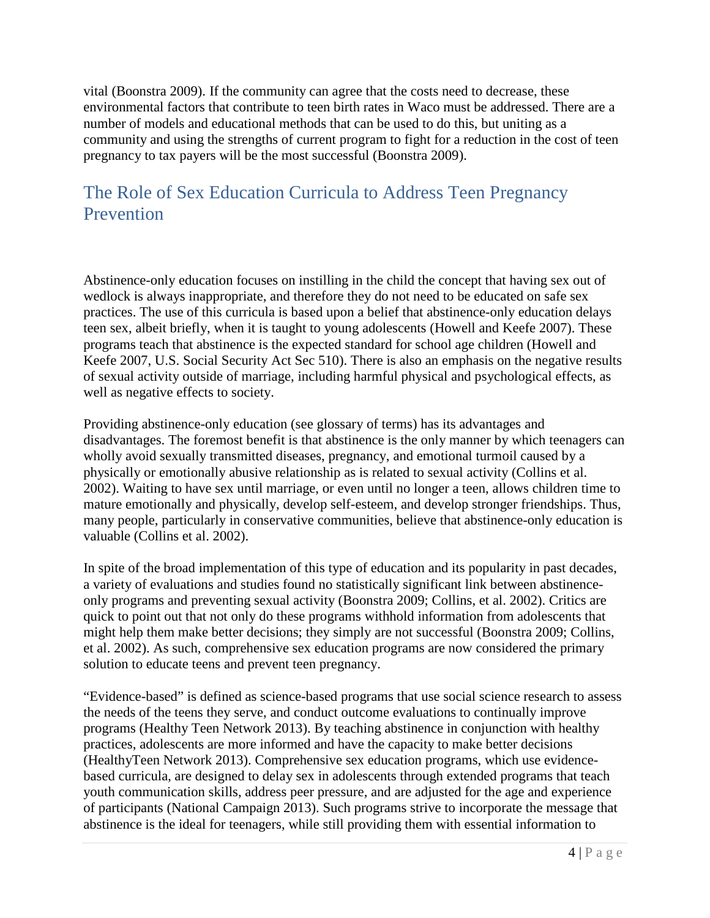vital (Boonstra 2009). If the community can agree that the costs need to decrease, these environmental factors that contribute to teen birth rates in Waco must be addressed. There are a number of models and educational methods that can be used to do this, but uniting as a community and using the strengths of current program to fight for a reduction in the cost of teen pregnancy to tax payers will be the most successful (Boonstra 2009).

## The Role of Sex Education Curricula to Address Teen Pregnancy Prevention

Abstinence-only education focuses on instilling in the child the concept that having sex out of wedlock is always inappropriate, and therefore they do not need to be educated on safe sex practices. The use of this curricula is based upon a belief that abstinence-only education delays teen sex, albeit briefly, when it is taught to young adolescents (Howell and Keefe 2007). These programs teach that abstinence is the expected standard for school age children (Howell and Keefe 2007, U.S. Social Security Act Sec 510). There is also an emphasis on the negative results of sexual activity outside of marriage, including harmful physical and psychological effects, as well as negative effects to society.

Providing abstinence-only education (see glossary of terms) has its advantages and disadvantages. The foremost benefit is that abstinence is the only manner by which teenagers can wholly avoid sexually transmitted diseases, pregnancy, and emotional turmoil caused by a physically or emotionally abusive relationship as is related to sexual activity (Collins et al. 2002). Waiting to have sex until marriage, or even until no longer a teen, allows children time to mature emotionally and physically, develop self-esteem, and develop stronger friendships. Thus, many people, particularly in conservative communities, believe that abstinence-only education is valuable (Collins et al. 2002).

In spite of the broad implementation of this type of education and its popularity in past decades, a variety of evaluations and studies found no statistically significant link between abstinence-only programs and preventing sexual activity (Boonstra 2009; Collins, et al. 2002). Critics are quick to point out that not only do these programs withhold information from adolescents that might help them make better decisions; they simply are not successful (Boonstra 2009; Collins, et al. 2002). As such, comprehensive sex education programs are now considered the primary solution to educate teens and prevent teen pregnancy.

"Evidence-based" is defined as science-based programs that use social science research to assess the needs of the teens they serve, and conduct outcome evaluations to continually improve programs (Healthy Teen Network 2013). By teaching abstinence in conjunction with healthy practices, adolescents are more informed and have the capacity to make better decisions (HealthyTeen Network 2013). Comprehensive sex education programs, which use evidence-based curricula, are designed to delay sex in adolescents through extended programs that teach youth communication skills, address peer pressure, and are adjusted for the age and experience of participants (National Campaign 2013). Such programs strive to incorporate the message that abstinence is the ideal for teenagers, while still providing them with essential information to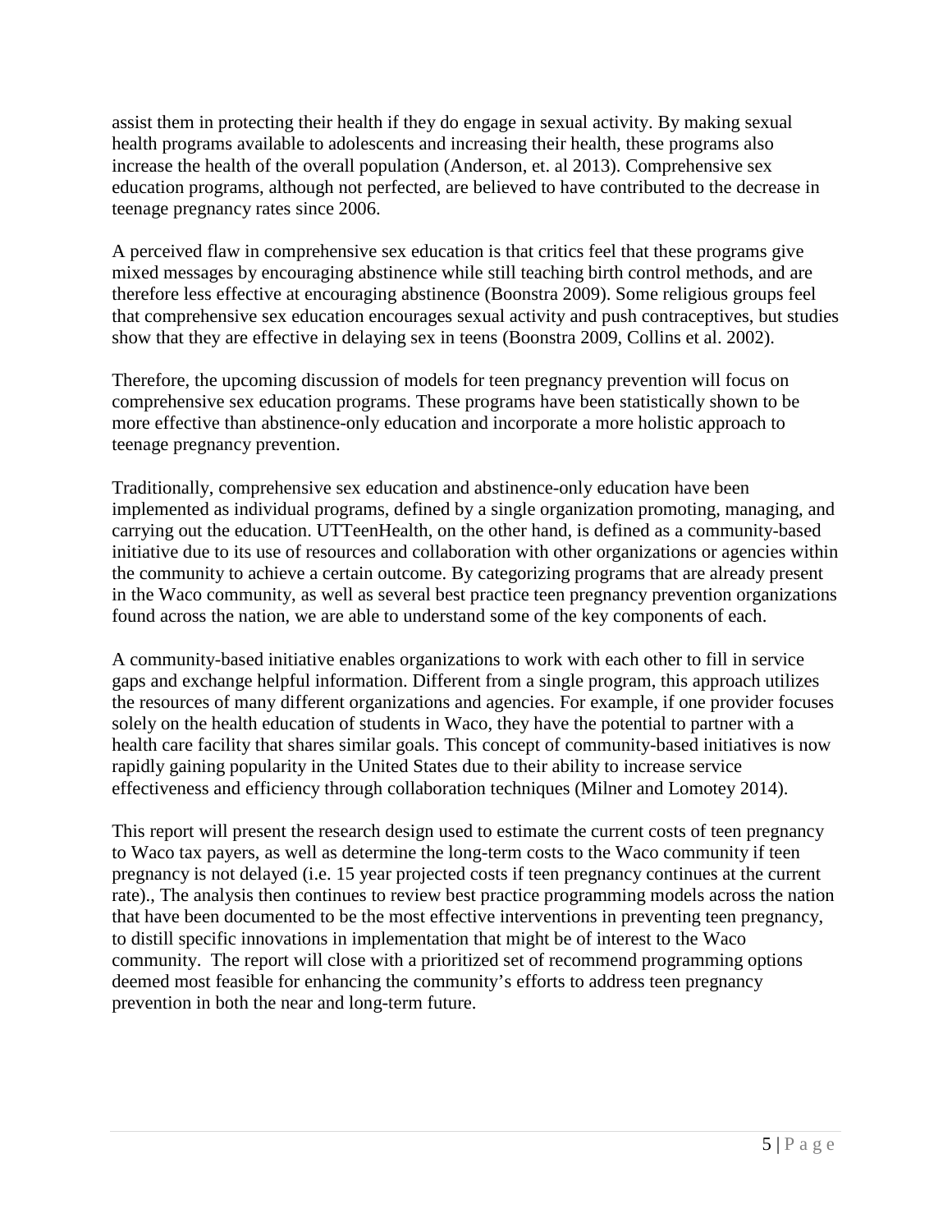assist them in protecting their health if they do engage in sexual activity. By making sexual health programs available to adolescents and increasing their health, these programs also increase the health of the overall population (Anderson, et. al 2013). Comprehensive sex education programs, although not perfected, are believed to have contributed to the decrease in teenage pregnancy rates since 2006.

A perceived flaw in comprehensive sex education is that critics feel that these programs give mixed messages by encouraging abstinence while still teaching birth control methods, and are therefore less effective at encouraging abstinence (Boonstra 2009). Some religious groups feel that comprehensive sex education encourages sexual activity and push contraceptives, but studies show that they are effective in delaying sex in teens (Boonstra 2009, Collins et al. 2002).

Therefore, the upcoming discussion of models for teen pregnancy prevention will focus on comprehensive sex education programs. These programs have been statistically shown to be more effective than abstinence-only education and incorporate a more holistic approach to teenage pregnancy prevention.

Traditionally, comprehensive sex education and abstinence-only education have been implemented as individual programs, defined by a single organization promoting, managing, and carrying out the education. UTTeenHealth, on the other hand, is defined as a community-based initiative due to its use of resources and collaboration with other organizations or agencies within the community to achieve a certain outcome. By categorizing programs that are already present in the Waco community, as well as several best practice teen pregnancy prevention organizations found across the nation, we are able to understand some of the key components of each.

A community-based initiative enables organizations to work with each other to fill in service gaps and exchange helpful information. Different from a single program, this approach utilizes the resources of many different organizations and agencies. For example, if one provider focuses solely on the health education of students in Waco, they have the potential to partner with a health care facility that shares similar goals. This concept of community-based initiatives is now rapidly gaining popularity in the United States due to their ability to increase service effectiveness and efficiency through collaboration techniques (Milner and Lomotey 2014).

This report will present the research design used to estimate the current costs of teen pregnancy to Waco tax payers, as well as determine the long-term costs to the Waco community if teen pregnancy is not delayed (i.e. 15 year projected costs if teen pregnancy continues at the current rate)., The analysis then continues to review best practice programming models across the nation that have been documented to be the most effective interventions in preventing teen pregnancy, to distill specific innovations in implementation that might be of interest to the Waco community. The report will close with a prioritized set of recommend programming options deemed most feasible for enhancing the community's efforts to address teen pregnancy prevention in both the near and long-term future.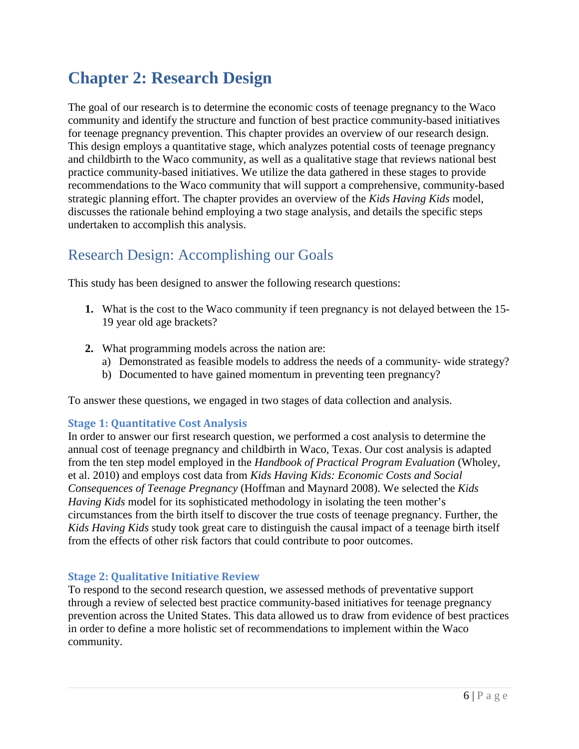# Chapter 2: Research Design

The goal of our research is to determine the economic costs of teenage pregnancy to the Waco community and identify the structure and function of best practice community-based initiatives for teenage pregnancy prevention. This chapter provides an overview of our research design. This design employs a quantitative stage, which analyzes potential costs of teenage pregnancy and childbirth to the Waco community, as well as a qualitative stage that reviews national best practice community-based initiatives. We utilize the data gathered in these stages to provide recommendations to the Waco community that will support a comprehensive, community-based strategic planning effort. The chapter provides an overview of the *Kids Having Kids* model, discusses the rationale behind employing a two stage analysis, and details the specific steps undertaken to accomplish this analysis.

## Research Design: Accomplishing our Goals

This study has been designed to answer the following research questions:

1. What is the cost to the Waco community if teen pregnancy is not delayed between the 15-19 year old age brackets?

2. What programming models across the nation are:
   a) Demonstrated as feasible models to address the needs of a community- wide strategy?
   b) Documented to have gained momentum in preventing teen pregnancy?

To answer these questions, we engaged in two stages of data collection and analysis.

### Stage 1: Quantitative Cost Analysis

In order to answer our first research question, we performed a cost analysis to determine the annual cost of teenage pregnancy and childbirth in Waco, Texas. Our cost analysis is adapted from the ten step model employed in the *Handbook of Practical Program Evaluation* (Wholey, et al. 2010) and employs cost data from *Kids Having Kids: Economic Costs and Social Consequences of Teenage Pregnancy* (Hoffman and Maynard 2008). We selected the *Kids Having Kids* model for its sophisticated methodology in isolating the teen mother's circumstances from the birth itself to discover the true costs of teenage pregnancy. Further, the *Kids Having Kids* study took great care to distinguish the causal impact of a teenage birth itself from the effects of other risk factors that could contribute to poor outcomes.

### Stage 2: Qualitative Initiative Review

To respond to the second research question, we assessed methods of preventative support through a review of selected best practice community-based initiatives for teenage pregnancy prevention across the United States. This data allowed us to draw from evidence of best practices in order to define a more holistic set of recommendations to implement within the Waco community.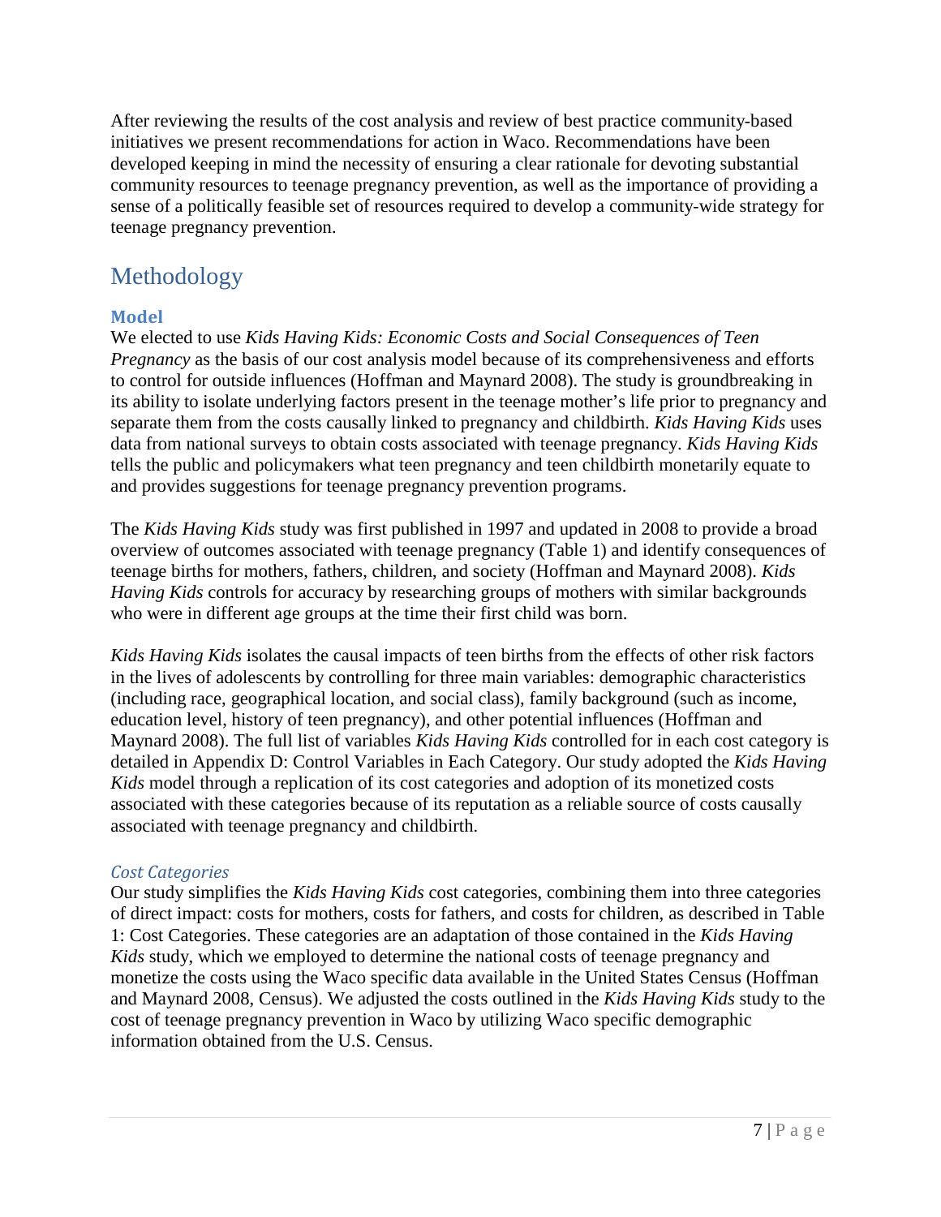After reviewing the results of the cost analysis and review of best practice community-based initiatives we present recommendations for action in Waco. Recommendations have been developed keeping in mind the necessity of ensuring a clear rationale for devoting substantial community resources to teenage pregnancy prevention, as well as the importance of providing a sense of a politically feasible set of resources required to develop a community-wide strategy for teenage pregnancy prevention.

# Methodology

## Model

We elected to use *Kids Having Kids: Economic Costs and Social Consequences of Teen Pregnancy* as the basis of our cost analysis model because of its comprehensiveness and efforts to control for outside influences (Hoffman and Maynard 2008). The study is groundbreaking in its ability to isolate underlying factors present in the teenage mother's life prior to pregnancy and separate them from the costs causally linked to pregnancy and childbirth. *Kids Having Kids* uses data from national surveys to obtain costs associated with teenage pregnancy. *Kids Having Kids* tells the public and policymakers what teen pregnancy and teen childbirth monetarily equate to and provides suggestions for teenage pregnancy prevention programs.

The *Kids Having Kids* study was first published in 1997 and updated in 2008 to provide a broad overview of outcomes associated with teenage pregnancy (Table 1) and identify consequences of teenage births for mothers, fathers, children, and society (Hoffman and Maynard 2008). *Kids Having Kids* controls for accuracy by researching groups of mothers with similar backgrounds who were in different age groups at the time their first child was born.

*Kids Having Kids* isolates the causal impacts of teen births from the effects of other risk factors in the lives of adolescents by controlling for three main variables: demographic characteristics (including race, geographical location, and social class), family background (such as income, education level, history of teen pregnancy), and other potential influences (Hoffman and Maynard 2008). The full list of variables *Kids Having Kids* controlled for in each cost category is detailed in Appendix D: Control Variables in Each Category. Our study adopted the *Kids Having Kids* model through a replication of its cost categories and adoption of its monetized costs associated with these categories because of its reputation as a reliable source of costs causally associated with teenage pregnancy and childbirth.

### *Cost Categories*

Our study simplifies the *Kids Having Kids* cost categories, combining them into three categories of direct impact: costs for mothers, costs for fathers, and costs for children, as described in Table 1: Cost Categories. These categories are an adaptation of those contained in the *Kids Having Kids* study, which we employed to determine the national costs of teenage pregnancy and monetize the costs using the Waco specific data available in the United States Census (Hoffman and Maynard 2008, Census). We adjusted the costs outlined in the *Kids Having Kids* study to the cost of teenage pregnancy prevention in Waco by utilizing Waco specific demographic information obtained from the U.S. Census.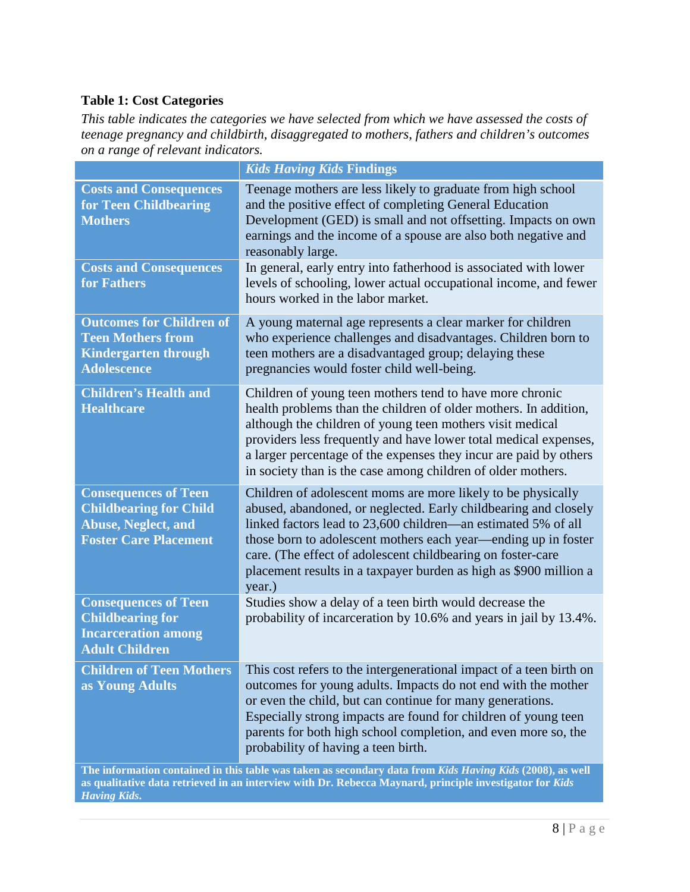**Table 1: Cost Categories**

*This table indicates the categories we have selected from which we have assessed the costs of teenage pregnancy and childbirth, disaggregated to mothers, fathers and children's outcomes on a range of relevant indicators.*

| | ***Kids Having Kids* Findings** |
|---|---|
| **Costs and Consequences for Teen Childbearing Mothers** | Teenage mothers are less likely to graduate from high school and the positive effect of completing General Education Development (GED) is small and not offsetting. Impacts on own earnings and the income of a spouse are also both negative and reasonably large. |
| **Costs and Consequences for Fathers** | In general, early entry into fatherhood is associated with lower levels of schooling, lower actual occupational income, and fewer hours worked in the labor market. |
| **Outcomes for Children of Teen Mothers from Kindergarten through Adolescence** | A young maternal age represents a clear marker for children who experience challenges and disadvantages. Children born to teen mothers are a disadvantaged group; delaying these pregnancies would foster child well-being. |
| **Children's Health and Healthcare** | Children of young teen mothers tend to have more chronic health problems than the children of older mothers. In addition, although the children of young teen mothers visit medical providers less frequently and have lower total medical expenses, a larger percentage of the expenses they incur are paid by others in society than is the case among children of older mothers. |
| **Consequences of Teen Childbearing for Child Abuse, Neglect, and Foster Care Placement** | Children of adolescent moms are more likely to be physically abused, abandoned, or neglected. Early childbearing and closely linked factors lead to 23,600 children—an estimated 5% of all those born to adolescent mothers each year—ending up in foster care. (The effect of adolescent childbearing on foster-care placement results in a taxpayer burden as high as $900 million a year.) |
| **Consequences of Teen Childbearing for Incarceration among Adult Children** | Studies show a delay of a teen birth would decrease the probability of incarceration by 10.6% and years in jail by 13.4%. |
| **Children of Teen Mothers as Young Adults** | This cost refers to the intergenerational impact of a teen birth on outcomes for young adults. Impacts do not end with the mother or even the child, but can continue for many generations. Especially strong impacts are found for children of young teen parents for both high school completion, and even more so, the probability of having a teen birth. |

**The information contained in this table was taken as secondary data from *Kids Having Kids* (2008), as well as qualitative data retrieved in an interview with Dr. Rebecca Maynard, principle investigator for *Kids Having Kids*.**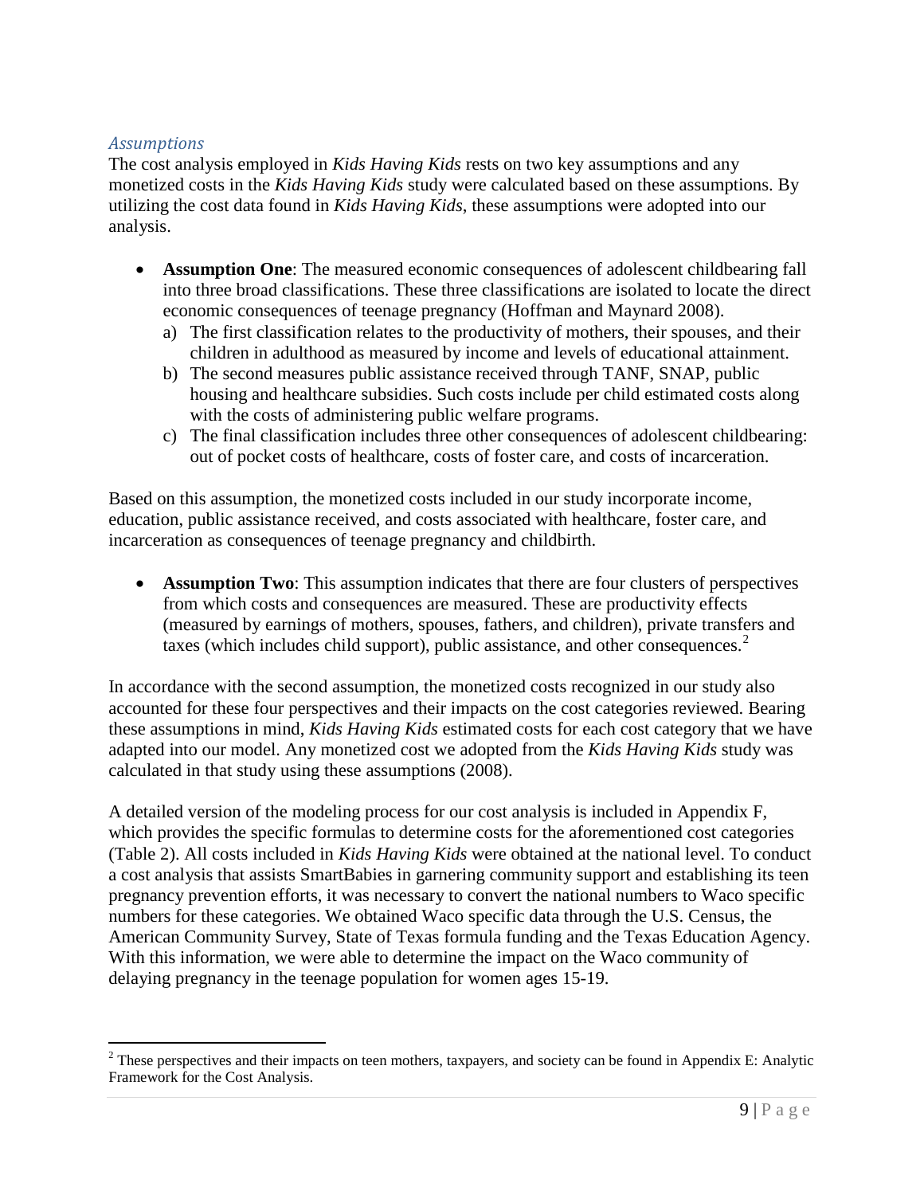### *Assumptions*

The cost analysis employed in *Kids Having Kids* rests on two key assumptions and any monetized costs in the *Kids Having Kids* study were calculated based on these assumptions. By utilizing the cost data found in *Kids Having Kids*, these assumptions were adopted into our analysis.

- **Assumption One**: The measured economic consequences of adolescent childbearing fall into three broad classifications. These three classifications are isolated to locate the direct economic consequences of teenage pregnancy (Hoffman and Maynard 2008).
  a) The first classification relates to the productivity of mothers, their spouses, and their children in adulthood as measured by income and levels of educational attainment.
  b) The second measures public assistance received through TANF, SNAP, public housing and healthcare subsidies. Such costs include per child estimated costs along with the costs of administering public welfare programs.
  c) The final classification includes three other consequences of adolescent childbearing: out of pocket costs of healthcare, costs of foster care, and costs of incarceration.

Based on this assumption, the monetized costs included in our study incorporate income, education, public assistance received, and costs associated with healthcare, foster care, and incarceration as consequences of teenage pregnancy and childbirth.

- **Assumption Two**: This assumption indicates that there are four clusters of perspectives from which costs and consequences are measured. These are productivity effects (measured by earnings of mothers, spouses, fathers, and children), private transfers and taxes (which includes child support), public assistance, and other consequences.[2]

In accordance with the second assumption, the monetized costs recognized in our study also accounted for these four perspectives and their impacts on the cost categories reviewed. Bearing these assumptions in mind, *Kids Having Kids* estimated costs for each cost category that we have adapted into our model. Any monetized cost we adopted from the *Kids Having Kids* study was calculated in that study using these assumptions (2008).

A detailed version of the modeling process for our cost analysis is included in Appendix F, which provides the specific formulas to determine costs for the aforementioned cost categories (Table 2). All costs included in *Kids Having Kids* were obtained at the national level. To conduct a cost analysis that assists SmartBabies in garnering community support and establishing its teen pregnancy prevention efforts, it was necessary to convert the national numbers to Waco specific numbers for these categories. We obtained Waco specific data through the U.S. Census, the American Community Survey, State of Texas formula funding and the Texas Education Agency. With this information, we were able to determine the impact on the Waco community of delaying pregnancy in the teenage population for women ages 15-19.

[2] These perspectives and their impacts on teen mothers, taxpayers, and society can be found in Appendix E: Analytic Framework for the Cost Analysis.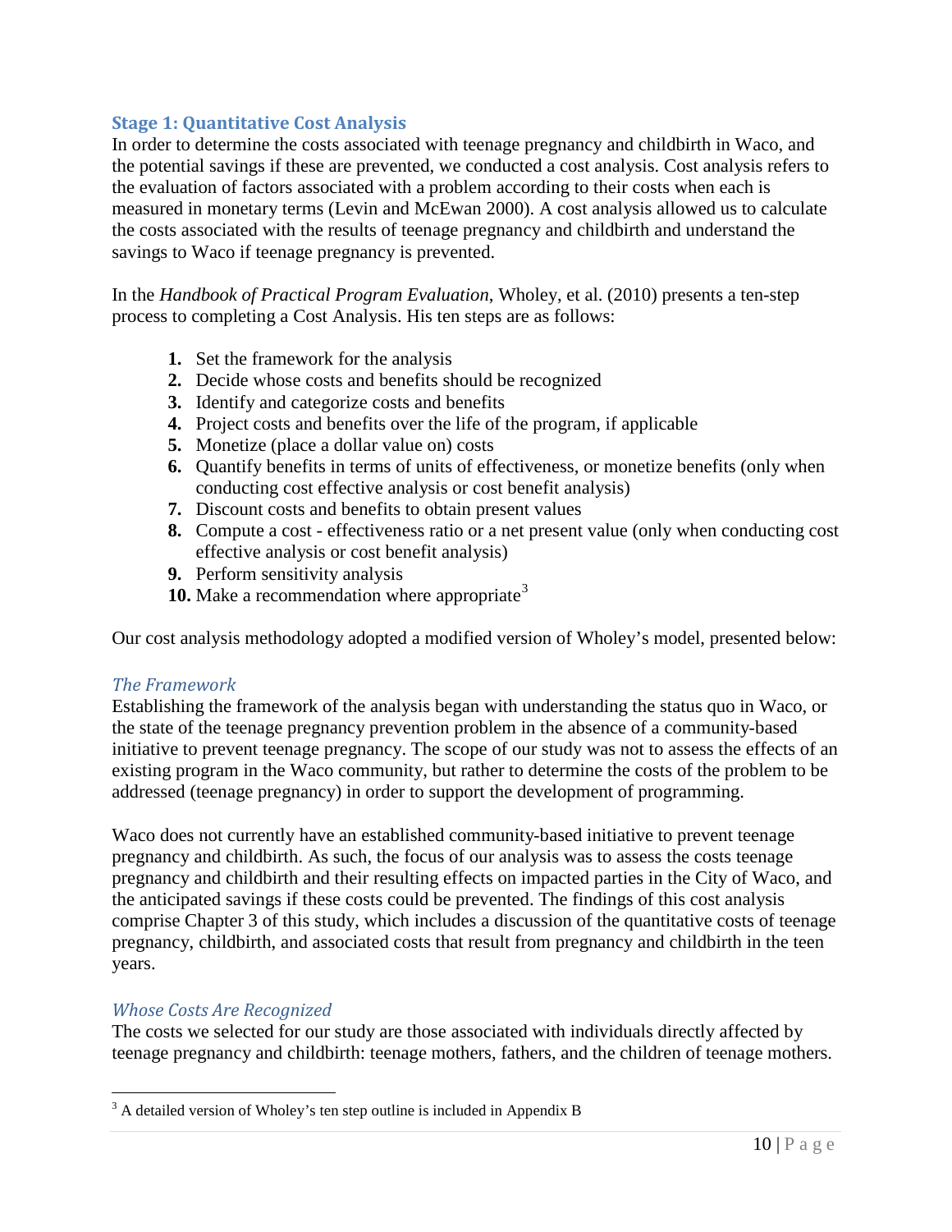## Stage 1: Quantitative Cost Analysis

In order to determine the costs associated with teenage pregnancy and childbirth in Waco, and the potential savings if these are prevented, we conducted a cost analysis. Cost analysis refers to the evaluation of factors associated with a problem according to their costs when each is measured in monetary terms (Levin and McEwan 2000). A cost analysis allowed us to calculate the costs associated with the results of teenage pregnancy and childbirth and understand the savings to Waco if teenage pregnancy is prevented.

In the *Handbook of Practical Program Evaluation*, Wholey, et al. (2010) presents a ten-step process to completing a Cost Analysis. His ten steps are as follows:

1. Set the framework for the analysis
2. Decide whose costs and benefits should be recognized
3. Identify and categorize costs and benefits
4. Project costs and benefits over the life of the program, if applicable
5. Monetize (place a dollar value on) costs
6. Quantify benefits in terms of units of effectiveness, or monetize benefits (only when conducting cost effective analysis or cost benefit analysis)
7. Discount costs and benefits to obtain present values
8. Compute a cost - effectiveness ratio or a net present value (only when conducting cost effective analysis or cost benefit analysis)
9. Perform sensitivity analysis
10. Make a recommendation where appropriate[3]

Our cost analysis methodology adopted a modified version of Wholey's model, presented below:

### *The Framework*

Establishing the framework of the analysis began with understanding the status quo in Waco, or the state of the teenage pregnancy prevention problem in the absence of a community-based initiative to prevent teenage pregnancy. The scope of our study was not to assess the effects of an existing program in the Waco community, but rather to determine the costs of the problem to be addressed (teenage pregnancy) in order to support the development of programming.

Waco does not currently have an established community-based initiative to prevent teenage pregnancy and childbirth. As such, the focus of our analysis was to assess the costs teenage pregnancy and childbirth and their resulting effects on impacted parties in the City of Waco, and the anticipated savings if these costs could be prevented. The findings of this cost analysis comprise Chapter 3 of this study, which includes a discussion of the quantitative costs of teenage pregnancy, childbirth, and associated costs that result from pregnancy and childbirth in the teen years.

### *Whose Costs Are Recognized*

The costs we selected for our study are those associated with individuals directly affected by teenage pregnancy and childbirth: teenage mothers, fathers, and the children of teenage mothers.

[3] A detailed version of Wholey's ten step outline is included in Appendix B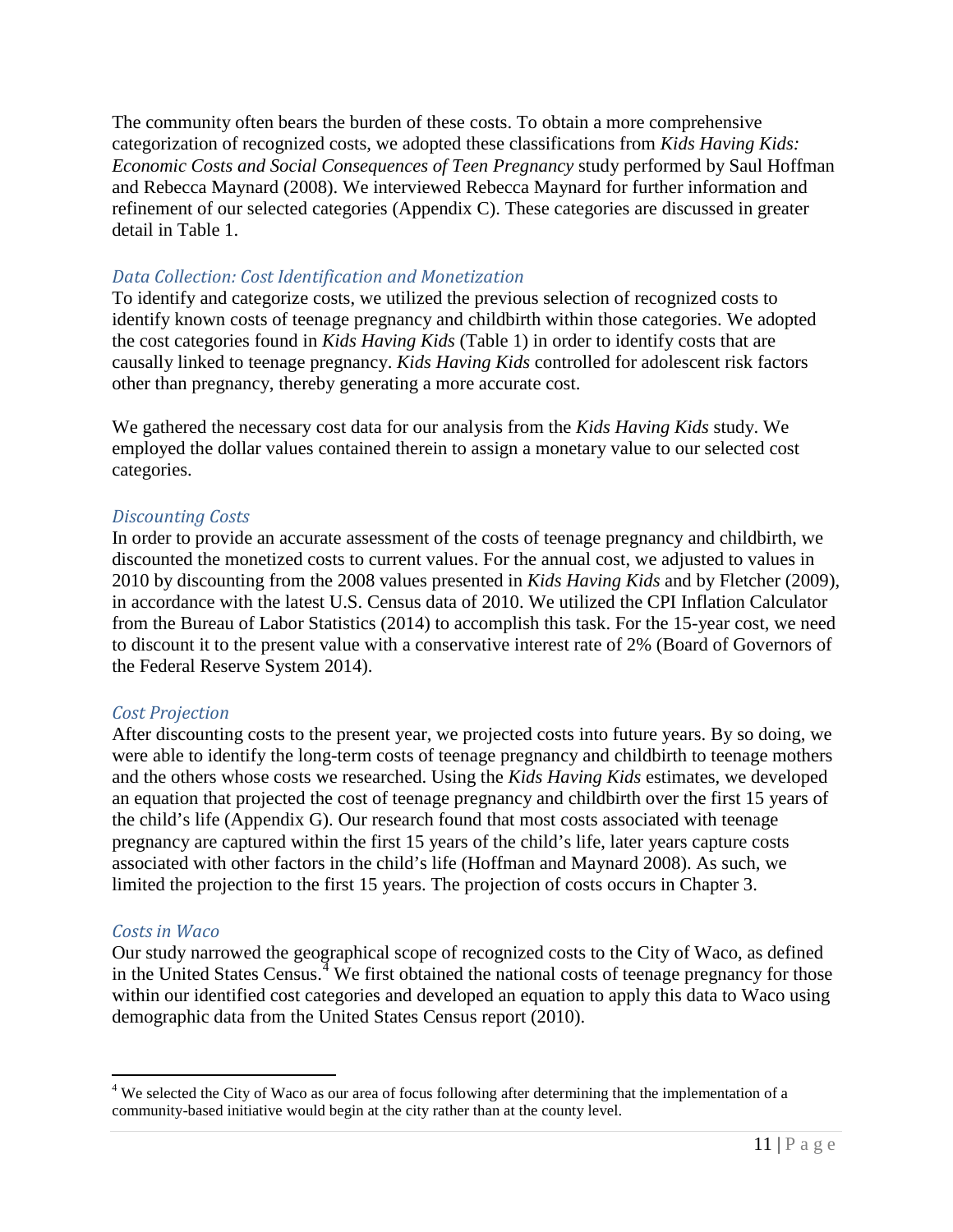The community often bears the burden of these costs. To obtain a more comprehensive categorization of recognized costs, we adopted these classifications from *Kids Having Kids: Economic Costs and Social Consequences of Teen Pregnancy* study performed by Saul Hoffman and Rebecca Maynard (2008). We interviewed Rebecca Maynard for further information and refinement of our selected categories (Appendix C). These categories are discussed in greater detail in Table 1.

### *Data Collection: Cost Identification and Monetization*

To identify and categorize costs, we utilized the previous selection of recognized costs to identify known costs of teenage pregnancy and childbirth within those categories. We adopted the cost categories found in *Kids Having Kids* (Table 1) in order to identify costs that are causally linked to teenage pregnancy. *Kids Having Kids* controlled for adolescent risk factors other than pregnancy, thereby generating a more accurate cost.

We gathered the necessary cost data for our analysis from the *Kids Having Kids* study. We employed the dollar values contained therein to assign a monetary value to our selected cost categories.

### *Discounting Costs*

In order to provide an accurate assessment of the costs of teenage pregnancy and childbirth, we discounted the monetized costs to current values. For the annual cost, we adjusted to values in 2010 by discounting from the 2008 values presented in *Kids Having Kids* and by Fletcher (2009), in accordance with the latest U.S. Census data of 2010. We utilized the CPI Inflation Calculator from the Bureau of Labor Statistics (2014) to accomplish this task. For the 15-year cost, we need to discount it to the present value with a conservative interest rate of 2% (Board of Governors of the Federal Reserve System 2014).

### *Cost Projection*

After discounting costs to the present year, we projected costs into future years. By so doing, we were able to identify the long-term costs of teenage pregnancy and childbirth to teenage mothers and the others whose costs we researched. Using the *Kids Having Kids* estimates, we developed an equation that projected the cost of teenage pregnancy and childbirth over the first 15 years of the child's life (Appendix G). Our research found that most costs associated with teenage pregnancy are captured within the first 15 years of the child's life, later years capture costs associated with other factors in the child's life (Hoffman and Maynard 2008). As such, we limited the projection to the first 15 years. The projection of costs occurs in Chapter 3.

### *Costs in Waco*

Our study narrowed the geographical scope of recognized costs to the City of Waco, as defined in the United States Census.[4] We first obtained the national costs of teenage pregnancy for those within our identified cost categories and developed an equation to apply this data to Waco using demographic data from the United States Census report (2010).

---

[4] We selected the City of Waco as our area of focus following after determining that the implementation of a community-based initiative would begin at the city rather than at the county level.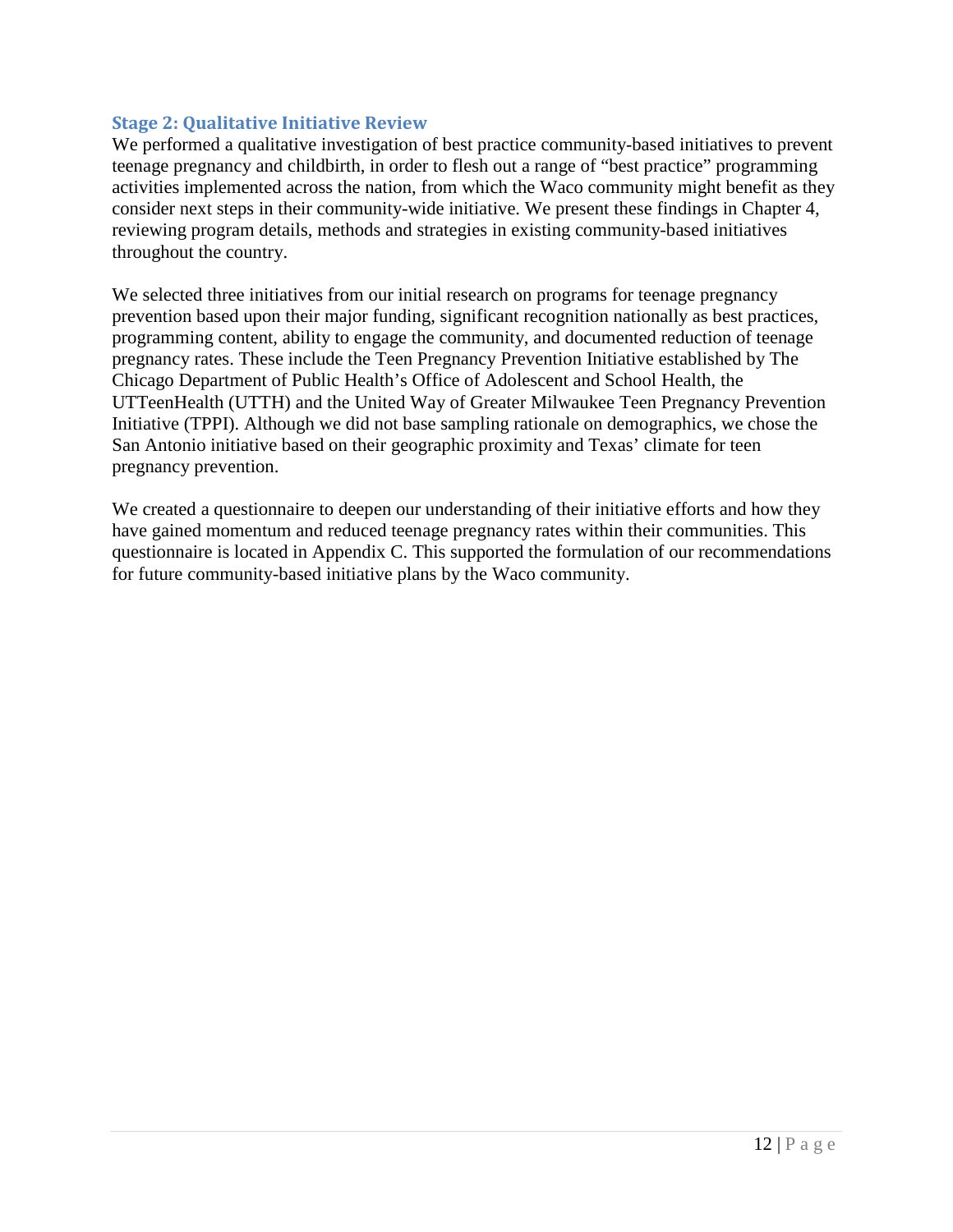### Stage 2: Qualitative Initiative Review

We performed a qualitative investigation of best practice community-based initiatives to prevent teenage pregnancy and childbirth, in order to flesh out a range of "best practice" programming activities implemented across the nation, from which the Waco community might benefit as they consider next steps in their community-wide initiative. We present these findings in Chapter 4, reviewing program details, methods and strategies in existing community-based initiatives throughout the country.

We selected three initiatives from our initial research on programs for teenage pregnancy prevention based upon their major funding, significant recognition nationally as best practices, programming content, ability to engage the community, and documented reduction of teenage pregnancy rates. These include the Teen Pregnancy Prevention Initiative established by The Chicago Department of Public Health's Office of Adolescent and School Health, the UTTeenHealth (UTTH) and the United Way of Greater Milwaukee Teen Pregnancy Prevention Initiative (TPPI). Although we did not base sampling rationale on demographics, we chose the San Antonio initiative based on their geographic proximity and Texas' climate for teen pregnancy prevention.

We created a questionnaire to deepen our understanding of their initiative efforts and how they have gained momentum and reduced teenage pregnancy rates within their communities. This questionnaire is located in Appendix C. This supported the formulation of our recommendations for future community-based initiative plans by the Waco community.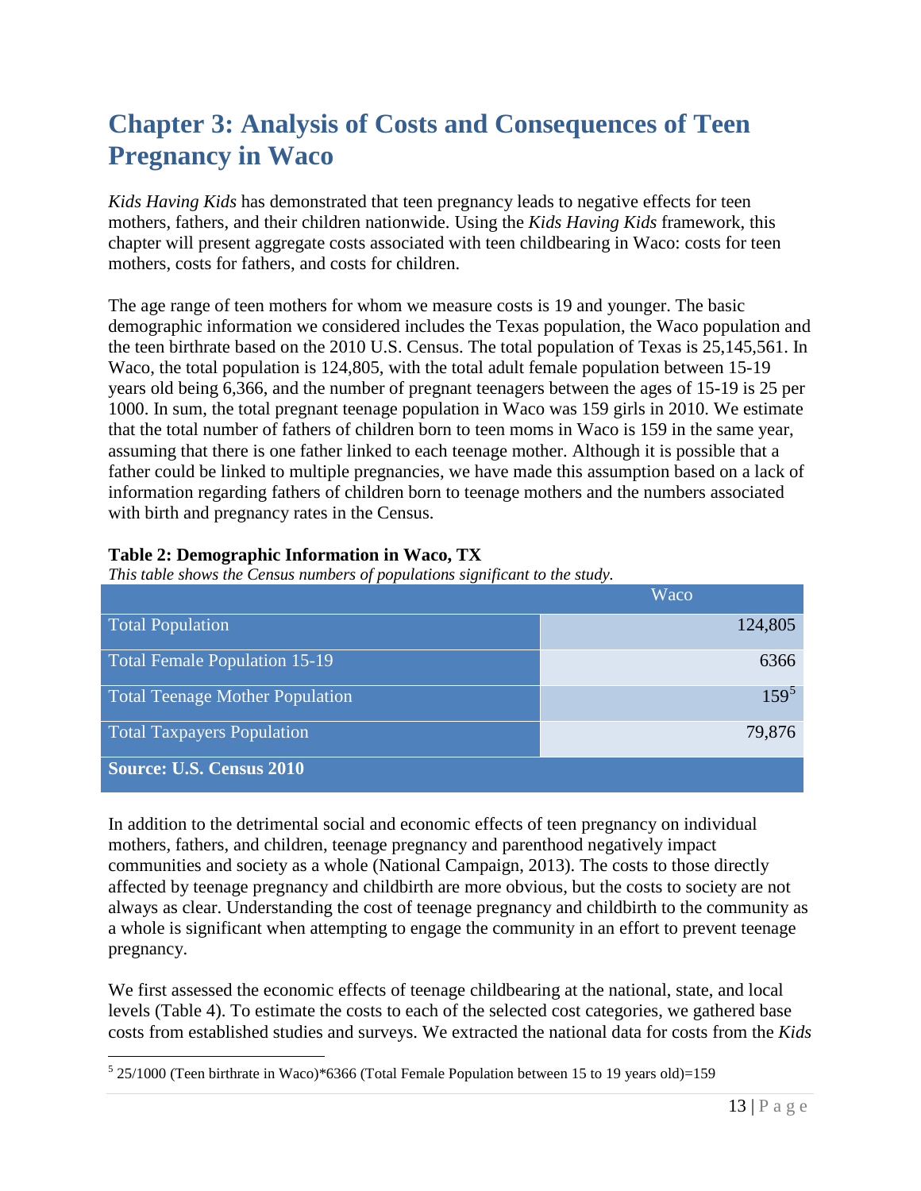# Chapter 3: Analysis of Costs and Consequences of Teen Pregnancy in Waco

*Kids Having Kids* has demonstrated that teen pregnancy leads to negative effects for teen mothers, fathers, and their children nationwide. Using the *Kids Having Kids* framework, this chapter will present aggregate costs associated with teen childbearing in Waco: costs for teen mothers, costs for fathers, and costs for children.

The age range of teen mothers for whom we measure costs is 19 and younger. The basic demographic information we considered includes the Texas population, the Waco population and the teen birthrate based on the 2010 U.S. Census. The total population of Texas is 25,145,561. In Waco, the total population is 124,805, with the total adult female population between 15-19 years old being 6,366, and the number of pregnant teenagers between the ages of 15-19 is 25 per 1000. In sum, the total pregnant teenage population in Waco was 159 girls in 2010. We estimate that the total number of fathers of children born to teen moms in Waco is 159 in the same year, assuming that there is one father linked to each teenage mother. Although it is possible that a father could be linked to multiple pregnancies, we have made this assumption based on a lack of information regarding fathers of children born to teenage mothers and the numbers associated with birth and pregnancy rates in the Census.

**Table 2: Demographic Information in Waco, TX**

*This table shows the Census numbers of populations significant to the study.*

| | Waco |
|---|---|
| Total Population | 124,805 |
| Total Female Population 15-19 | 6366 |
| Total Teenage Mother Population | 159[5] |
| Total Taxpayers Population | 79,876 |
| **Source: U.S. Census 2010** | |

In addition to the detrimental social and economic effects of teen pregnancy on individual mothers, fathers, and children, teenage pregnancy and parenthood negatively impact communities and society as a whole (National Campaign, 2013). The costs to those directly affected by teenage pregnancy and childbirth are more obvious, but the costs to society are not always as clear. Understanding the cost of teenage pregnancy and childbirth to the community as a whole is significant when attempting to engage the community in an effort to prevent teenage pregnancy.

We first assessed the economic effects of teenage childbearing at the national, state, and local levels (Table 4). To estimate the costs to each of the selected cost categories, we gathered base costs from established studies and surveys. We extracted the national data for costs from the *Kids*

[5] 25/1000 (Teen birthrate in Waco)*6366 (Total Female Population between 15 to 19 years old)=159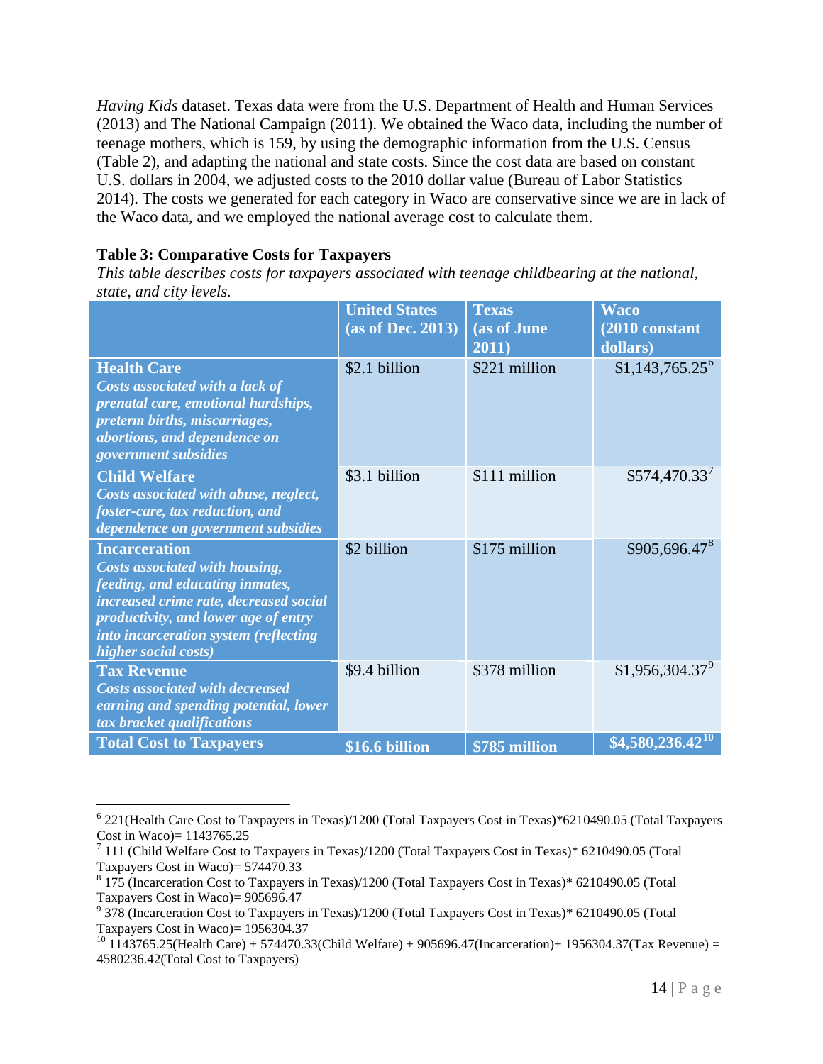*Having Kids* dataset. Texas data were from the U.S. Department of Health and Human Services (2013) and The National Campaign (2011). We obtained the Waco data, including the number of teenage mothers, which is 159, by using the demographic information from the U.S. Census (Table 2), and adapting the national and state costs. Since the cost data are based on constant U.S. dollars in 2004, we adjusted costs to the 2010 dollar value (Bureau of Labor Statistics 2014). The costs we generated for each category in Waco are conservative since we are in lack of the Waco data, and we employed the national average cost to calculate them.

**Table 3: Comparative Costs for Taxpayers**

*This table describes costs for taxpayers associated with teenage childbearing at the national, state, and city levels.*

| | United States (as of Dec. 2013) | Texas (as of June 2011) | Waco (2010 constant dollars) |
|---|---|---|---|
| **Health Care** *Costs associated with a lack of prenatal care, emotional hardships, preterm births, miscarriages, abortions, and dependence on government subsidies* | $2.1 billion | $221 million | $1,143,765.25[6] |
| **Child Welfare** *Costs associated with abuse, neglect, foster-care, tax reduction, and dependence on government subsidies* | $3.1 billion | $111 million | $574,470.33[7] |
| **Incarceration** *Costs associated with housing, feeding, and educating inmates, increased crime rate, decreased social productivity, and lower age of entry into incarceration system (reflecting higher social costs)* | $2 billion | $175 million | $905,696.47[8] |
| **Tax Revenue** *Costs associated with decreased earning and spending potential, lower tax bracket qualifications* | $9.4 billion | $378 million | $1,956,304.37[9] |
| **Total Cost to Taxpayers** | **$16.6 billion** | **$785 million** | **$4,580,236.42[10]** |

---

[6] 221(Health Care Cost to Taxpayers in Texas)/1200 (Total Taxpayers Cost in Texas)*6210490.05 (Total Taxpayers Cost in Waco)= 1143765.25

[7] 111 (Child Welfare Cost to Taxpayers in Texas)/1200 (Total Taxpayers Cost in Texas)* 6210490.05 (Total Taxpayers Cost in Waco)= 574470.33

[8] 175 (Incarceration Cost to Taxpayers in Texas)/1200 (Total Taxpayers Cost in Texas)* 6210490.05 (Total Taxpayers Cost in Waco)= 905696.47

[9] 378 (Incarceration Cost to Taxpayers in Texas)/1200 (Total Taxpayers Cost in Texas)* 6210490.05 (Total Taxpayers Cost in Waco)= 1956304.37

[10] 1143765.25(Health Care) + 574470.33(Child Welfare) + 905696.47(Incarceration)+ 1956304.37(Tax Revenue) = 4580236.42(Total Cost to Taxpayers)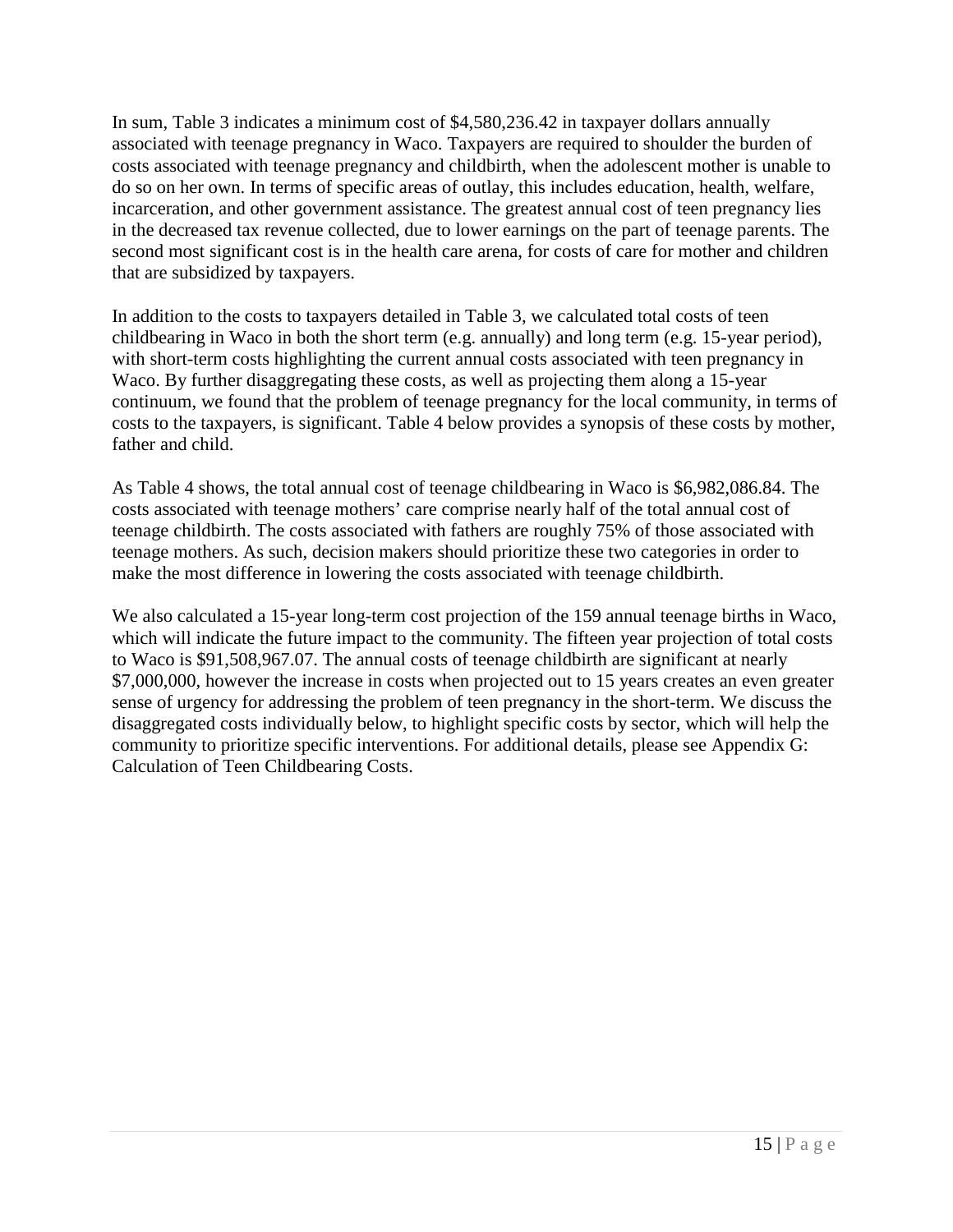In sum, Table 3 indicates a minimum cost of $4,580,236.42 in taxpayer dollars annually associated with teenage pregnancy in Waco. Taxpayers are required to shoulder the burden of costs associated with teenage pregnancy and childbirth, when the adolescent mother is unable to do so on her own. In terms of specific areas of outlay, this includes education, health, welfare, incarceration, and other government assistance. The greatest annual cost of teen pregnancy lies in the decreased tax revenue collected, due to lower earnings on the part of teenage parents. The second most significant cost is in the health care arena, for costs of care for mother and children that are subsidized by taxpayers.

In addition to the costs to taxpayers detailed in Table 3, we calculated total costs of teen childbearing in Waco in both the short term (e.g. annually) and long term (e.g. 15-year period), with short-term costs highlighting the current annual costs associated with teen pregnancy in Waco. By further disaggregating these costs, as well as projecting them along a 15-year continuum, we found that the problem of teenage pregnancy for the local community, in terms of costs to the taxpayers, is significant. Table 4 below provides a synopsis of these costs by mother, father and child.

As Table 4 shows, the total annual cost of teenage childbearing in Waco is $6,982,086.84. The costs associated with teenage mothers' care comprise nearly half of the total annual cost of teenage childbirth. The costs associated with fathers are roughly 75% of those associated with teenage mothers. As such, decision makers should prioritize these two categories in order to make the most difference in lowering the costs associated with teenage childbirth.

We also calculated a 15-year long-term cost projection of the 159 annual teenage births in Waco, which will indicate the future impact to the community. The fifteen year projection of total costs to Waco is $91,508,967.07. The annual costs of teenage childbirth are significant at nearly $7,000,000, however the increase in costs when projected out to 15 years creates an even greater sense of urgency for addressing the problem of teen pregnancy in the short-term. We discuss the disaggregated costs individually below, to highlight specific costs by sector, which will help the community to prioritize specific interventions. For additional details, please see Appendix G: Calculation of Teen Childbearing Costs.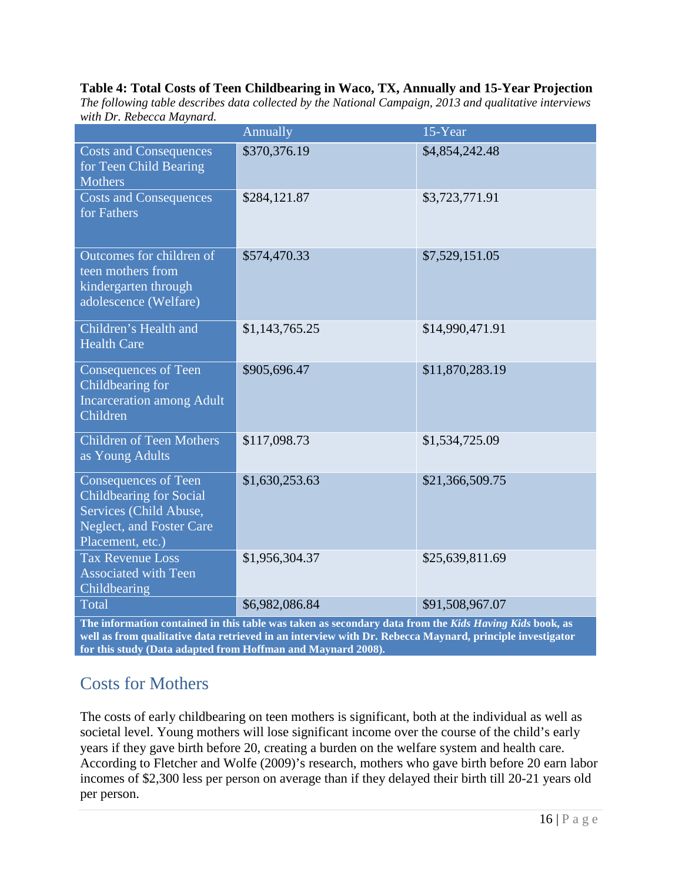**Table 4: Total Costs of Teen Childbearing in Waco, TX, Annually and 15-Year Projection**

*The following table describes data collected by the National Campaign, 2013 and qualitative interviews with Dr. Rebecca Maynard.*

| | Annually | 15-Year |
|---|---|---|
| Costs and Consequences for Teen Child Bearing Mothers | $370,376.19 | $4,854,242.48 |
| Costs and Consequences for Fathers | $284,121.87 | $3,723,771.91 |
| Outcomes for children of teen mothers from kindergarten through adolescence (Welfare) | $574,470.33 | $7,529,151.05 |
| Children's Health and Health Care | $1,143,765.25 | $14,990,471.91 |
| Consequences of Teen Childbearing for Incarceration among Adult Children | $905,696.47 | $11,870,283.19 |
| Children of Teen Mothers as Young Adults | $117,098.73 | $1,534,725.09 |
| Consequences of Teen Childbearing for Social Services (Child Abuse, Neglect, and Foster Care Placement, etc.) | $1,630,253.63 | $21,366,509.75 |
| Tax Revenue Loss Associated with Teen Childbearing | $1,956,304.37 | $25,639,811.69 |
| Total | $6,982,086.84 | $91,508,967.07 |

**The information contained in this table was taken as secondary data from the *Kids Having Kids* book, as well as from qualitative data retrieved in an interview with Dr. Rebecca Maynard, principle investigator for this study (Data adapted from Hoffman and Maynard 2008).**

## Costs for Mothers

The costs of early childbearing on teen mothers is significant, both at the individual as well as societal level. Young mothers will lose significant income over the course of the child's early years if they gave birth before 20, creating a burden on the welfare system and health care. According to Fletcher and Wolfe (2009)'s research, mothers who gave birth before 20 earn labor incomes of $2,300 less per person on average than if they delayed their birth till 20-21 years old per person.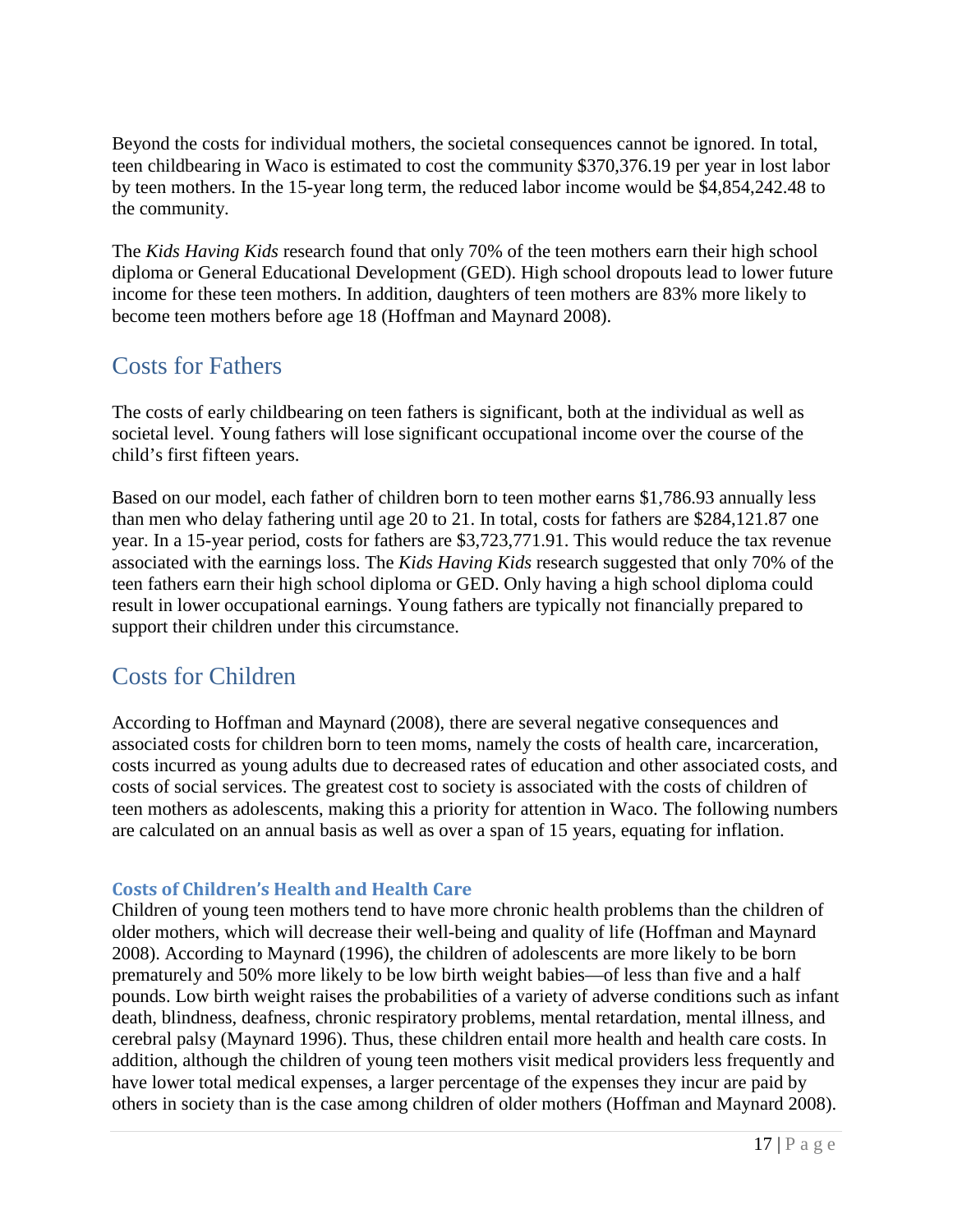Beyond the costs for individual mothers, the societal consequences cannot be ignored. In total, teen childbearing in Waco is estimated to cost the community $370,376.19 per year in lost labor by teen mothers. In the 15-year long term, the reduced labor income would be $4,854,242.48 to the community.

The *Kids Having Kids* research found that only 70% of the teen mothers earn their high school diploma or General Educational Development (GED). High school dropouts lead to lower future income for these teen mothers. In addition, daughters of teen mothers are 83% more likely to become teen mothers before age 18 (Hoffman and Maynard 2008).

## Costs for Fathers

The costs of early childbearing on teen fathers is significant, both at the individual as well as societal level. Young fathers will lose significant occupational income over the course of the child's first fifteen years.

Based on our model, each father of children born to teen mother earns $1,786.93 annually less than men who delay fathering until age 20 to 21. In total, costs for fathers are $284,121.87 one year. In a 15-year period, costs for fathers are $3,723,771.91. This would reduce the tax revenue associated with the earnings loss. The *Kids Having Kids* research suggested that only 70% of the teen fathers earn their high school diploma or GED. Only having a high school diploma could result in lower occupational earnings. Young fathers are typically not financially prepared to support their children under this circumstance.

## Costs for Children

According to Hoffman and Maynard (2008), there are several negative consequences and associated costs for children born to teen moms, namely the costs of health care, incarceration, costs incurred as young adults due to decreased rates of education and other associated costs, and costs of social services. The greatest cost to society is associated with the costs of children of teen mothers as adolescents, making this a priority for attention in Waco. The following numbers are calculated on an annual basis as well as over a span of 15 years, equating for inflation.

### Costs of Children's Health and Health Care

Children of young teen mothers tend to have more chronic health problems than the children of older mothers, which will decrease their well-being and quality of life (Hoffman and Maynard 2008). According to Maynard (1996), the children of adolescents are more likely to be born prematurely and 50% more likely to be low birth weight babies—of less than five and a half pounds. Low birth weight raises the probabilities of a variety of adverse conditions such as infant death, blindness, deafness, chronic respiratory problems, mental retardation, mental illness, and cerebral palsy (Maynard 1996). Thus, these children entail more health and health care costs. In addition, although the children of young teen mothers visit medical providers less frequently and have lower total medical expenses, a larger percentage of the expenses they incur are paid by others in society than is the case among children of older mothers (Hoffman and Maynard 2008).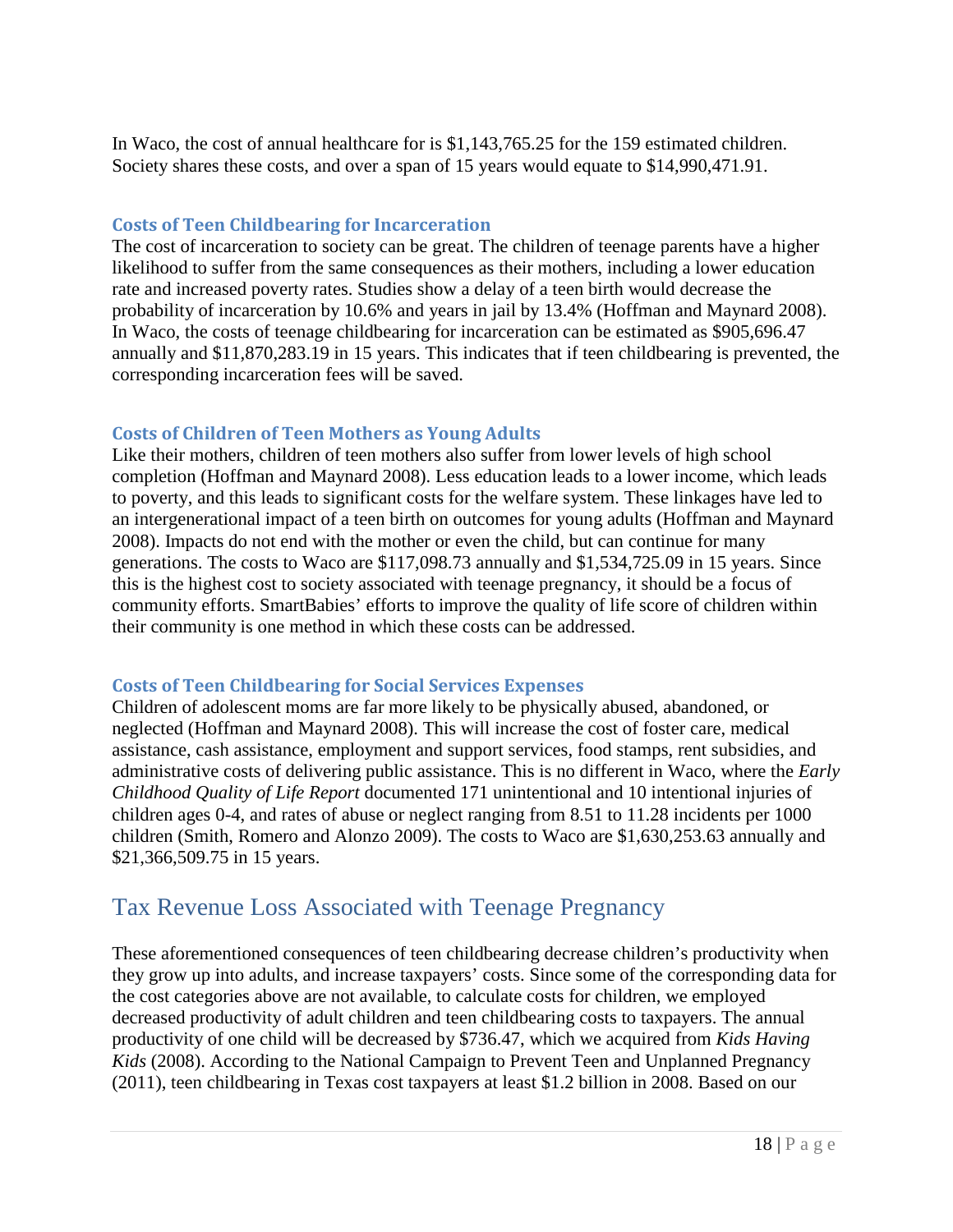In Waco, the cost of annual healthcare for is $1,143,765.25 for the 159 estimated children. Society shares these costs, and over a span of 15 years would equate to $14,990,471.91.

### Costs of Teen Childbearing for Incarceration

The cost of incarceration to society can be great. The children of teenage parents have a higher likelihood to suffer from the same consequences as their mothers, including a lower education rate and increased poverty rates. Studies show a delay of a teen birth would decrease the probability of incarceration by 10.6% and years in jail by 13.4% (Hoffman and Maynard 2008). In Waco, the costs of teenage childbearing for incarceration can be estimated as $905,696.47 annually and $11,870,283.19 in 15 years. This indicates that if teen childbearing is prevented, the corresponding incarceration fees will be saved.

### Costs of Children of Teen Mothers as Young Adults

Like their mothers, children of teen mothers also suffer from lower levels of high school completion (Hoffman and Maynard 2008). Less education leads to a lower income, which leads to poverty, and this leads to significant costs for the welfare system. These linkages have led to an intergenerational impact of a teen birth on outcomes for young adults (Hoffman and Maynard 2008). Impacts do not end with the mother or even the child, but can continue for many generations. The costs to Waco are $117,098.73 annually and $1,534,725.09 in 15 years. Since this is the highest cost to society associated with teenage pregnancy, it should be a focus of community efforts. SmartBabies' efforts to improve the quality of life score of children within their community is one method in which these costs can be addressed.

### Costs of Teen Childbearing for Social Services Expenses

Children of adolescent moms are far more likely to be physically abused, abandoned, or neglected (Hoffman and Maynard 2008). This will increase the cost of foster care, medical assistance, cash assistance, employment and support services, food stamps, rent subsidies, and administrative costs of delivering public assistance. This is no different in Waco, where the *Early Childhood Quality of Life Report* documented 171 unintentional and 10 intentional injuries of children ages 0-4, and rates of abuse or neglect ranging from 8.51 to 11.28 incidents per 1000 children (Smith, Romero and Alonzo 2009). The costs to Waco are $1,630,253.63 annually and $21,366,509.75 in 15 years.

## Tax Revenue Loss Associated with Teenage Pregnancy

These aforementioned consequences of teen childbearing decrease children's productivity when they grow up into adults, and increase taxpayers' costs. Since some of the corresponding data for the cost categories above are not available, to calculate costs for children, we employed decreased productivity of adult children and teen childbearing costs to taxpayers. The annual productivity of one child will be decreased by $736.47, which we acquired from *Kids Having Kids* (2008). According to the National Campaign to Prevent Teen and Unplanned Pregnancy (2011), teen childbearing in Texas cost taxpayers at least $1.2 billion in 2008. Based on our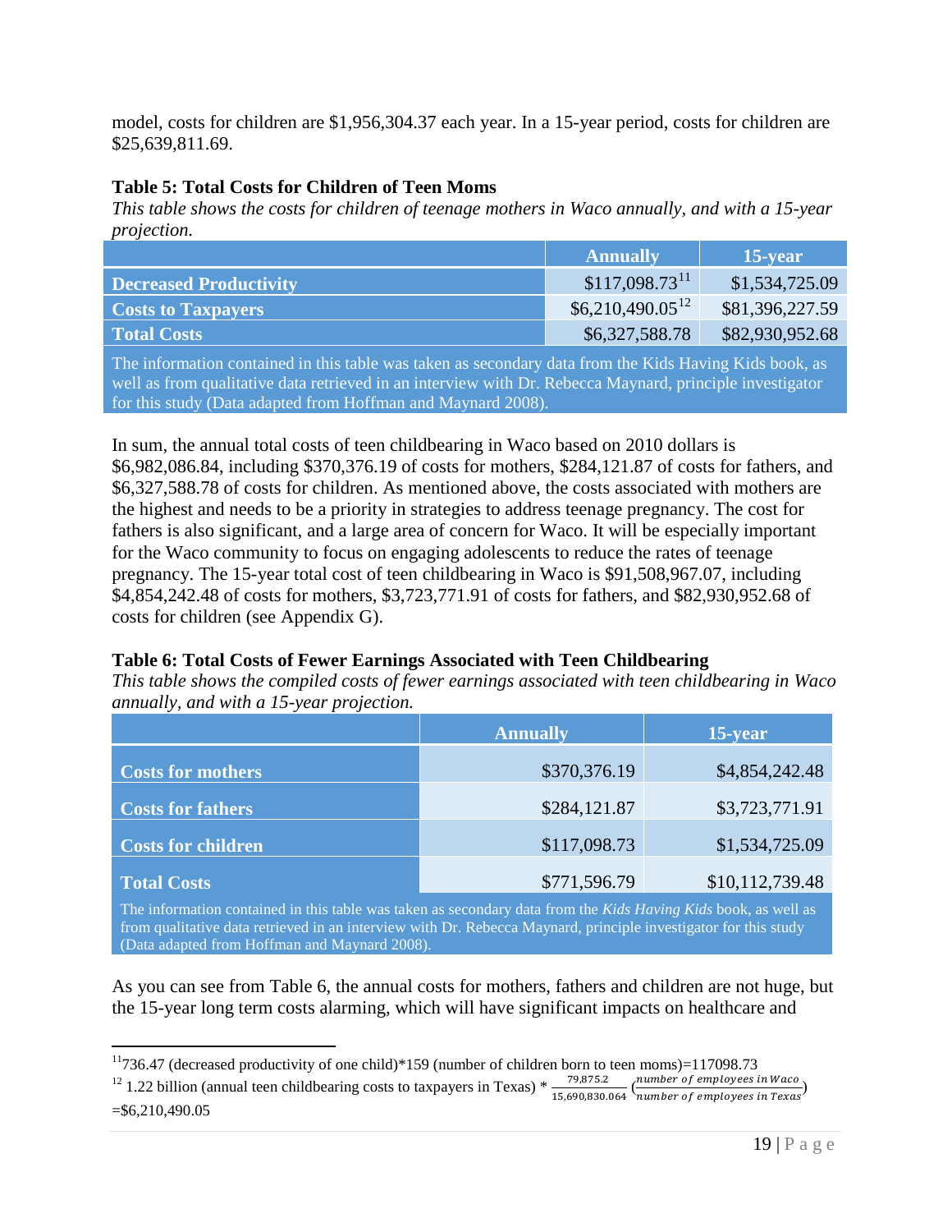model, costs for children are $1,956,304.37 each year. In a 15-year period, costs for children are $25,639,811.69.

**Table 5: Total Costs for Children of Teen Moms**

*This table shows the costs for children of teenage mothers in Waco annually, and with a 15-year projection.*

| | Annually | 15-year |
|---|---|---|
| **Decreased Productivity** | $117,098.73[11] | $1,534,725.09 |
| **Costs to Taxpayers** | $6,210,490.05[12] | $81,396,227.59 |
| **Total Costs** | $6,327,588.78 | $82,930,952.68 |

The information contained in this table was taken as secondary data from the Kids Having Kids book, as well as from qualitative data retrieved in an interview with Dr. Rebecca Maynard, principle investigator for this study (Data adapted from Hoffman and Maynard 2008).

In sum, the annual total costs of teen childbearing in Waco based on 2010 dollars is $6,982,086.84, including $370,376.19 of costs for mothers, $284,121.87 of costs for fathers, and $6,327,588.78 of costs for children. As mentioned above, the costs associated with mothers are the highest and needs to be a priority in strategies to address teenage pregnancy. The cost for fathers is also significant, and a large area of concern for Waco. It will be especially important for the Waco community to focus on engaging adolescents to reduce the rates of teenage pregnancy. The 15-year total cost of teen childbearing in Waco is $91,508,967.07, including $4,854,242.48 of costs for mothers, $3,723,771.91 of costs for fathers, and $82,930,952.68 of costs for children (see Appendix G).

**Table 6: Total Costs of Fewer Earnings Associated with Teen Childbearing**

*This table shows the compiled costs of fewer earnings associated with teen childbearing in Waco annually, and with a 15-year projection.*

| | Annually | 15-year |
|---|---|---|
| **Costs for mothers** | $370,376.19 | $4,854,242.48 |
| **Costs for fathers** | $284,121.87 | $3,723,771.91 |
| **Costs for children** | $117,098.73 | $1,534,725.09 |
| **Total Costs** | $771,596.79 | $10,112,739.48 |

The information contained in this table was taken as secondary data from the *Kids Having Kids* book, as well as from qualitative data retrieved in an interview with Dr. Rebecca Maynard, principle investigator for this study (Data adapted from Hoffman and Maynard 2008).

As you can see from Table 6, the annual costs for mothers, fathers and children are not huge, but the 15-year long term costs alarming, which will have significant impacts on healthcare and

---

[11] 736.47 (decreased productivity of one child)*159 (number of children born to teen moms)=117098.73

[12] 1.22 billion (annual teen childbearing costs to taxpayers in Texas) * $\frac{79{,}875.2}{15{,}690{,}830.064}$ $\left(\frac{number\ of\ employees\ in\ Waco}{number\ of\ employees\ in\ Texas}\right)$ =$6,210,490.05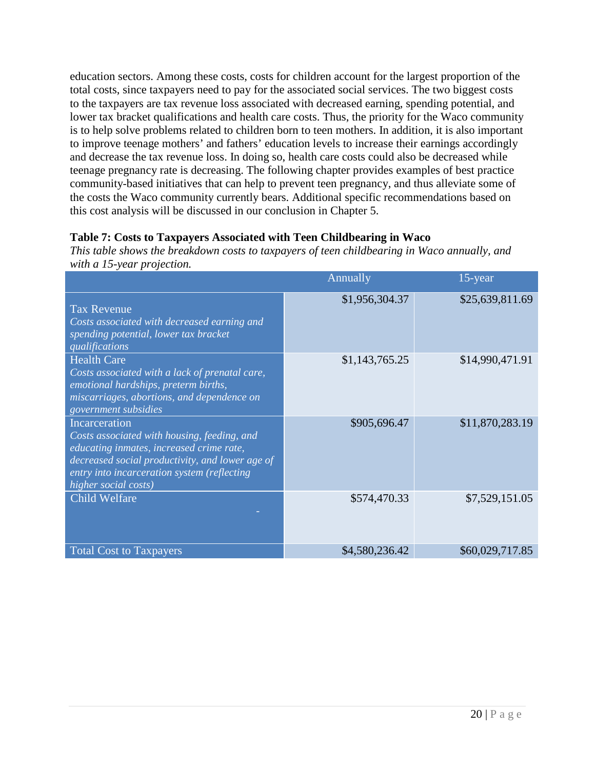education sectors. Among these costs, costs for children account for the largest proportion of the total costs, since taxpayers need to pay for the associated social services. The two biggest costs to the taxpayers are tax revenue loss associated with decreased earning, spending potential, and lower tax bracket qualifications and health care costs. Thus, the priority for the Waco community is to help solve problems related to children born to teen mothers. In addition, it is also important to improve teenage mothers' and fathers' education levels to increase their earnings accordingly and decrease the tax revenue loss. In doing so, health care costs could also be decreased while teenage pregnancy rate is decreasing. The following chapter provides examples of best practice community-based initiatives that can help to prevent teen pregnancy, and thus alleviate some of the costs the Waco community currently bears. Additional specific recommendations based on this cost analysis will be discussed in our conclusion in Chapter 5.

**Table 7: Costs to Taxpayers Associated with Teen Childbearing in Waco**

*This table shows the breakdown costs to taxpayers of teen childbearing in Waco annually, and with a 15-year projection.*

| | Annually | 15-year |
|---|---|---|
| Tax Revenue<br>*Costs associated with decreased earning and spending potential, lower tax bracket qualifications* | $1,956,304.37 | $25,639,811.69 |
| Health Care<br>*Costs associated with a lack of prenatal care, emotional hardships, preterm births, miscarriages, abortions, and dependence on government subsidies* | $1,143,765.25 | $14,990,471.91 |
| Incarceration<br>*Costs associated with housing, feeding, and educating inmates, increased crime rate, decreased social productivity, and lower age of entry into incarceration system (reflecting higher social costs)* | $905,696.47 | $11,870,283.19 |
| Child Welfare<br>- | $574,470.33 | $7,529,151.05 |
| Total Cost to Taxpayers | $4,580,236.42 | $60,029,717.85 |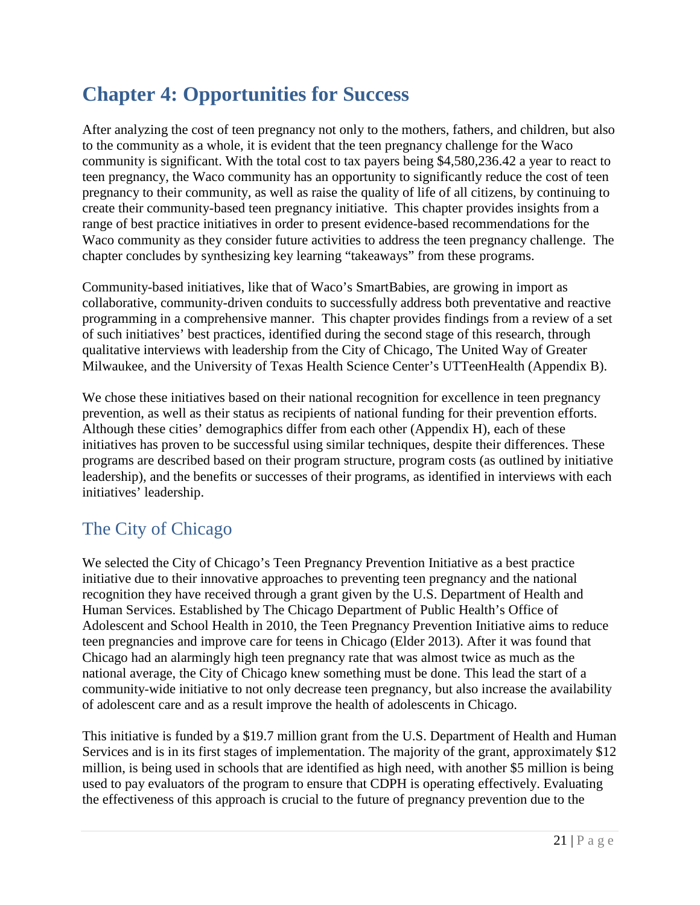# Chapter 4: Opportunities for Success

After analyzing the cost of teen pregnancy not only to the mothers, fathers, and children, but also to the community as a whole, it is evident that the teen pregnancy challenge for the Waco community is significant. With the total cost to tax payers being $4,580,236.42 a year to react to teen pregnancy, the Waco community has an opportunity to significantly reduce the cost of teen pregnancy to their community, as well as raise the quality of life of all citizens, by continuing to create their community-based teen pregnancy initiative. This chapter provides insights from a range of best practice initiatives in order to present evidence-based recommendations for the Waco community as they consider future activities to address the teen pregnancy challenge. The chapter concludes by synthesizing key learning "takeaways" from these programs.

Community-based initiatives, like that of Waco's SmartBabies, are growing in import as collaborative, community-driven conduits to successfully address both preventative and reactive programming in a comprehensive manner. This chapter provides findings from a review of a set of such initiatives' best practices, identified during the second stage of this research, through qualitative interviews with leadership from the City of Chicago, The United Way of Greater Milwaukee, and the University of Texas Health Science Center's UTTeenHealth (Appendix B).

We chose these initiatives based on their national recognition for excellence in teen pregnancy prevention, as well as their status as recipients of national funding for their prevention efforts. Although these cities' demographics differ from each other (Appendix H), each of these initiatives has proven to be successful using similar techniques, despite their differences. These programs are described based on their program structure, program costs (as outlined by initiative leadership), and the benefits or successes of their programs, as identified in interviews with each initiatives' leadership.

## The City of Chicago

We selected the City of Chicago's Teen Pregnancy Prevention Initiative as a best practice initiative due to their innovative approaches to preventing teen pregnancy and the national recognition they have received through a grant given by the U.S. Department of Health and Human Services. Established by The Chicago Department of Public Health's Office of Adolescent and School Health in 2010, the Teen Pregnancy Prevention Initiative aims to reduce teen pregnancies and improve care for teens in Chicago (Elder 2013). After it was found that Chicago had an alarmingly high teen pregnancy rate that was almost twice as much as the national average, the City of Chicago knew something must be done. This lead the start of a community-wide initiative to not only decrease teen pregnancy, but also increase the availability of adolescent care and as a result improve the health of adolescents in Chicago.

This initiative is funded by a $19.7 million grant from the U.S. Department of Health and Human Services and is in its first stages of implementation. The majority of the grant, approximately $12 million, is being used in schools that are identified as high need, with another $5 million is being used to pay evaluators of the program to ensure that CDPH is operating effectively. Evaluating the effectiveness of this approach is crucial to the future of pregnancy prevention due to the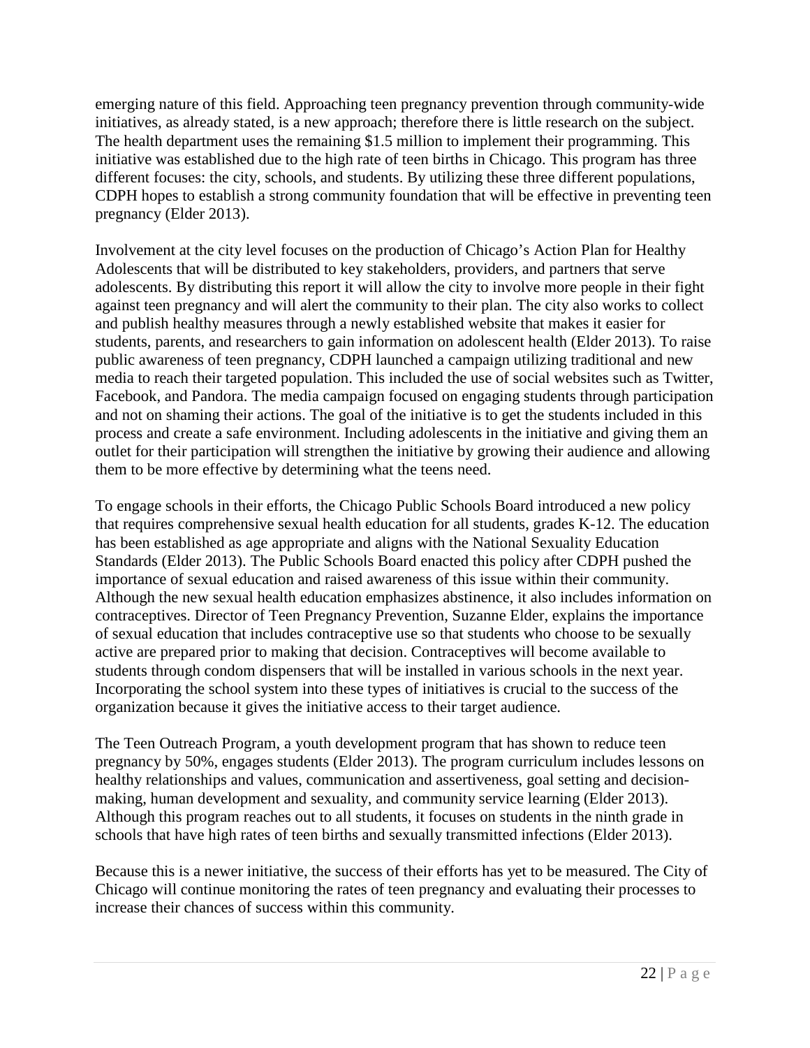emerging nature of this field. Approaching teen pregnancy prevention through community-wide initiatives, as already stated, is a new approach; therefore there is little research on the subject. The health department uses the remaining $1.5 million to implement their programming. This initiative was established due to the high rate of teen births in Chicago. This program has three different focuses: the city, schools, and students. By utilizing these three different populations, CDPH hopes to establish a strong community foundation that will be effective in preventing teen pregnancy (Elder 2013).

Involvement at the city level focuses on the production of Chicago's Action Plan for Healthy Adolescents that will be distributed to key stakeholders, providers, and partners that serve adolescents. By distributing this report it will allow the city to involve more people in their fight against teen pregnancy and will alert the community to their plan. The city also works to collect and publish healthy measures through a newly established website that makes it easier for students, parents, and researchers to gain information on adolescent health (Elder 2013). To raise public awareness of teen pregnancy, CDPH launched a campaign utilizing traditional and new media to reach their targeted population. This included the use of social websites such as Twitter, Facebook, and Pandora. The media campaign focused on engaging students through participation and not on shaming their actions. The goal of the initiative is to get the students included in this process and create a safe environment. Including adolescents in the initiative and giving them an outlet for their participation will strengthen the initiative by growing their audience and allowing them to be more effective by determining what the teens need.

To engage schools in their efforts, the Chicago Public Schools Board introduced a new policy that requires comprehensive sexual health education for all students, grades K-12. The education has been established as age appropriate and aligns with the National Sexuality Education Standards (Elder 2013). The Public Schools Board enacted this policy after CDPH pushed the importance of sexual education and raised awareness of this issue within their community. Although the new sexual health education emphasizes abstinence, it also includes information on contraceptives. Director of Teen Pregnancy Prevention, Suzanne Elder, explains the importance of sexual education that includes contraceptive use so that students who choose to be sexually active are prepared prior to making that decision. Contraceptives will become available to students through condom dispensers that will be installed in various schools in the next year. Incorporating the school system into these types of initiatives is crucial to the success of the organization because it gives the initiative access to their target audience.

The Teen Outreach Program, a youth development program that has shown to reduce teen pregnancy by 50%, engages students (Elder 2013). The program curriculum includes lessons on healthy relationships and values, communication and assertiveness, goal setting and decision-making, human development and sexuality, and community service learning (Elder 2013). Although this program reaches out to all students, it focuses on students in the ninth grade in schools that have high rates of teen births and sexually transmitted infections (Elder 2013).

Because this is a newer initiative, the success of their efforts has yet to be measured. The City of Chicago will continue monitoring the rates of teen pregnancy and evaluating their processes to increase their chances of success within this community.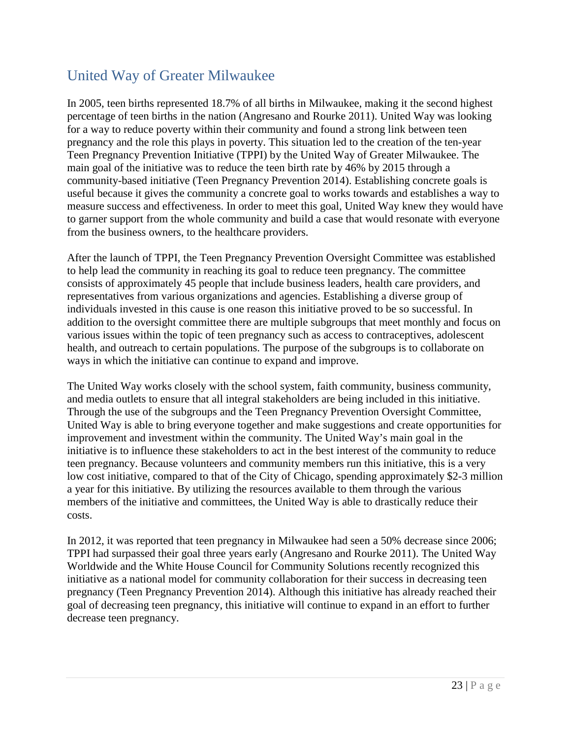## United Way of Greater Milwaukee

In 2005, teen births represented 18.7% of all births in Milwaukee, making it the second highest percentage of teen births in the nation (Angresano and Rourke 2011). United Way was looking for a way to reduce poverty within their community and found a strong link between teen pregnancy and the role this plays in poverty. This situation led to the creation of the ten-year Teen Pregnancy Prevention Initiative (TPPI) by the United Way of Greater Milwaukee. The main goal of the initiative was to reduce the teen birth rate by 46% by 2015 through a community-based initiative (Teen Pregnancy Prevention 2014). Establishing concrete goals is useful because it gives the community a concrete goal to works towards and establishes a way to measure success and effectiveness. In order to meet this goal, United Way knew they would have to garner support from the whole community and build a case that would resonate with everyone from the business owners, to the healthcare providers.

After the launch of TPPI, the Teen Pregnancy Prevention Oversight Committee was established to help lead the community in reaching its goal to reduce teen pregnancy. The committee consists of approximately 45 people that include business leaders, health care providers, and representatives from various organizations and agencies. Establishing a diverse group of individuals invested in this cause is one reason this initiative proved to be so successful. In addition to the oversight committee there are multiple subgroups that meet monthly and focus on various issues within the topic of teen pregnancy such as access to contraceptives, adolescent health, and outreach to certain populations. The purpose of the subgroups is to collaborate on ways in which the initiative can continue to expand and improve.

The United Way works closely with the school system, faith community, business community, and media outlets to ensure that all integral stakeholders are being included in this initiative. Through the use of the subgroups and the Teen Pregnancy Prevention Oversight Committee, United Way is able to bring everyone together and make suggestions and create opportunities for improvement and investment within the community. The United Way's main goal in the initiative is to influence these stakeholders to act in the best interest of the community to reduce teen pregnancy. Because volunteers and community members run this initiative, this is a very low cost initiative, compared to that of the City of Chicago, spending approximately $2-3 million a year for this initiative. By utilizing the resources available to them through the various members of the initiative and committees, the United Way is able to drastically reduce their costs.

In 2012, it was reported that teen pregnancy in Milwaukee had seen a 50% decrease since 2006; TPPI had surpassed their goal three years early (Angresano and Rourke 2011). The United Way Worldwide and the White House Council for Community Solutions recently recognized this initiative as a national model for community collaboration for their success in decreasing teen pregnancy (Teen Pregnancy Prevention 2014). Although this initiative has already reached their goal of decreasing teen pregnancy, this initiative will continue to expand in an effort to further decrease teen pregnancy.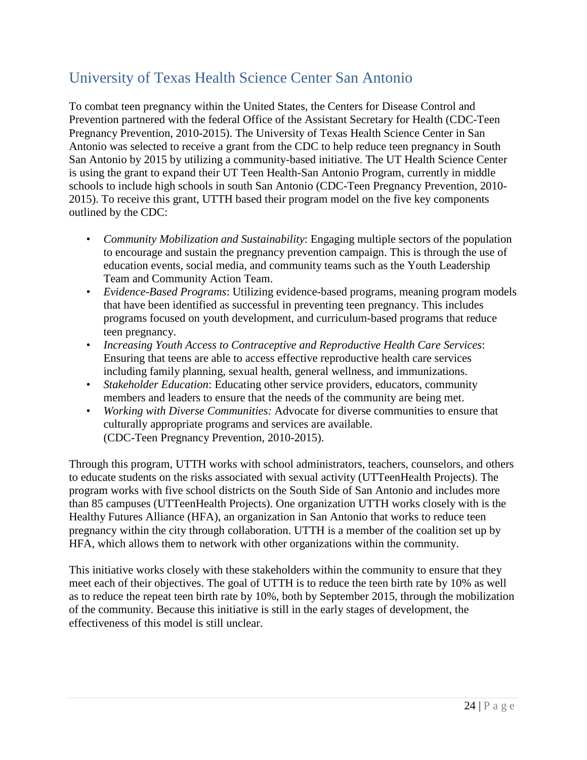## University of Texas Health Science Center San Antonio

To combat teen pregnancy within the United States, the Centers for Disease Control and Prevention partnered with the federal Office of the Assistant Secretary for Health (CDC-Teen Pregnancy Prevention, 2010-2015). The University of Texas Health Science Center in San Antonio was selected to receive a grant from the CDC to help reduce teen pregnancy in South San Antonio by 2015 by utilizing a community-based initiative. The UT Health Science Center is using the grant to expand their UT Teen Health-San Antonio Program, currently in middle schools to include high schools in south San Antonio (CDC-Teen Pregnancy Prevention, 2010-2015). To receive this grant, UTTH based their program model on the five key components outlined by the CDC:

- *Community Mobilization and Sustainability*: Engaging multiple sectors of the population to encourage and sustain the pregnancy prevention campaign. This is through the use of education events, social media, and community teams such as the Youth Leadership Team and Community Action Team.
- *Evidence-Based Programs*: Utilizing evidence-based programs, meaning program models that have been identified as successful in preventing teen pregnancy. This includes programs focused on youth development, and curriculum-based programs that reduce teen pregnancy.
- *Increasing Youth Access to Contraceptive and Reproductive Health Care Services*: Ensuring that teens are able to access effective reproductive health care services including family planning, sexual health, general wellness, and immunizations.
- *Stakeholder Education*: Educating other service providers, educators, community members and leaders to ensure that the needs of the community are being met.
- *Working with Diverse Communities:* Advocate for diverse communities to ensure that culturally appropriate programs and services are available.
(CDC-Teen Pregnancy Prevention, 2010-2015).

Through this program, UTTH works with school administrators, teachers, counselors, and others to educate students on the risks associated with sexual activity (UTTeenHealth Projects). The program works with five school districts on the South Side of San Antonio and includes more than 85 campuses (UTTeenHealth Projects). One organization UTTH works closely with is the Healthy Futures Alliance (HFA), an organization in San Antonio that works to reduce teen pregnancy within the city through collaboration. UTTH is a member of the coalition set up by HFA, which allows them to network with other organizations within the community.

This initiative works closely with these stakeholders within the community to ensure that they meet each of their objectives. The goal of UTTH is to reduce the teen birth rate by 10% as well as to reduce the repeat teen birth rate by 10%, both by September 2015, through the mobilization of the community. Because this initiative is still in the early stages of development, the effectiveness of this model is still unclear.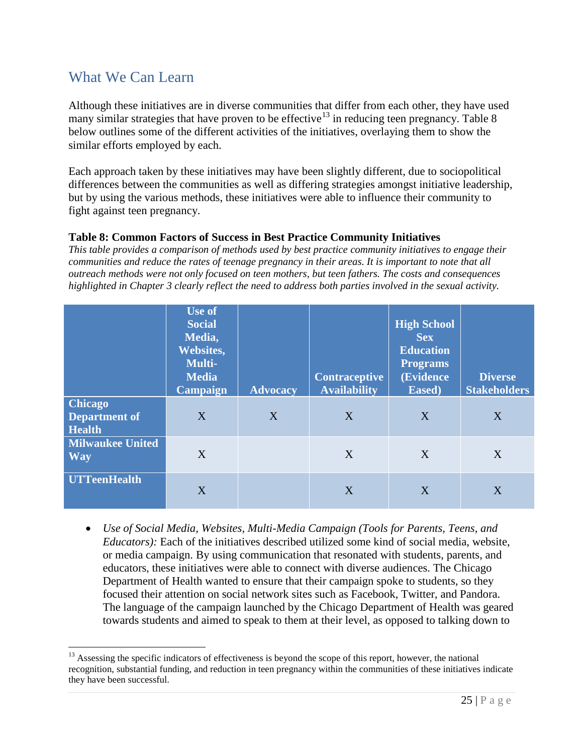## What We Can Learn

Although these initiatives are in diverse communities that differ from each other, they have used many similar strategies that have proven to be effective[13] in reducing teen pregnancy. Table 8 below outlines some of the different activities of the initiatives, overlaying them to show the similar efforts employed by each.

Each approach taken by these initiatives may have been slightly different, due to sociopolitical differences between the communities as well as differing strategies amongst initiative leadership, but by using the various methods, these initiatives were able to influence their community to fight against teen pregnancy.

**Table 8: Common Factors of Success in Best Practice Community Initiatives**

*This table provides a comparison of methods used by best practice community initiatives to engage their communities and reduce the rates of teenage pregnancy in their areas. It is important to note that all outreach methods were not only focused on teen mothers, but teen fathers. The costs and consequences highlighted in Chapter 3 clearly reflect the need to address both parties involved in the sexual activity.*

| | Use of Social Media, Websites, Multi-Media Campaign | Advocacy | Contraceptive Availability | High School Sex Education Programs (Evidence Eased) | Diverse Stakeholders |
|---|---|---|---|---|---|
| **Chicago Department of Health** | X | X | X | X | X |
| **Milwaukee United Way** | X | | X | X | X |
| **UTTeenHealth** | X | | X | X | X |

- *Use of Social Media, Websites, Multi-Media Campaign (Tools for Parents, Teens, and Educators):* Each of the initiatives described utilized some kind of social media, website, or media campaign. By using communication that resonated with students, parents, and educators, these initiatives were able to connect with diverse audiences. The Chicago Department of Health wanted to ensure that their campaign spoke to students, so they focused their attention on social network sites such as Facebook, Twitter, and Pandora. The language of the campaign launched by the Chicago Department of Health was geared towards students and aimed to speak to them at their level, as opposed to talking down to

[13] Assessing the specific indicators of effectiveness is beyond the scope of this report, however, the national recognition, substantial funding, and reduction in teen pregnancy within the communities of these initiatives indicate they have been successful.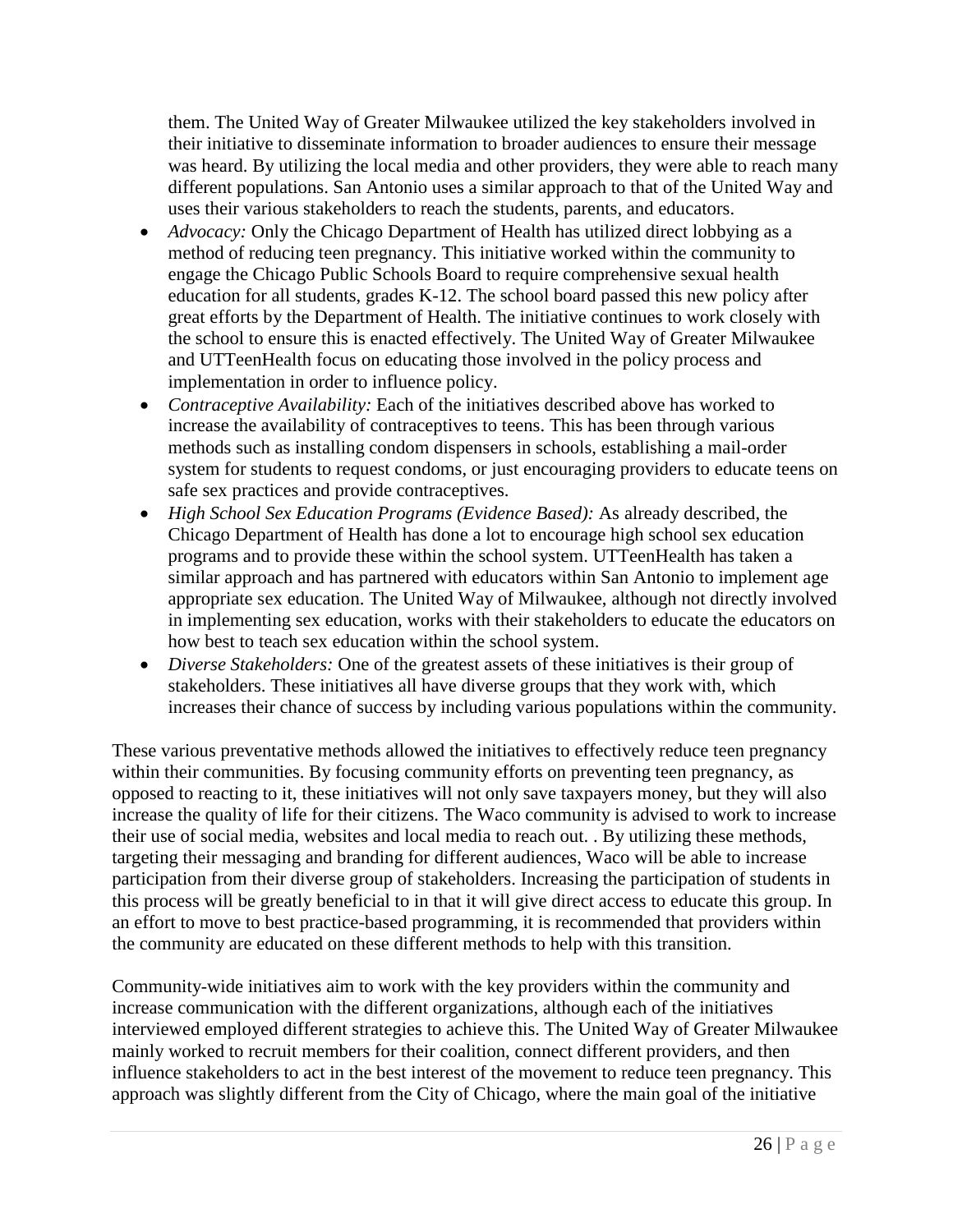them. The United Way of Greater Milwaukee utilized the key stakeholders involved in their initiative to disseminate information to broader audiences to ensure their message was heard. By utilizing the local media and other providers, they were able to reach many different populations. San Antonio uses a similar approach to that of the United Way and uses their various stakeholders to reach the students, parents, and educators.

- *Advocacy:* Only the Chicago Department of Health has utilized direct lobbying as a method of reducing teen pregnancy. This initiative worked within the community to engage the Chicago Public Schools Board to require comprehensive sexual health education for all students, grades K-12. The school board passed this new policy after great efforts by the Department of Health. The initiative continues to work closely with the school to ensure this is enacted effectively. The United Way of Greater Milwaukee and UTTeenHealth focus on educating those involved in the policy process and implementation in order to influence policy.
- *Contraceptive Availability:* Each of the initiatives described above has worked to increase the availability of contraceptives to teens. This has been through various methods such as installing condom dispensers in schools, establishing a mail-order system for students to request condoms, or just encouraging providers to educate teens on safe sex practices and provide contraceptives.
- *High School Sex Education Programs (Evidence Based):* As already described, the Chicago Department of Health has done a lot to encourage high school sex education programs and to provide these within the school system. UTTeenHealth has taken a similar approach and has partnered with educators within San Antonio to implement age appropriate sex education. The United Way of Milwaukee, although not directly involved in implementing sex education, works with their stakeholders to educate the educators on how best to teach sex education within the school system.
- *Diverse Stakeholders:* One of the greatest assets of these initiatives is their group of stakeholders. These initiatives all have diverse groups that they work with, which increases their chance of success by including various populations within the community.

These various preventative methods allowed the initiatives to effectively reduce teen pregnancy within their communities. By focusing community efforts on preventing teen pregnancy, as opposed to reacting to it, these initiatives will not only save taxpayers money, but they will also increase the quality of life for their citizens. The Waco community is advised to work to increase their use of social media, websites and local media to reach out. . By utilizing these methods, targeting their messaging and branding for different audiences, Waco will be able to increase participation from their diverse group of stakeholders. Increasing the participation of students in this process will be greatly beneficial to in that it will give direct access to educate this group. In an effort to move to best practice-based programming, it is recommended that providers within the community are educated on these different methods to help with this transition.

Community-wide initiatives aim to work with the key providers within the community and increase communication with the different organizations, although each of the initiatives interviewed employed different strategies to achieve this. The United Way of Greater Milwaukee mainly worked to recruit members for their coalition, connect different providers, and then influence stakeholders to act in the best interest of the movement to reduce teen pregnancy. This approach was slightly different from the City of Chicago, where the main goal of the initiative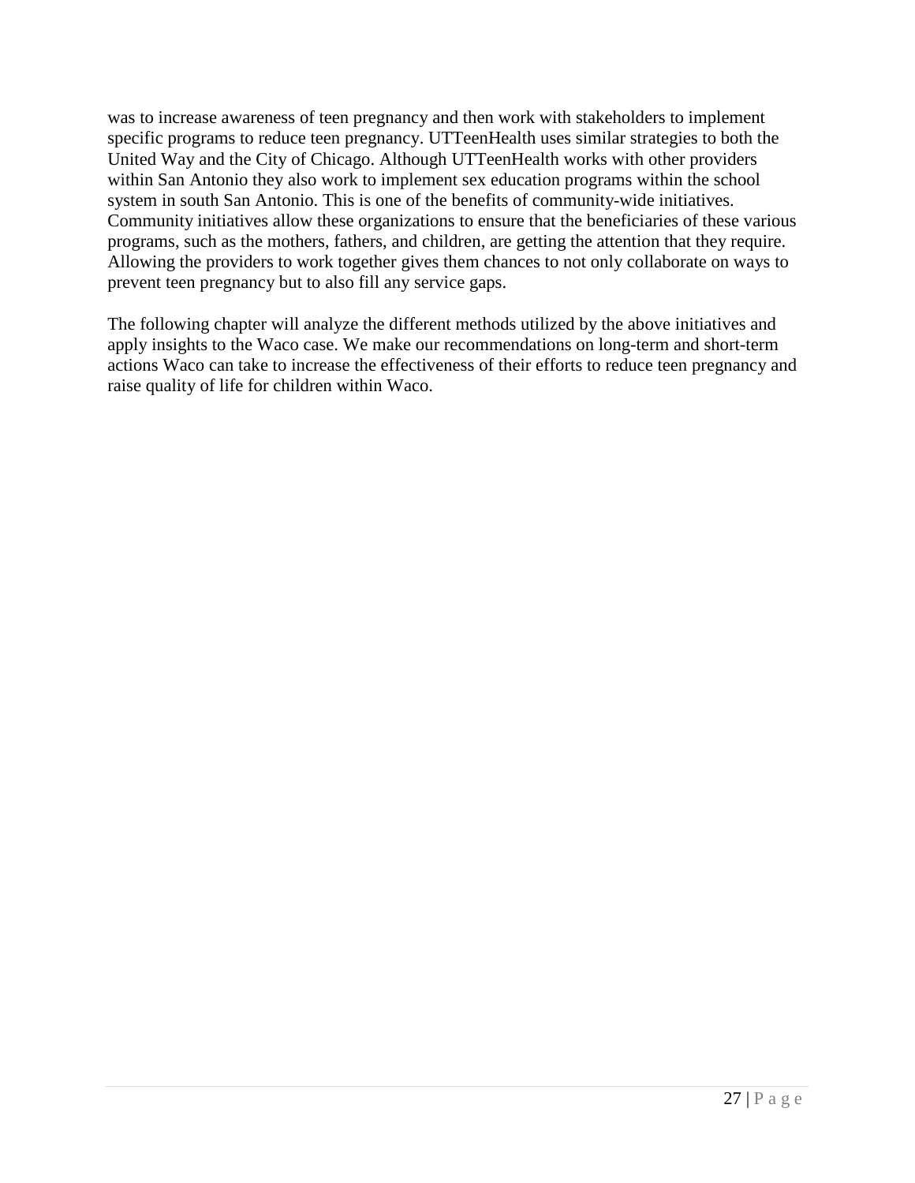was to increase awareness of teen pregnancy and then work with stakeholders to implement specific programs to reduce teen pregnancy. UTTeenHealth uses similar strategies to both the United Way and the City of Chicago. Although UTTeenHealth works with other providers within San Antonio they also work to implement sex education programs within the school system in south San Antonio. This is one of the benefits of community-wide initiatives. Community initiatives allow these organizations to ensure that the beneficiaries of these various programs, such as the mothers, fathers, and children, are getting the attention that they require. Allowing the providers to work together gives them chances to not only collaborate on ways to prevent teen pregnancy but to also fill any service gaps.

The following chapter will analyze the different methods utilized by the above initiatives and apply insights to the Waco case. We make our recommendations on long-term and short-term actions Waco can take to increase the effectiveness of their efforts to reduce teen pregnancy and raise quality of life for children within Waco.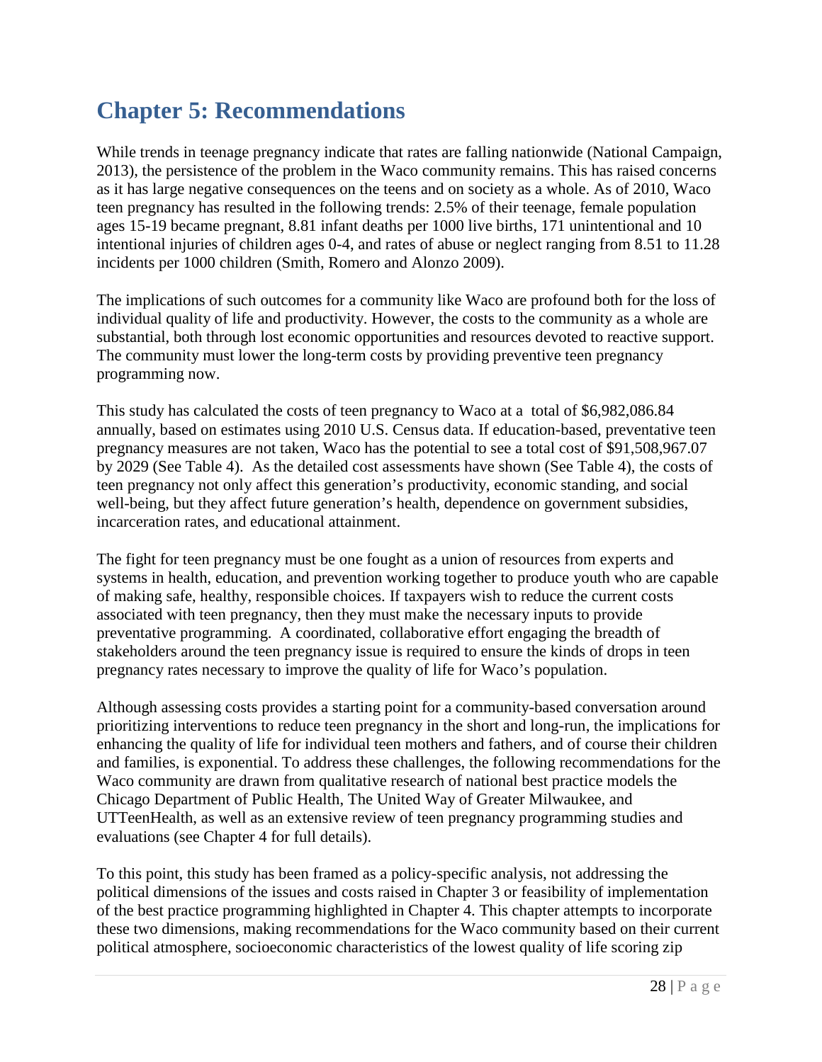# Chapter 5: Recommendations

While trends in teenage pregnancy indicate that rates are falling nationwide (National Campaign, 2013), the persistence of the problem in the Waco community remains. This has raised concerns as it has large negative consequences on the teens and on society as a whole. As of 2010, Waco teen pregnancy has resulted in the following trends: 2.5% of their teenage, female population ages 15-19 became pregnant, 8.81 infant deaths per 1000 live births, 171 unintentional and 10 intentional injuries of children ages 0-4, and rates of abuse or neglect ranging from 8.51 to 11.28 incidents per 1000 children (Smith, Romero and Alonzo 2009).

The implications of such outcomes for a community like Waco are profound both for the loss of individual quality of life and productivity. However, the costs to the community as a whole are substantial, both through lost economic opportunities and resources devoted to reactive support. The community must lower the long-term costs by providing preventive teen pregnancy programming now.

This study has calculated the costs of teen pregnancy to Waco at a total of $6,982,086.84 annually, based on estimates using 2010 U.S. Census data. If education-based, preventative teen pregnancy measures are not taken, Waco has the potential to see a total cost of $91,508,967.07 by 2029 (See Table 4). As the detailed cost assessments have shown (See Table 4), the costs of teen pregnancy not only affect this generation's productivity, economic standing, and social well-being, but they affect future generation's health, dependence on government subsidies, incarceration rates, and educational attainment.

The fight for teen pregnancy must be one fought as a union of resources from experts and systems in health, education, and prevention working together to produce youth who are capable of making safe, healthy, responsible choices. If taxpayers wish to reduce the current costs associated with teen pregnancy, then they must make the necessary inputs to provide preventative programming. A coordinated, collaborative effort engaging the breadth of stakeholders around the teen pregnancy issue is required to ensure the kinds of drops in teen pregnancy rates necessary to improve the quality of life for Waco's population.

Although assessing costs provides a starting point for a community-based conversation around prioritizing interventions to reduce teen pregnancy in the short and long-run, the implications for enhancing the quality of life for individual teen mothers and fathers, and of course their children and families, is exponential. To address these challenges, the following recommendations for the Waco community are drawn from qualitative research of national best practice models the Chicago Department of Public Health, The United Way of Greater Milwaukee, and UTTeenHealth, as well as an extensive review of teen pregnancy programming studies and evaluations (see Chapter 4 for full details).

To this point, this study has been framed as a policy-specific analysis, not addressing the political dimensions of the issues and costs raised in Chapter 3 or feasibility of implementation of the best practice programming highlighted in Chapter 4. This chapter attempts to incorporate these two dimensions, making recommendations for the Waco community based on their current political atmosphere, socioeconomic characteristics of the lowest quality of life scoring zip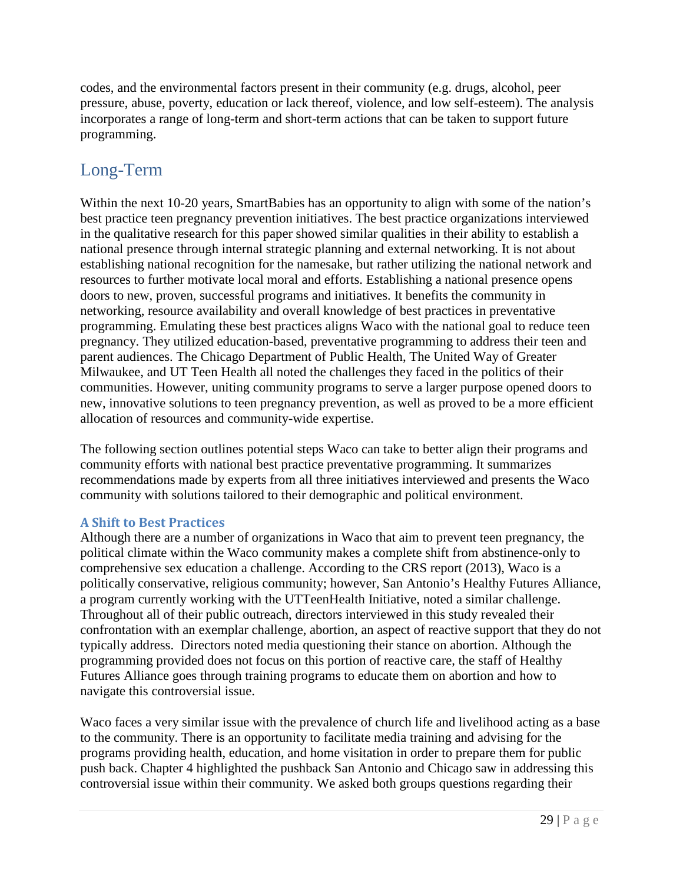codes, and the environmental factors present in their community (e.g. drugs, alcohol, peer pressure, abuse, poverty, education or lack thereof, violence, and low self-esteem). The analysis incorporates a range of long-term and short-term actions that can be taken to support future programming.

## Long-Term

Within the next 10-20 years, SmartBabies has an opportunity to align with some of the nation's best practice teen pregnancy prevention initiatives. The best practice organizations interviewed in the qualitative research for this paper showed similar qualities in their ability to establish a national presence through internal strategic planning and external networking. It is not about establishing national recognition for the namesake, but rather utilizing the national network and resources to further motivate local moral and efforts. Establishing a national presence opens doors to new, proven, successful programs and initiatives. It benefits the community in networking, resource availability and overall knowledge of best practices in preventative programming. Emulating these best practices aligns Waco with the national goal to reduce teen pregnancy. They utilized education-based, preventative programming to address their teen and parent audiences. The Chicago Department of Public Health, The United Way of Greater Milwaukee, and UT Teen Health all noted the challenges they faced in the politics of their communities. However, uniting community programs to serve a larger purpose opened doors to new, innovative solutions to teen pregnancy prevention, as well as proved to be a more efficient allocation of resources and community-wide expertise.

The following section outlines potential steps Waco can take to better align their programs and community efforts with national best practice preventative programming. It summarizes recommendations made by experts from all three initiatives interviewed and presents the Waco community with solutions tailored to their demographic and political environment.

### A Shift to Best Practices

Although there are a number of organizations in Waco that aim to prevent teen pregnancy, the political climate within the Waco community makes a complete shift from abstinence-only to comprehensive sex education a challenge. According to the CRS report (2013), Waco is a politically conservative, religious community; however, San Antonio's Healthy Futures Alliance, a program currently working with the UTTeenHealth Initiative, noted a similar challenge. Throughout all of their public outreach, directors interviewed in this study revealed their confrontation with an exemplar challenge, abortion, an aspect of reactive support that they do not typically address. Directors noted media questioning their stance on abortion. Although the programming provided does not focus on this portion of reactive care, the staff of Healthy Futures Alliance goes through training programs to educate them on abortion and how to navigate this controversial issue.

Waco faces a very similar issue with the prevalence of church life and livelihood acting as a base to the community. There is an opportunity to facilitate media training and advising for the programs providing health, education, and home visitation in order to prepare them for public push back. Chapter 4 highlighted the pushback San Antonio and Chicago saw in addressing this controversial issue within their community. We asked both groups questions regarding their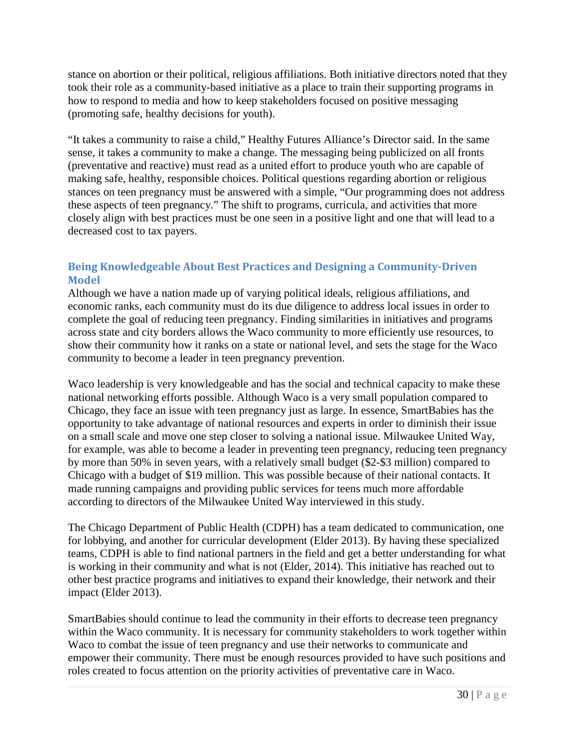stance on abortion or their political, religious affiliations. Both initiative directors noted that they took their role as a community-based initiative as a place to train their supporting programs in how to respond to media and how to keep stakeholders focused on positive messaging (promoting safe, healthy decisions for youth).

"It takes a community to raise a child," Healthy Futures Alliance's Director said. In the same sense, it takes a community to make a change. The messaging being publicized on all fronts (preventative and reactive) must read as a united effort to produce youth who are capable of making safe, healthy, responsible choices. Political questions regarding abortion or religious stances on teen pregnancy must be answered with a simple, "Our programming does not address these aspects of teen pregnancy." The shift to programs, curricula, and activities that more closely align with best practices must be one seen in a positive light and one that will lead to a decreased cost to tax payers.

### Being Knowledgeable About Best Practices and Designing a Community-Driven Model

Although we have a nation made up of varying political ideals, religious affiliations, and economic ranks, each community must do its due diligence to address local issues in order to complete the goal of reducing teen pregnancy. Finding similarities in initiatives and programs across state and city borders allows the Waco community to more efficiently use resources, to show their community how it ranks on a state or national level, and sets the stage for the Waco community to become a leader in teen pregnancy prevention.

Waco leadership is very knowledgeable and has the social and technical capacity to make these national networking efforts possible. Although Waco is a very small population compared to Chicago, they face an issue with teen pregnancy just as large. In essence, SmartBabies has the opportunity to take advantage of national resources and experts in order to diminish their issue on a small scale and move one step closer to solving a national issue. Milwaukee United Way, for example, was able to become a leader in preventing teen pregnancy, reducing teen pregnancy by more than 50% in seven years, with a relatively small budget ($2-$3 million) compared to Chicago with a budget of $19 million. This was possible because of their national contacts. It made running campaigns and providing public services for teens much more affordable according to directors of the Milwaukee United Way interviewed in this study.

The Chicago Department of Public Health (CDPH) has a team dedicated to communication, one for lobbying, and another for curricular development (Elder 2013). By having these specialized teams, CDPH is able to find national partners in the field and get a better understanding for what is working in their community and what is not (Elder, 2014). This initiative has reached out to other best practice programs and initiatives to expand their knowledge, their network and their impact (Elder 2013).

SmartBabies should continue to lead the community in their efforts to decrease teen pregnancy within the Waco community. It is necessary for community stakeholders to work together within Waco to combat the issue of teen pregnancy and use their networks to communicate and empower their community. There must be enough resources provided to have such positions and roles created to focus attention on the priority activities of preventative care in Waco.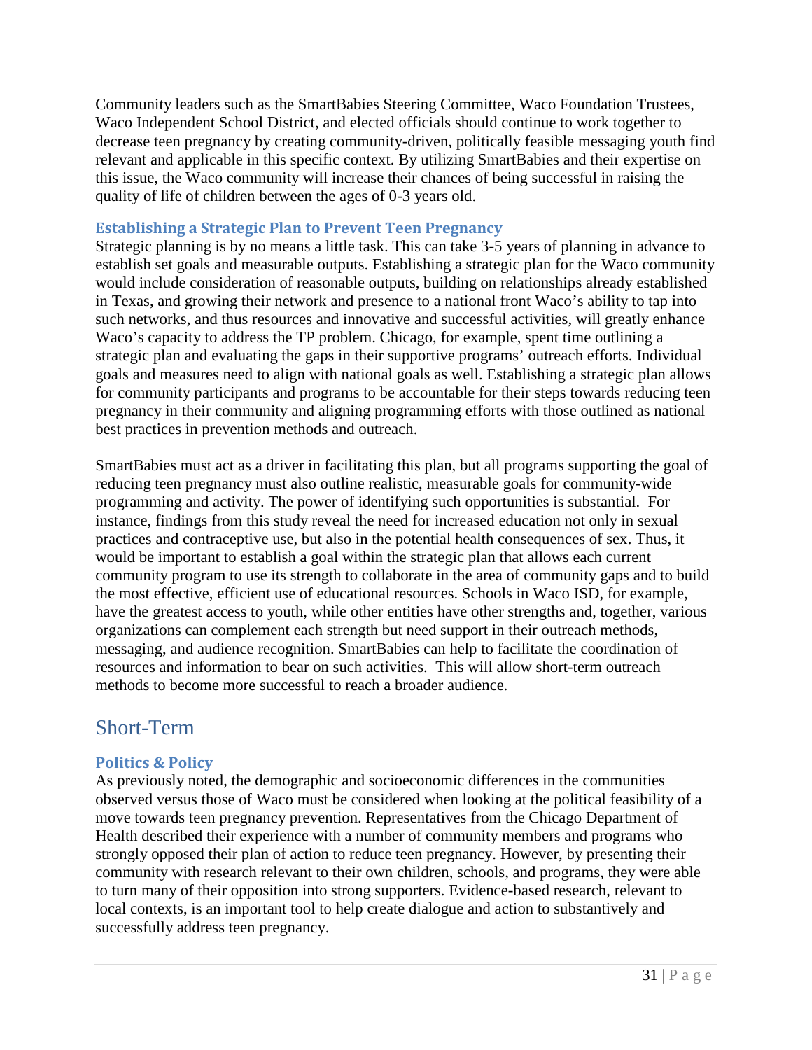Community leaders such as the SmartBabies Steering Committee, Waco Foundation Trustees, Waco Independent School District, and elected officials should continue to work together to decrease teen pregnancy by creating community-driven, politically feasible messaging youth find relevant and applicable in this specific context. By utilizing SmartBabies and their expertise on this issue, the Waco community will increase their chances of being successful in raising the quality of life of children between the ages of 0-3 years old.

### Establishing a Strategic Plan to Prevent Teen Pregnancy

Strategic planning is by no means a little task. This can take 3-5 years of planning in advance to establish set goals and measurable outputs. Establishing a strategic plan for the Waco community would include consideration of reasonable outputs, building on relationships already established in Texas, and growing their network and presence to a national front Waco's ability to tap into such networks, and thus resources and innovative and successful activities, will greatly enhance Waco's capacity to address the TP problem. Chicago, for example, spent time outlining a strategic plan and evaluating the gaps in their supportive programs' outreach efforts. Individual goals and measures need to align with national goals as well. Establishing a strategic plan allows for community participants and programs to be accountable for their steps towards reducing teen pregnancy in their community and aligning programming efforts with those outlined as national best practices in prevention methods and outreach.

SmartBabies must act as a driver in facilitating this plan, but all programs supporting the goal of reducing teen pregnancy must also outline realistic, measurable goals for community-wide programming and activity. The power of identifying such opportunities is substantial. For instance, findings from this study reveal the need for increased education not only in sexual practices and contraceptive use, but also in the potential health consequences of sex. Thus, it would be important to establish a goal within the strategic plan that allows each current community program to use its strength to collaborate in the area of community gaps and to build the most effective, efficient use of educational resources. Schools in Waco ISD, for example, have the greatest access to youth, while other entities have other strengths and, together, various organizations can complement each strength but need support in their outreach methods, messaging, and audience recognition. SmartBabies can help to facilitate the coordination of resources and information to bear on such activities. This will allow short-term outreach methods to become more successful to reach a broader audience.

## Short-Term

### Politics & Policy

As previously noted, the demographic and socioeconomic differences in the communities observed versus those of Waco must be considered when looking at the political feasibility of a move towards teen pregnancy prevention. Representatives from the Chicago Department of Health described their experience with a number of community members and programs who strongly opposed their plan of action to reduce teen pregnancy. However, by presenting their community with research relevant to their own children, schools, and programs, they were able to turn many of their opposition into strong supporters. Evidence-based research, relevant to local contexts, is an important tool to help create dialogue and action to substantively and successfully address teen pregnancy.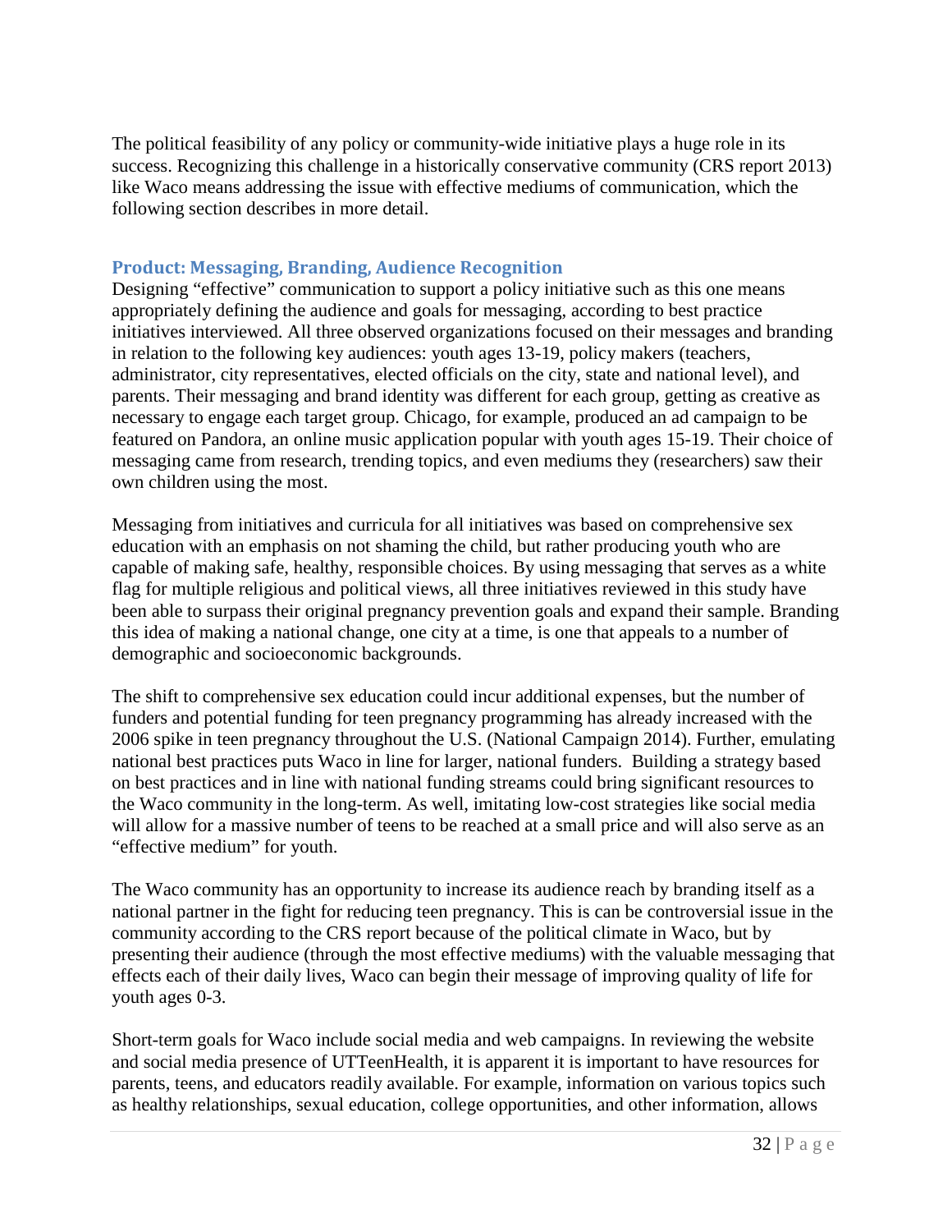The political feasibility of any policy or community-wide initiative plays a huge role in its success. Recognizing this challenge in a historically conservative community (CRS report 2013) like Waco means addressing the issue with effective mediums of communication, which the following section describes in more detail.

### Product: Messaging, Branding, Audience Recognition

Designing "effective" communication to support a policy initiative such as this one means appropriately defining the audience and goals for messaging, according to best practice initiatives interviewed. All three observed organizations focused on their messages and branding in relation to the following key audiences: youth ages 13-19, policy makers (teachers, administrator, city representatives, elected officials on the city, state and national level), and parents. Their messaging and brand identity was different for each group, getting as creative as necessary to engage each target group. Chicago, for example, produced an ad campaign to be featured on Pandora, an online music application popular with youth ages 15-19. Their choice of messaging came from research, trending topics, and even mediums they (researchers) saw their own children using the most.

Messaging from initiatives and curricula for all initiatives was based on comprehensive sex education with an emphasis on not shaming the child, but rather producing youth who are capable of making safe, healthy, responsible choices. By using messaging that serves as a white flag for multiple religious and political views, all three initiatives reviewed in this study have been able to surpass their original pregnancy prevention goals and expand their sample. Branding this idea of making a national change, one city at a time, is one that appeals to a number of demographic and socioeconomic backgrounds.

The shift to comprehensive sex education could incur additional expenses, but the number of funders and potential funding for teen pregnancy programming has already increased with the 2006 spike in teen pregnancy throughout the U.S. (National Campaign 2014). Further, emulating national best practices puts Waco in line for larger, national funders. Building a strategy based on best practices and in line with national funding streams could bring significant resources to the Waco community in the long-term. As well, imitating low-cost strategies like social media will allow for a massive number of teens to be reached at a small price and will also serve as an "effective medium" for youth.

The Waco community has an opportunity to increase its audience reach by branding itself as a national partner in the fight for reducing teen pregnancy. This is can be controversial issue in the community according to the CRS report because of the political climate in Waco, but by presenting their audience (through the most effective mediums) with the valuable messaging that effects each of their daily lives, Waco can begin their message of improving quality of life for youth ages 0-3.

Short-term goals for Waco include social media and web campaigns. In reviewing the website and social media presence of UTTeenHealth, it is apparent it is important to have resources for parents, teens, and educators readily available. For example, information on various topics such as healthy relationships, sexual education, college opportunities, and other information, allows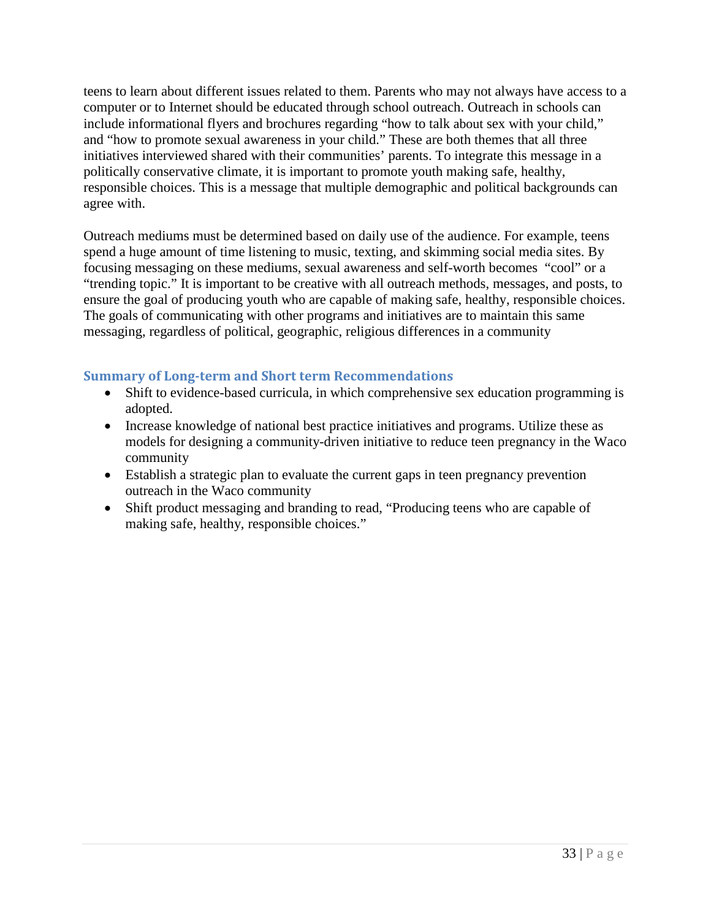teens to learn about different issues related to them. Parents who may not always have access to a computer or to Internet should be educated through school outreach. Outreach in schools can include informational flyers and brochures regarding "how to talk about sex with your child," and "how to promote sexual awareness in your child." These are both themes that all three initiatives interviewed shared with their communities' parents. To integrate this message in a politically conservative climate, it is important to promote youth making safe, healthy, responsible choices. This is a message that multiple demographic and political backgrounds can agree with.

Outreach mediums must be determined based on daily use of the audience. For example, teens spend a huge amount of time listening to music, texting, and skimming social media sites. By focusing messaging on these mediums, sexual awareness and self-worth becomes "cool" or a "trending topic." It is important to be creative with all outreach methods, messages, and posts, to ensure the goal of producing youth who are capable of making safe, healthy, responsible choices. The goals of communicating with other programs and initiatives are to maintain this same messaging, regardless of political, geographic, religious differences in a community

### Summary of Long-term and Short term Recommendations

- Shift to evidence-based curricula, in which comprehensive sex education programming is adopted.
- Increase knowledge of national best practice initiatives and programs. Utilize these as models for designing a community-driven initiative to reduce teen pregnancy in the Waco community
- Establish a strategic plan to evaluate the current gaps in teen pregnancy prevention outreach in the Waco community
- Shift product messaging and branding to read, "Producing teens who are capable of making safe, healthy, responsible choices."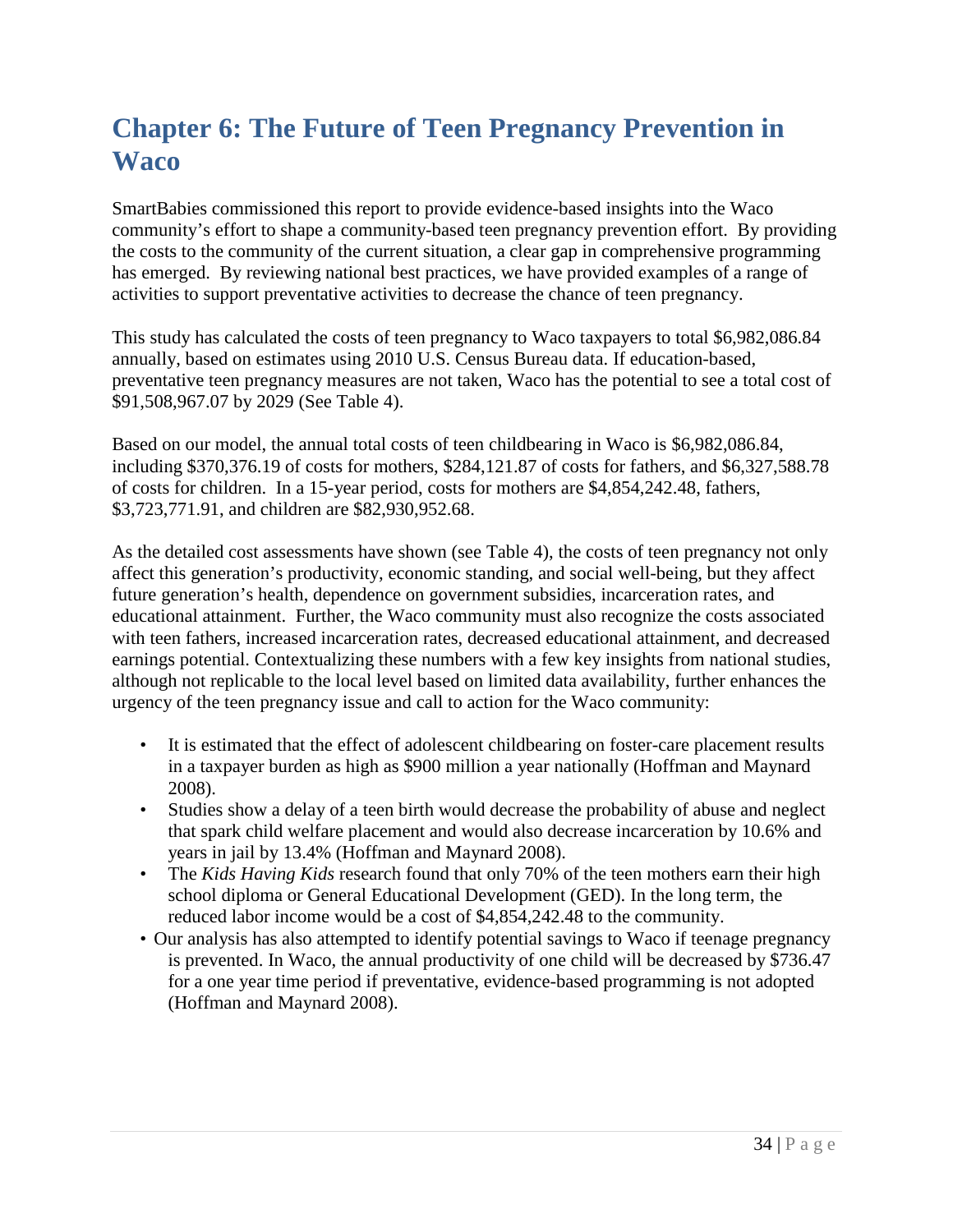# Chapter 6: The Future of Teen Pregnancy Prevention in Waco

SmartBabies commissioned this report to provide evidence-based insights into the Waco community's effort to shape a community-based teen pregnancy prevention effort. By providing the costs to the community of the current situation, a clear gap in comprehensive programming has emerged. By reviewing national best practices, we have provided examples of a range of activities to support preventative activities to decrease the chance of teen pregnancy.

This study has calculated the costs of teen pregnancy to Waco taxpayers to total $6,982,086.84 annually, based on estimates using 2010 U.S. Census Bureau data. If education-based, preventative teen pregnancy measures are not taken, Waco has the potential to see a total cost of $91,508,967.07 by 2029 (See Table 4).

Based on our model, the annual total costs of teen childbearing in Waco is $6,982,086.84, including $370,376.19 of costs for mothers, $284,121.87 of costs for fathers, and $6,327,588.78 of costs for children. In a 15-year period, costs for mothers are $4,854,242.48, fathers, $3,723,771.91, and children are $82,930,952.68.

As the detailed cost assessments have shown (see Table 4), the costs of teen pregnancy not only affect this generation's productivity, economic standing, and social well-being, but they affect future generation's health, dependence on government subsidies, incarceration rates, and educational attainment. Further, the Waco community must also recognize the costs associated with teen fathers, increased incarceration rates, decreased educational attainment, and decreased earnings potential. Contextualizing these numbers with a few key insights from national studies, although not replicable to the local level based on limited data availability, further enhances the urgency of the teen pregnancy issue and call to action for the Waco community:

- It is estimated that the effect of adolescent childbearing on foster-care placement results in a taxpayer burden as high as $900 million a year nationally (Hoffman and Maynard 2008).
- Studies show a delay of a teen birth would decrease the probability of abuse and neglect that spark child welfare placement and would also decrease incarceration by 10.6% and years in jail by 13.4% (Hoffman and Maynard 2008).
- The *Kids Having Kids* research found that only 70% of the teen mothers earn their high school diploma or General Educational Development (GED). In the long term, the reduced labor income would be a cost of $4,854,242.48 to the community.
- Our analysis has also attempted to identify potential savings to Waco if teenage pregnancy is prevented. In Waco, the annual productivity of one child will be decreased by $736.47 for a one year time period if preventative, evidence-based programming is not adopted (Hoffman and Maynard 2008).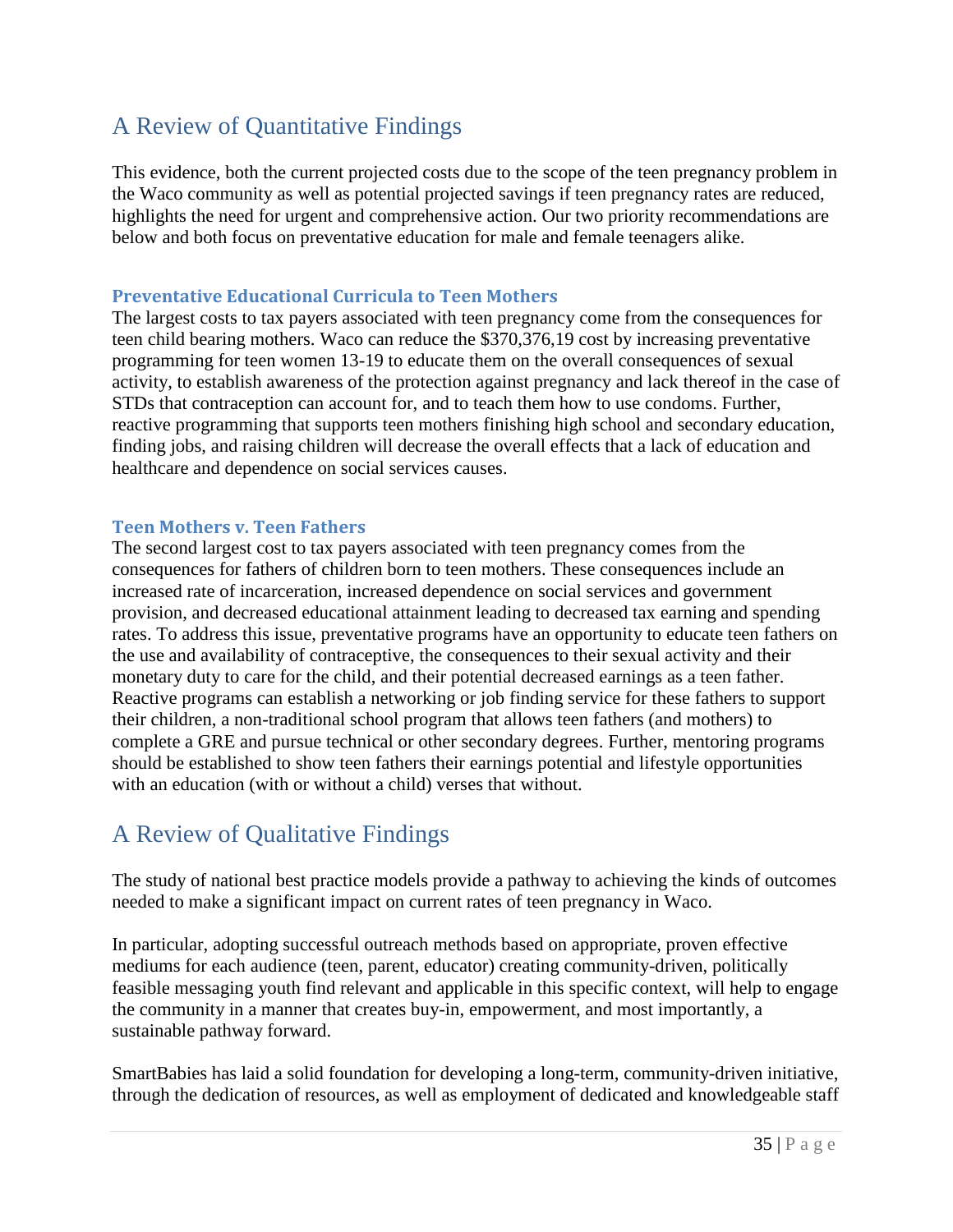## A Review of Quantitative Findings

This evidence, both the current projected costs due to the scope of the teen pregnancy problem in the Waco community as well as potential projected savings if teen pregnancy rates are reduced, highlights the need for urgent and comprehensive action. Our two priority recommendations are below and both focus on preventative education for male and female teenagers alike.

### Preventative Educational Curricula to Teen Mothers

The largest costs to tax payers associated with teen pregnancy come from the consequences for teen child bearing mothers. Waco can reduce the $370,376,19 cost by increasing preventative programming for teen women 13-19 to educate them on the overall consequences of sexual activity, to establish awareness of the protection against pregnancy and lack thereof in the case of STDs that contraception can account for, and to teach them how to use condoms. Further, reactive programming that supports teen mothers finishing high school and secondary education, finding jobs, and raising children will decrease the overall effects that a lack of education and healthcare and dependence on social services causes.

### Teen Mothers v. Teen Fathers

The second largest cost to tax payers associated with teen pregnancy comes from the consequences for fathers of children born to teen mothers. These consequences include an increased rate of incarceration, increased dependence on social services and government provision, and decreased educational attainment leading to decreased tax earning and spending rates. To address this issue, preventative programs have an opportunity to educate teen fathers on the use and availability of contraceptive, the consequences to their sexual activity and their monetary duty to care for the child, and their potential decreased earnings as a teen father. Reactive programs can establish a networking or job finding service for these fathers to support their children, a non-traditional school program that allows teen fathers (and mothers) to complete a GRE and pursue technical or other secondary degrees. Further, mentoring programs should be established to show teen fathers their earnings potential and lifestyle opportunities with an education (with or without a child) verses that without.

## A Review of Qualitative Findings

The study of national best practice models provide a pathway to achieving the kinds of outcomes needed to make a significant impact on current rates of teen pregnancy in Waco.

In particular, adopting successful outreach methods based on appropriate, proven effective mediums for each audience (teen, parent, educator) creating community-driven, politically feasible messaging youth find relevant and applicable in this specific context, will help to engage the community in a manner that creates buy-in, empowerment, and most importantly, a sustainable pathway forward.

SmartBabies has laid a solid foundation for developing a long-term, community-driven initiative, through the dedication of resources, as well as employment of dedicated and knowledgeable staff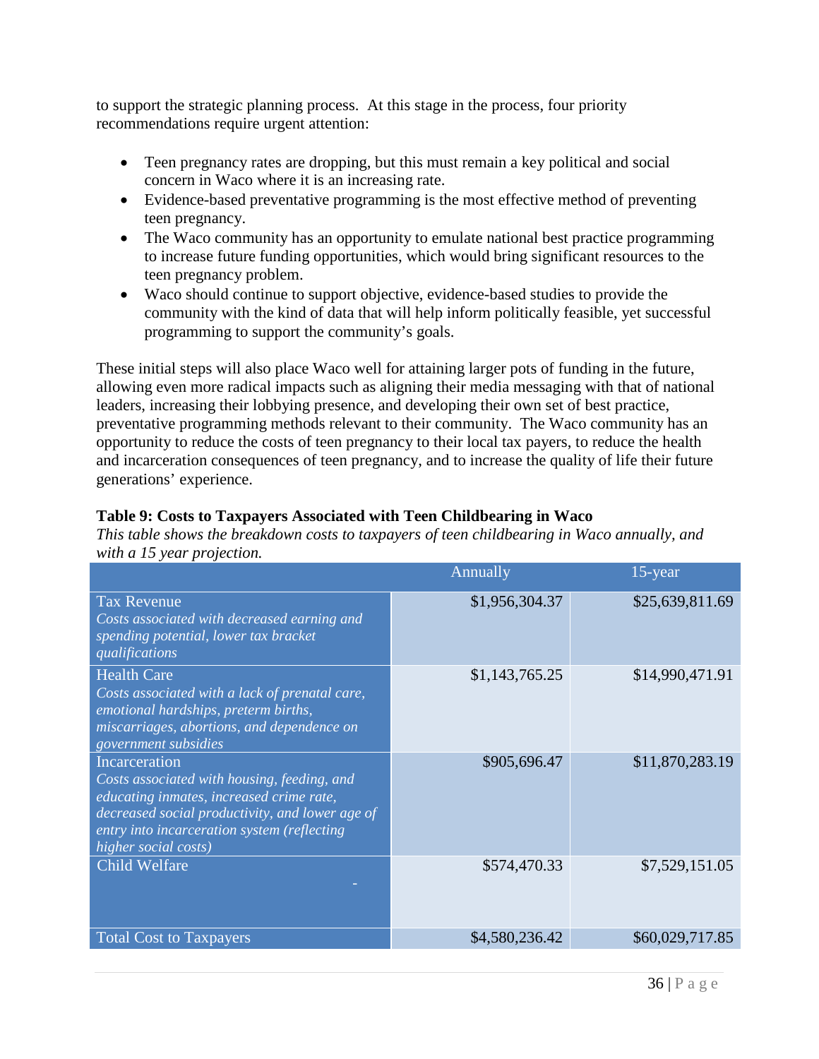to support the strategic planning process. At this stage in the process, four priority recommendations require urgent attention:

- Teen pregnancy rates are dropping, but this must remain a key political and social concern in Waco where it is an increasing rate.
- Evidence-based preventative programming is the most effective method of preventing teen pregnancy.
- The Waco community has an opportunity to emulate national best practice programming to increase future funding opportunities, which would bring significant resources to the teen pregnancy problem.
- Waco should continue to support objective, evidence-based studies to provide the community with the kind of data that will help inform politically feasible, yet successful programming to support the community's goals.

These initial steps will also place Waco well for attaining larger pots of funding in the future, allowing even more radical impacts such as aligning their media messaging with that of national leaders, increasing their lobbying presence, and developing their own set of best practice, preventative programming methods relevant to their community. The Waco community has an opportunity to reduce the costs of teen pregnancy to their local tax payers, to reduce the health and incarceration consequences of teen pregnancy, and to increase the quality of life their future generations' experience.

**Table 9: Costs to Taxpayers Associated with Teen Childbearing in Waco**

*This table shows the breakdown costs to taxpayers of teen childbearing in Waco annually, and with a 15 year projection.*

| | Annually | 15-year |
|---|---|---|
| Tax Revenue<br>*Costs associated with decreased earning and spending potential, lower tax bracket qualifications* | $1,956,304.37 | $25,639,811.69 |
| Health Care<br>*Costs associated with a lack of prenatal care, emotional hardships, preterm births, miscarriages, abortions, and dependence on government subsidies* | $1,143,765.25 | $14,990,471.91 |
| Incarceration<br>*Costs associated with housing, feeding, and educating inmates, increased crime rate, decreased social productivity, and lower age of entry into incarceration system (reflecting higher social costs)* | $905,696.47 | $11,870,283.19 |
| Child Welfare<br>- | $574,470.33 | $7,529,151.05 |
| Total Cost to Taxpayers | $4,580,236.42 | $60,029,717.85 |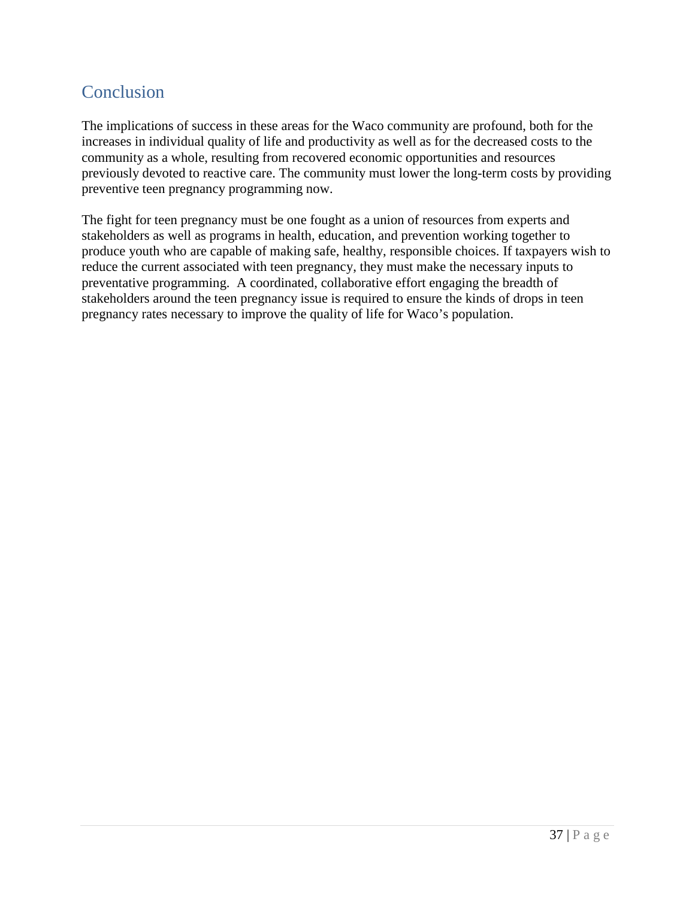## Conclusion

The implications of success in these areas for the Waco community are profound, both for the increases in individual quality of life and productivity as well as for the decreased costs to the community as a whole, resulting from recovered economic opportunities and resources previously devoted to reactive care. The community must lower the long-term costs by providing preventive teen pregnancy programming now.

The fight for teen pregnancy must be one fought as a union of resources from experts and stakeholders as well as programs in health, education, and prevention working together to produce youth who are capable of making safe, healthy, responsible choices. If taxpayers wish to reduce the current associated with teen pregnancy, they must make the necessary inputs to preventative programming. A coordinated, collaborative effort engaging the breadth of stakeholders around the teen pregnancy issue is required to ensure the kinds of drops in teen pregnancy rates necessary to improve the quality of life for Waco's population.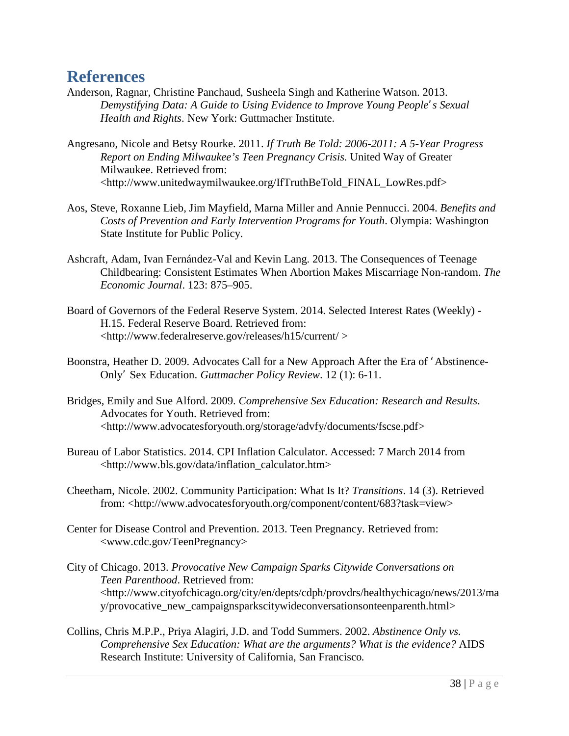## References

Anderson, Ragnar, Christine Panchaud, Susheela Singh and Katherine Watson. 2013. *Demystifying Data: A Guide to Using Evidence to Improve Young People's Sexual Health and Rights*. New York: Guttmacher Institute.

Angresano, Nicole and Betsy Rourke. 2011. *If Truth Be Told: 2006-2011: A 5-Year Progress Report on Ending Milwaukee's Teen Pregnancy Crisis.* United Way of Greater Milwaukee. Retrieved from: <http://www.unitedwaymilwaukee.org/IfTruthBeTold_FINAL_LowRes.pdf>

Aos, Steve, Roxanne Lieb, Jim Mayfield, Marna Miller and Annie Pennucci. 2004. *Benefits and Costs of Prevention and Early Intervention Programs for Youth*. Olympia: Washington State Institute for Public Policy.

Ashcraft, Adam, Ivan Fernández-Val and Kevin Lang. 2013. The Consequences of Teenage Childbearing: Consistent Estimates When Abortion Makes Miscarriage Non-random. *The Economic Journal*. 123: 875–905.

Board of Governors of the Federal Reserve System. 2014. Selected Interest Rates (Weekly) - H.15. Federal Reserve Board. Retrieved from: <http://www.federalreserve.gov/releases/h15/current/ >

Boonstra, Heather D. 2009. Advocates Call for a New Approach After the Era of 'Abstinence-Only' Sex Education. *Guttmacher Policy Review*. 12 (1): 6-11.

Bridges, Emily and Sue Alford. 2009. *Comprehensive Sex Education: Research and Results*. Advocates for Youth. Retrieved from: <http://www.advocatesforyouth.org/storage/advfy/documents/fscse.pdf>

Bureau of Labor Statistics. 2014. CPI Inflation Calculator. Accessed: 7 March 2014 from <http://www.bls.gov/data/inflation_calculator.htm>

Cheetham, Nicole. 2002. Community Participation: What Is It? *Transitions*. 14 (3). Retrieved from: <http://www.advocatesforyouth.org/component/content/683?task=view>

Center for Disease Control and Prevention. 2013. Teen Pregnancy. Retrieved from: <www.cdc.gov/TeenPregnancy>

City of Chicago. 2013. *Provocative New Campaign Sparks Citywide Conversations on Teen Parenthood*. Retrieved from: <http://www.cityofchicago.org/city/en/depts/cdph/provdrs/healthychicago/news/2013/may/provocative_new_campaignsparkscitywideconversationsonteenparenth.html>

Collins, Chris M.P.P., Priya Alagiri, J.D. and Todd Summers. 2002. *Abstinence Only vs. Comprehensive Sex Education: What are the arguments? What is the evidence?* AIDS Research Institute: University of California, San Francisco.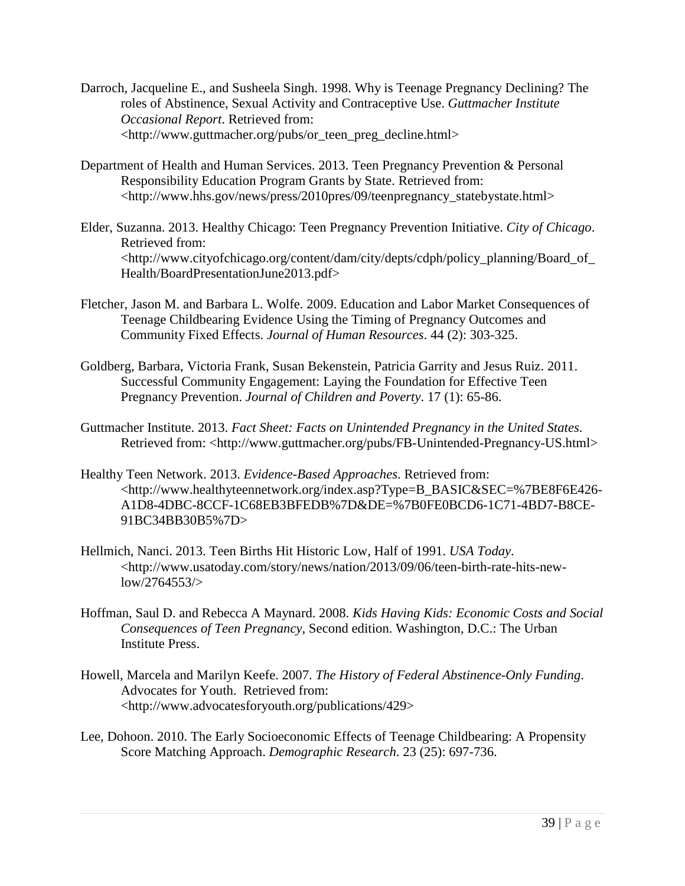Darroch, Jacqueline E., and Susheela Singh. 1998. Why is Teenage Pregnancy Declining? The roles of Abstinence, Sexual Activity and Contraceptive Use. *Guttmacher Institute Occasional Report*. Retrieved from: <http://www.guttmacher.org/pubs/or_teen_preg_decline.html>

Department of Health and Human Services. 2013. Teen Pregnancy Prevention & Personal Responsibility Education Program Grants by State. Retrieved from: <http://www.hhs.gov/news/press/2010pres/09/teenpregnancy_statebystate.html>

Elder, Suzanna. 2013. Healthy Chicago: Teen Pregnancy Prevention Initiative. *City of Chicago*. Retrieved from: <http://www.cityofchicago.org/content/dam/city/depts/cdph/policy_planning/Board_of_Health/BoardPresentationJune2013.pdf>

Fletcher, Jason M. and Barbara L. Wolfe. 2009. Education and Labor Market Consequences of Teenage Childbearing Evidence Using the Timing of Pregnancy Outcomes and Community Fixed Effects. *Journal of Human Resources*. 44 (2): 303-325.

Goldberg, Barbara, Victoria Frank, Susan Bekenstein, Patricia Garrity and Jesus Ruiz. 2011. Successful Community Engagement: Laying the Foundation for Effective Teen Pregnancy Prevention. *Journal of Children and Poverty*. 17 (1): 65-86.

Guttmacher Institute. 2013. *Fact Sheet: Facts on Unintended Pregnancy in the United States*. Retrieved from: <http://www.guttmacher.org/pubs/FB-Unintended-Pregnancy-US.html>

Healthy Teen Network. 2013. *Evidence-Based Approaches*. Retrieved from: <http://www.healthyteennetwork.org/index.asp?Type=B_BASIC&SEC=%7BE8F6E426-A1D8-4DBC-8CCF-1C68EB3BFEDB%7D&DE=%7B0FE0BCD6-1C71-4BD7-B8CE-91BC34BB30B5%7D>

Hellmich, Nanci. 2013. Teen Births Hit Historic Low, Half of 1991. *USA Today*. <http://www.usatoday.com/story/news/nation/2013/09/06/teen-birth-rate-hits-new-low/2764553/>

Hoffman, Saul D. and Rebecca A Maynard. 2008. *Kids Having Kids: Economic Costs and Social Consequences of Teen Pregnancy*, Second edition. Washington, D.C.: The Urban Institute Press.

Howell, Marcela and Marilyn Keefe. 2007. *The History of Federal Abstinence-Only Funding*. Advocates for Youth. Retrieved from: <http://www.advocatesforyouth.org/publications/429>

Lee, Dohoon. 2010. The Early Socioeconomic Effects of Teenage Childbearing: A Propensity Score Matching Approach. *Demographic Research*. 23 (25): 697-736.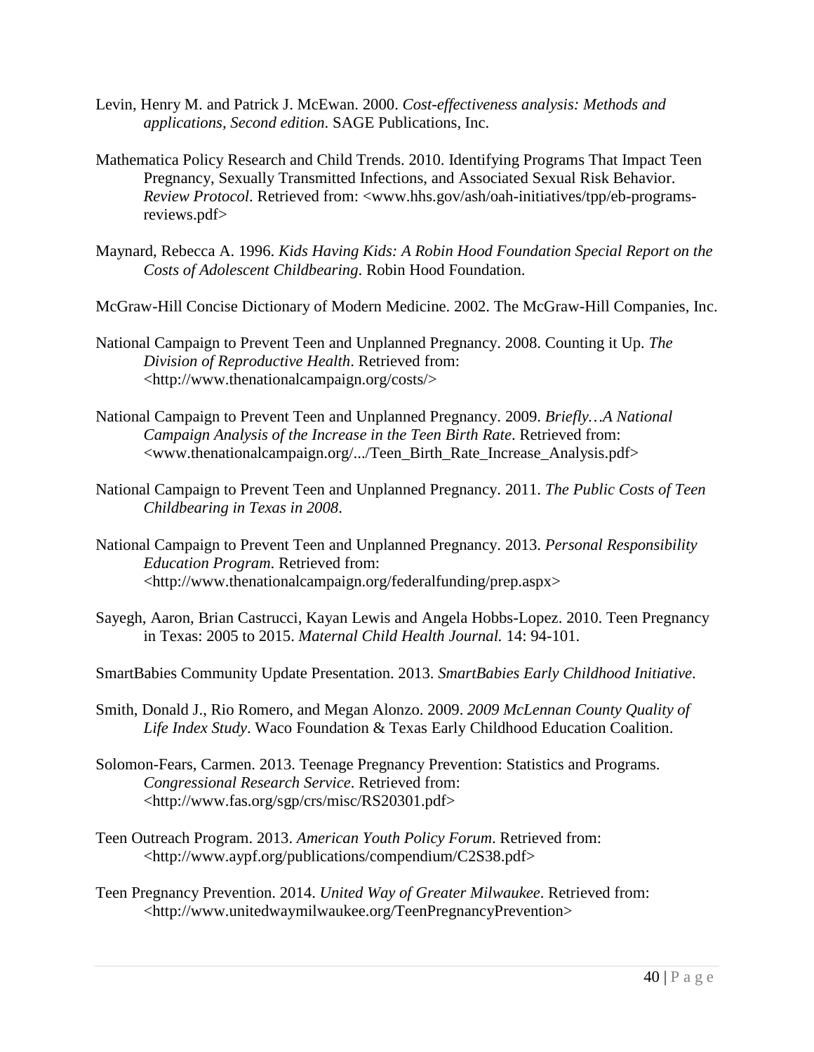Levin, Henry M. and Patrick J. McEwan. 2000. *Cost-effectiveness analysis: Methods and applications, Second edition*. SAGE Publications, Inc.

Mathematica Policy Research and Child Trends. 2010. Identifying Programs That Impact Teen Pregnancy, Sexually Transmitted Infections, and Associated Sexual Risk Behavior. *Review Protocol*. Retrieved from: <www.hhs.gov/ash/oah-initiatives/tpp/eb-programs-reviews.pdf>

Maynard, Rebecca A. 1996. *Kids Having Kids: A Robin Hood Foundation Special Report on the Costs of Adolescent Childbearing*. Robin Hood Foundation.

McGraw-Hill Concise Dictionary of Modern Medicine. 2002. The McGraw-Hill Companies, Inc.

National Campaign to Prevent Teen and Unplanned Pregnancy. 2008. Counting it Up. *The Division of Reproductive Health*. Retrieved from: <http://www.thenationalcampaign.org/costs/>

National Campaign to Prevent Teen and Unplanned Pregnancy. 2009. *Briefly…A National Campaign Analysis of the Increase in the Teen Birth Rate*. Retrieved from: <www.thenationalcampaign.org/.../Teen_Birth_Rate_Increase_Analysis.pdf>

National Campaign to Prevent Teen and Unplanned Pregnancy. 2011. *The Public Costs of Teen Childbearing in Texas in 2008*.

National Campaign to Prevent Teen and Unplanned Pregnancy. 2013. *Personal Responsibility Education Program*. Retrieved from: <http://www.thenationalcampaign.org/federalfunding/prep.aspx>

Sayegh, Aaron, Brian Castrucci, Kayan Lewis and Angela Hobbs-Lopez. 2010. Teen Pregnancy in Texas: 2005 to 2015. *Maternal Child Health Journal.* 14: 94-101.

SmartBabies Community Update Presentation. 2013. *SmartBabies Early Childhood Initiative*.

Smith, Donald J., Rio Romero, and Megan Alonzo. 2009. *2009 McLennan County Quality of Life Index Study*. Waco Foundation & Texas Early Childhood Education Coalition.

Solomon-Fears, Carmen. 2013. Teenage Pregnancy Prevention: Statistics and Programs. *Congressional Research Service*. Retrieved from: <http://www.fas.org/sgp/crs/misc/RS20301.pdf>

Teen Outreach Program. 2013. *American Youth Policy Forum*. Retrieved from: <http://www.aypf.org/publications/compendium/C2S38.pdf>

Teen Pregnancy Prevention. 2014. *United Way of Greater Milwaukee*. Retrieved from: <http://www.unitedwaymilwaukee.org/TeenPregnancyPrevention>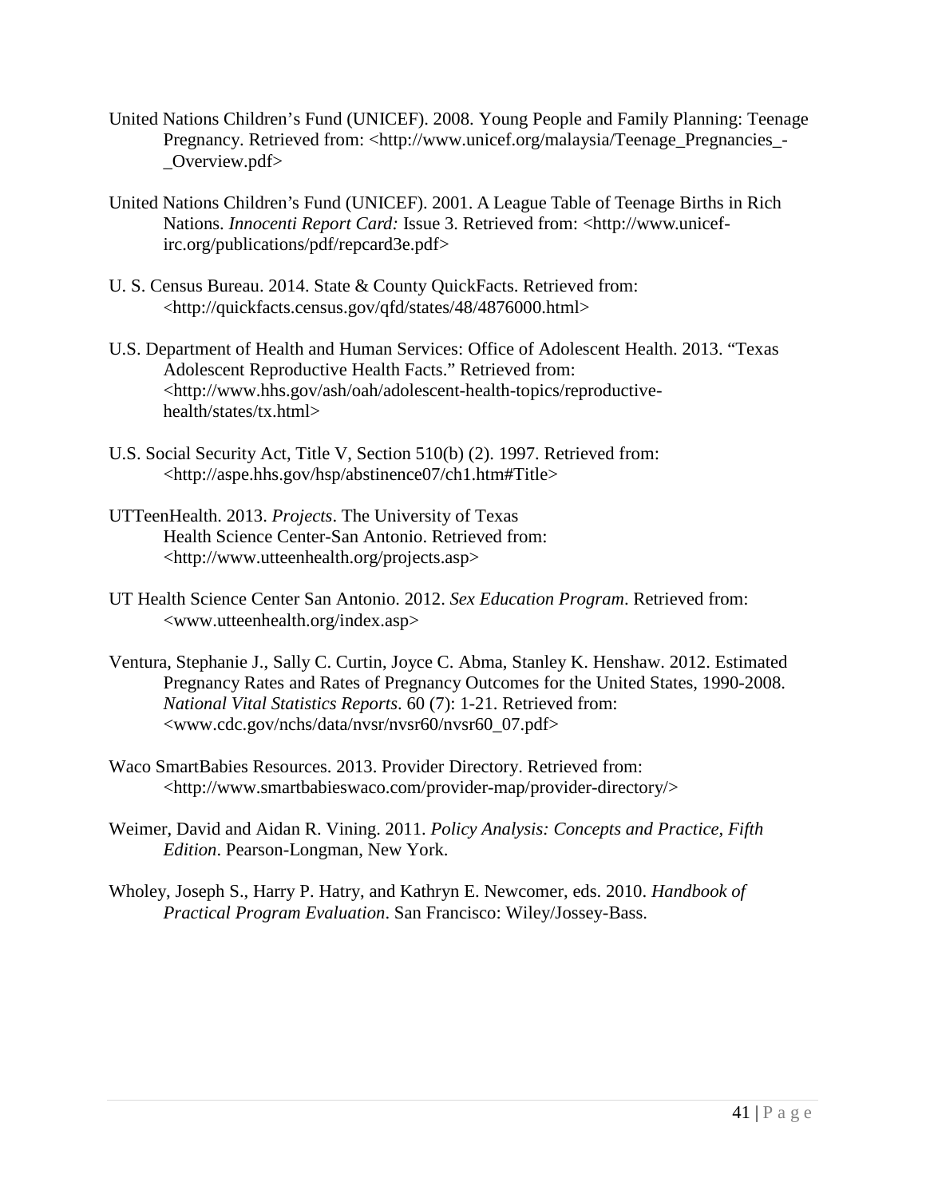United Nations Children's Fund (UNICEF). 2008. Young People and Family Planning: Teenage Pregnancy. Retrieved from: <http://www.unicef.org/malaysia/Teenage_Pregnancies_-_Overview.pdf>

United Nations Children's Fund (UNICEF). 2001. A League Table of Teenage Births in Rich Nations. *Innocenti Report Card:* Issue 3. Retrieved from: <http://www.unicef-irc.org/publications/pdf/repcard3e.pdf>

U. S. Census Bureau. 2014. State & County QuickFacts. Retrieved from: <http://quickfacts.census.gov/qfd/states/48/4876000.html>

U.S. Department of Health and Human Services: Office of Adolescent Health. 2013. "Texas Adolescent Reproductive Health Facts." Retrieved from: <http://www.hhs.gov/ash/oah/adolescent-health-topics/reproductive-health/states/tx.html>

U.S. Social Security Act, Title V, Section 510(b) (2). 1997. Retrieved from: <http://aspe.hhs.gov/hsp/abstinence07/ch1.htm#Title>

UTTeenHealth. 2013. *Projects*. The University of Texas Health Science Center-San Antonio. Retrieved from: <http://www.utteenhealth.org/projects.asp>

UT Health Science Center San Antonio. 2012. *Sex Education Program*. Retrieved from: <www.utteenhealth.org/index.asp>

Ventura, Stephanie J., Sally C. Curtin, Joyce C. Abma, Stanley K. Henshaw. 2012. Estimated Pregnancy Rates and Rates of Pregnancy Outcomes for the United States, 1990-2008. *National Vital Statistics Reports*. 60 (7): 1-21. Retrieved from: <www.cdc.gov/nchs/data/nvsr/nvsr60/nvsr60_07.pdf>

Waco SmartBabies Resources. 2013. Provider Directory. Retrieved from: <http://www.smartbabieswaco.com/provider-map/provider-directory/>

Weimer, David and Aidan R. Vining. 2011. *Policy Analysis: Concepts and Practice, Fifth Edition*. Pearson-Longman, New York.

Wholey, Joseph S., Harry P. Hatry, and Kathryn E. Newcomer, eds. 2010. *Handbook of Practical Program Evaluation*. San Francisco: Wiley/Jossey-Bass.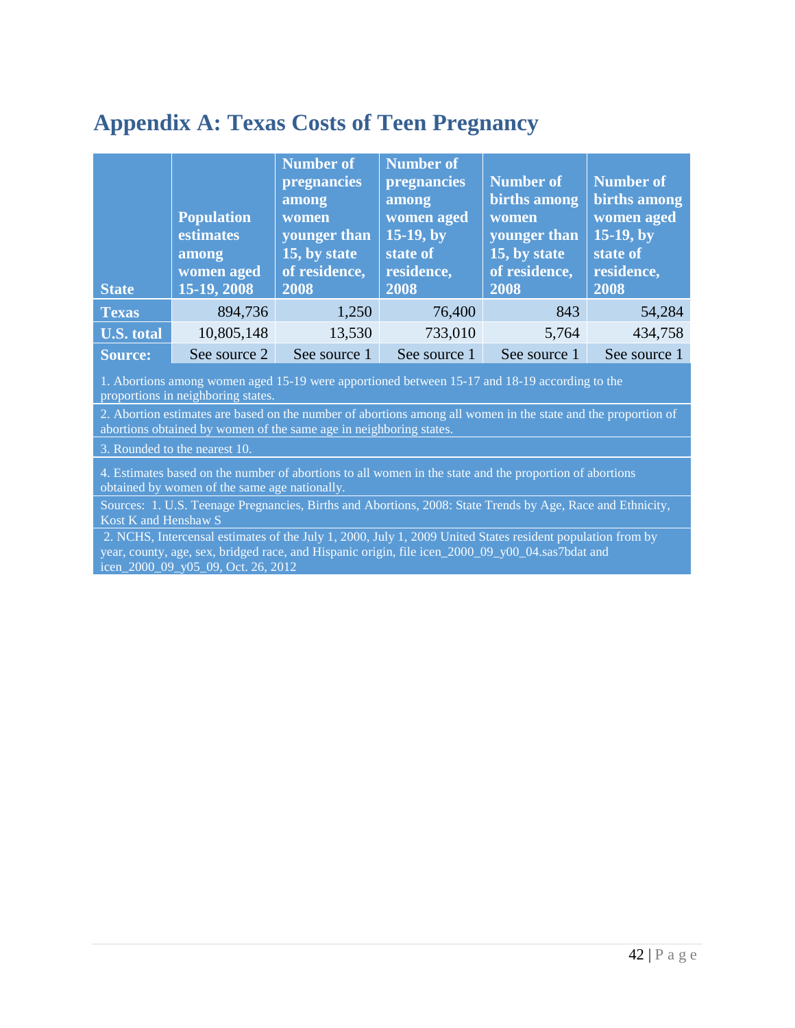# Appendix A: Texas Costs of Teen Pregnancy

| State | Population estimates among women aged 15-19, 2008 | Number of pregnancies among women younger than 15, by state of residence, 2008 | Number of pregnancies among women aged 15-19, by state of residence, 2008 | Number of births among women younger than 15, by state of residence, 2008 | Number of births among women aged 15-19, by state of residence, 2008 |
|---|---|---|---|---|---|
| Texas | 894,736 | 1,250 | 76,400 | 843 | 54,284 |
| U.S. total | 10,805,148 | 13,530 | 733,010 | 5,764 | 434,758 |
| Source: | See source 2 | See source 1 | See source 1 | See source 1 | See source 1 |

1. Abortions among women aged 15-19 were apportioned between 15-17 and 18-19 according to the proportions in neighboring states.

2. Abortion estimates are based on the number of abortions among all women in the state and the proportion of abortions obtained by women of the same age in neighboring states.

3. Rounded to the nearest 10.

4. Estimates based on the number of abortions to all women in the state and the proportion of abortions obtained by women of the same age nationally.

Sources: 1. U.S. Teenage Pregnancies, Births and Abortions, 2008: State Trends by Age, Race and Ethnicity, Kost K and Henshaw S

2. NCHS, Intercensal estimates of the July 1, 2000, July 1, 2009 United States resident population from by year, county, age, sex, bridged race, and Hispanic origin, file icen_2000_09_y00_04.sas7bdat and icen_2000_09_y05_09, Oct. 26, 2012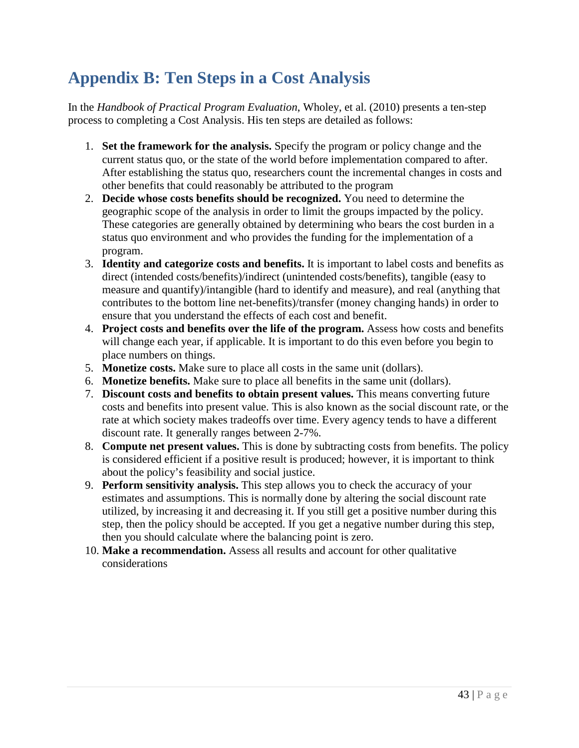# Appendix B: Ten Steps in a Cost Analysis

In the *Handbook of Practical Program Evaluation*, Wholey, et al. (2010) presents a ten-step process to completing a Cost Analysis. His ten steps are detailed as follows:

1. **Set the framework for the analysis.** Specify the program or policy change and the current status quo, or the state of the world before implementation compared to after. After establishing the status quo, researchers count the incremental changes in costs and other benefits that could reasonably be attributed to the program
2. **Decide whose costs benefits should be recognized.** You need to determine the geographic scope of the analysis in order to limit the groups impacted by the policy. These categories are generally obtained by determining who bears the cost burden in a status quo environment and who provides the funding for the implementation of a program.
3. **Identity and categorize costs and benefits.** It is important to label costs and benefits as direct (intended costs/benefits)/indirect (unintended costs/benefits), tangible (easy to measure and quantify)/intangible (hard to identify and measure), and real (anything that contributes to the bottom line net-benefits)/transfer (money changing hands) in order to ensure that you understand the effects of each cost and benefit.
4. **Project costs and benefits over the life of the program.** Assess how costs and benefits will change each year, if applicable. It is important to do this even before you begin to place numbers on things.
5. **Monetize costs.** Make sure to place all costs in the same unit (dollars).
6. **Monetize benefits.** Make sure to place all benefits in the same unit (dollars).
7. **Discount costs and benefits to obtain present values.** This means converting future costs and benefits into present value. This is also known as the social discount rate, or the rate at which society makes tradeoffs over time. Every agency tends to have a different discount rate. It generally ranges between 2-7%.
8. **Compute net present values.** This is done by subtracting costs from benefits. The policy is considered efficient if a positive result is produced; however, it is important to think about the policy's feasibility and social justice.
9. **Perform sensitivity analysis.** This step allows you to check the accuracy of your estimates and assumptions. This is normally done by altering the social discount rate utilized, by increasing it and decreasing it. If you still get a positive number during this step, then the policy should be accepted. If you get a negative number during this step, then you should calculate where the balancing point is zero.
10. **Make a recommendation.** Assess all results and account for other qualitative considerations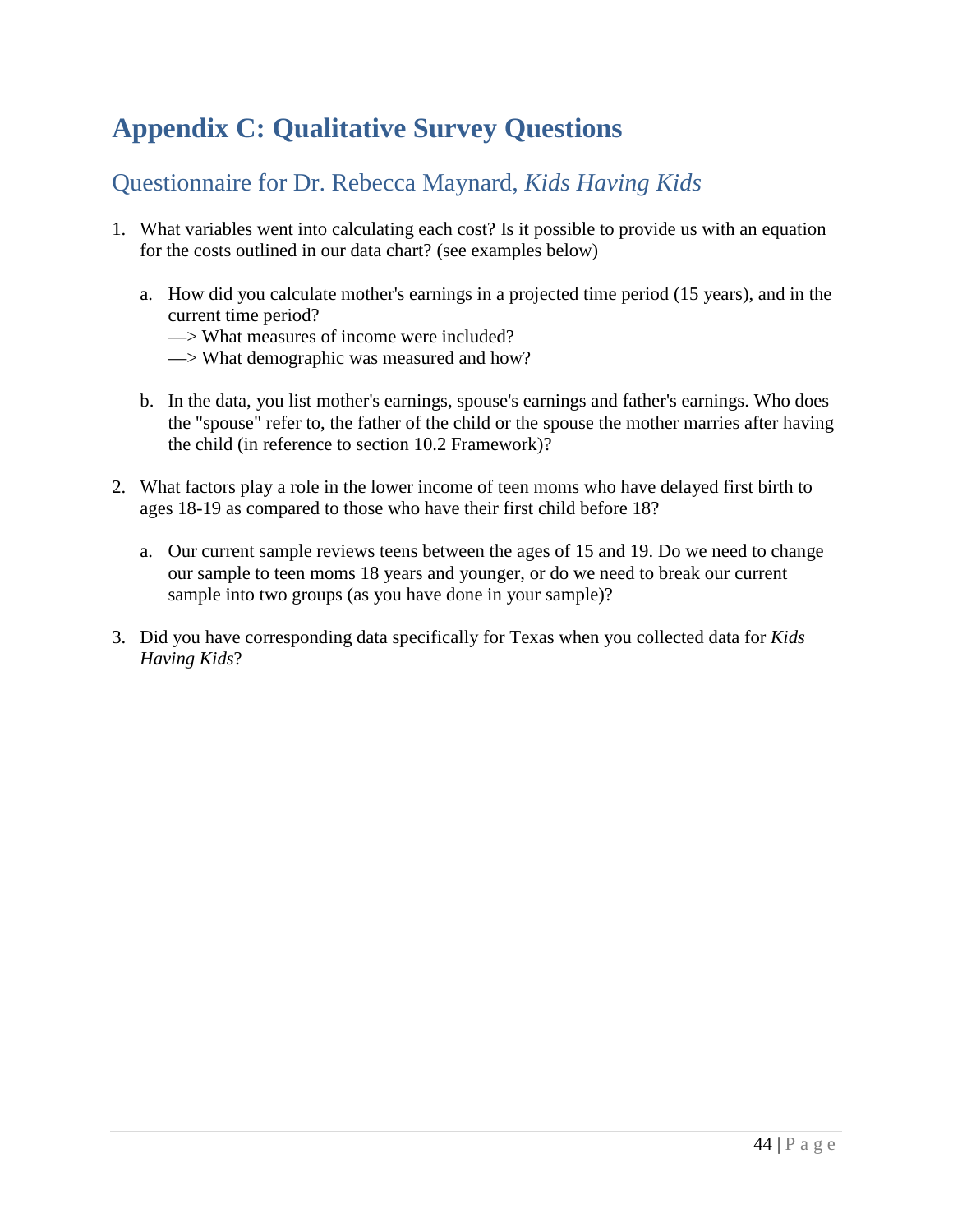# Appendix C: Qualitative Survey Questions

## Questionnaire for Dr. Rebecca Maynard, *Kids Having Kids*

1. What variables went into calculating each cost? Is it possible to provide us with an equation for the costs outlined in our data chart? (see examples below)

   a. How did you calculate mother's earnings in a projected time period (15 years), and in the current time period?
      —> What measures of income were included?
      —> What demographic was measured and how?

   b. In the data, you list mother's earnings, spouse's earnings and father's earnings. Who does the "spouse" refer to, the father of the child or the spouse the mother marries after having the child (in reference to section 10.2 Framework)?

2. What factors play a role in the lower income of teen moms who have delayed first birth to ages 18-19 as compared to those who have their first child before 18?

   a. Our current sample reviews teens between the ages of 15 and 19. Do we need to change our sample to teen moms 18 years and younger, or do we need to break our current sample into two groups (as you have done in your sample)?

3. Did you have corresponding data specifically for Texas when you collected data for *Kids Having Kids*?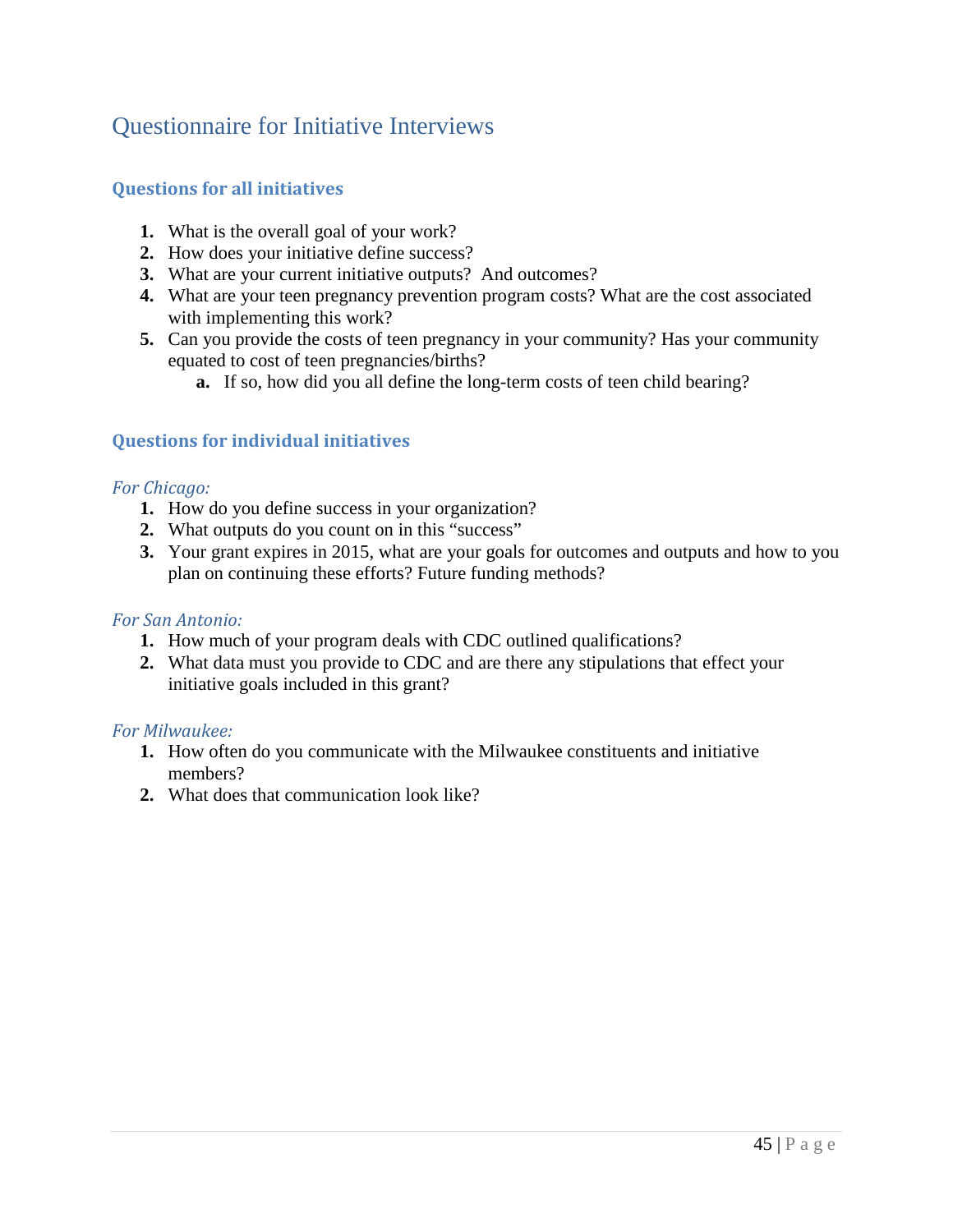# Questionnaire for Initiative Interviews

## Questions for all initiatives

1. What is the overall goal of your work?
2. How does your initiative define success?
3. What are your current initiative outputs? And outcomes?
4. What are your teen pregnancy prevention program costs? What are the cost associated with implementing this work?
5. Can you provide the costs of teen pregnancy in your community? Has your community equated to cost of teen pregnancies/births?
    a. If so, how did you all define the long-term costs of teen child bearing?

## Questions for individual initiatives

*For Chicago:*

1. How do you define success in your organization?
2. What outputs do you count on in this "success"
3. Your grant expires in 2015, what are your goals for outcomes and outputs and how to you plan on continuing these efforts? Future funding methods?

*For San Antonio:*

1. How much of your program deals with CDC outlined qualifications?
2. What data must you provide to CDC and are there any stipulations that effect your initiative goals included in this grant?

*For Milwaukee:*

1. How often do you communicate with the Milwaukee constituents and initiative members?
2. What does that communication look like?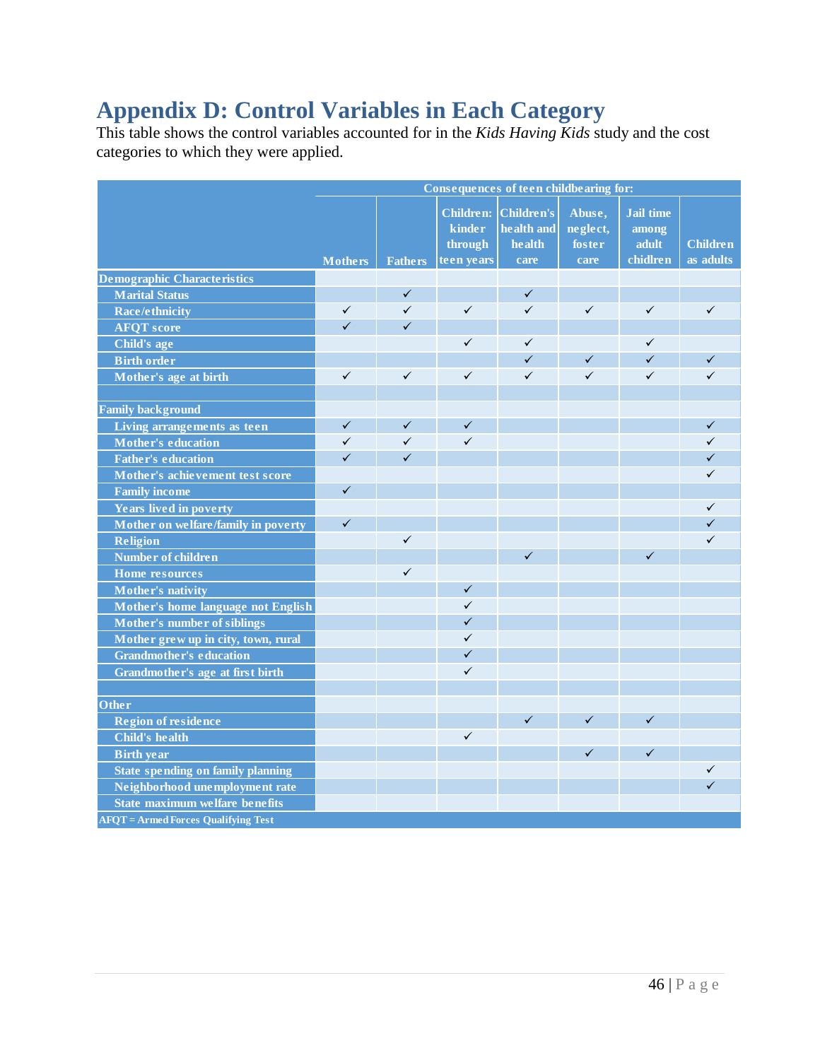# Appendix D: Control Variables in Each Category

This table shows the control variables accounted for in the *Kids Having Kids* study and the cost categories to which they were applied.

| | Consequences of teen childbearing for: | | | | | | |
|---|---|---|---|---|---|---|---|
| | Mothers | Fathers | Children: kinder through teen years | Children's health and health care | Abuse, neglect, foster care | Jail time among adult chidlren | Children as adults |
| **Demographic Characteristics** | | | | | | | |
| Marital Status | | ✓ | | ✓ | | | |
| Race/ethnicity | ✓ | ✓ | ✓ | ✓ | ✓ | ✓ | ✓ |
| AFQT score | ✓ | ✓ | | | | | |
| Child's age | | | ✓ | ✓ | | ✓ | |
| Birth order | | | | ✓ | ✓ | ✓ | ✓ |
| Mother's age at birth | ✓ | ✓ | ✓ | ✓ | ✓ | ✓ | ✓ |
| | | | | | | | |
| **Family background** | | | | | | | |
| Living arrangements as teen | ✓ | ✓ | ✓ | | | | ✓ |
| Mother's education | ✓ | ✓ | ✓ | | | | ✓ |
| Father's education | ✓ | ✓ | | | | | ✓ |
| Mother's achievement test score | | | | | | | ✓ |
| Family income | ✓ | | | | | | |
| Years lived in poverty | | | | | | | ✓ |
| Mother on welfare/family in poverty | ✓ | | | | | | ✓ |
| Religion | | ✓ | | | | | ✓ |
| Number of children | | | | ✓ | | ✓ | |
| Home resources | | ✓ | | | | | |
| Mother's nativity | | | ✓ | | | | |
| Mother's home language not English | | | ✓ | | | | |
| Mother's number of siblings | | | ✓ | | | | |
| Mother grew up in city, town, rural | | | ✓ | | | | |
| Grandmother's education | | | ✓ | | | | |
| Grandmother's age at first birth | | | ✓ | | | | |
| | | | | | | | |
| **Other** | | | | | | | |
| Region of residence | | | | ✓ | ✓ | ✓ | |
| Child's health | | | ✓ | | | | |
| Birth year | | | | | ✓ | ✓ | |
| State spending on family planning | | | | | | | ✓ |
| Neighborhood unemployment rate | | | | | | | ✓ |
| State maximum welfare benefits | | | | | | | |

AFQT = Armed Forces Qualifying Test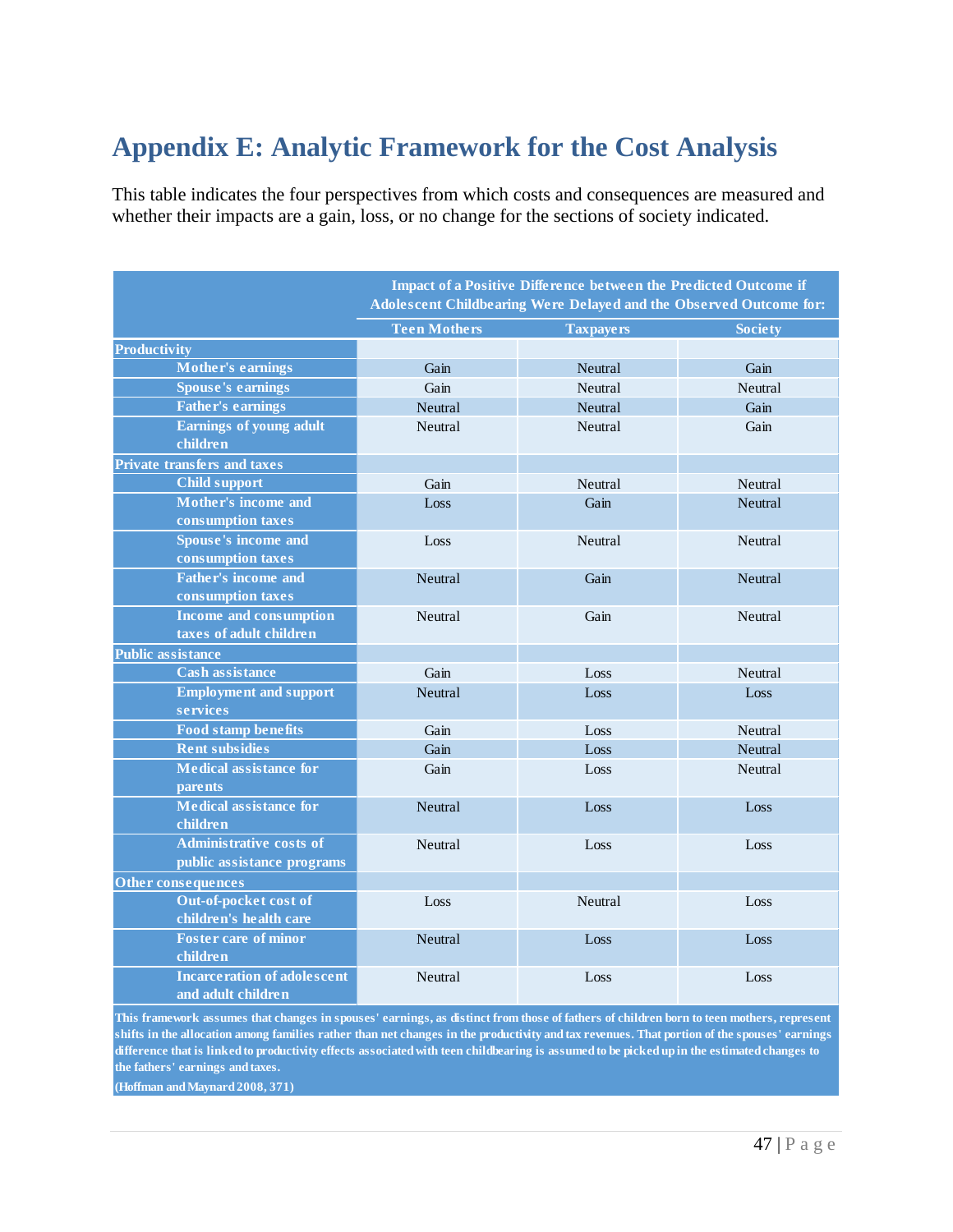# Appendix E: Analytic Framework for the Cost Analysis

This table indicates the four perspectives from which costs and consequences are measured and whether their impacts are a gain, loss, or no change for the sections of society indicated.

| | Impact of a Positive Difference between the Predicted Outcome if Adolescent Childbearing Were Delayed and the Observed Outcome for: | | |
|---|---|---|---|
| | **Teen Mothers** | **Taxpayers** | **Society** |
| **Productivity** | | | |
| **Mother's earnings** | Gain | Neutral | Gain |
| **Spouse's earnings** | Gain | Neutral | Neutral |
| **Father's earnings** | Neutral | Neutral | Gain |
| **Earnings of young adult children** | Neutral | Neutral | Gain |
| **Private transfers and taxes** | | | |
| **Child support** | Gain | Neutral | Neutral |
| **Mother's income and consumption taxes** | Loss | Gain | Neutral |
| **Spouse's income and consumption taxes** | Loss | Neutral | Neutral |
| **Father's income and consumption taxes** | Neutral | Gain | Neutral |
| **Income and consumption taxes of adult children** | Neutral | Gain | Neutral |
| **Public assistance** | | | |
| **Cash assistance** | Gain | Loss | Neutral |
| **Employment and support services** | Neutral | Loss | Loss |
| **Food stamp benefits** | Gain | Loss | Neutral |
| **Rent subsidies** | Gain | Loss | Neutral |
| **Medical assistance for parents** | Gain | Loss | Neutral |
| **Medical assistance for children** | Neutral | Loss | Loss |
| **Administrative costs of public assistance programs** | Neutral | Loss | Loss |
| **Other consequences** | | | |
| **Out-of-pocket cost of children's health care** | Loss | Neutral | Loss |
| **Foster care of minor children** | Neutral | Loss | Loss |
| **Incarceration of adolescent and adult children** | Neutral | Loss | Loss |

**This framework assumes that changes in spouses' earnings, as distinct from those of fathers of children born to teen mothers, represent shifts in the allocation among families rather than net changes in the productivity and tax revenues. That portion of the spouses' earnings difference that is linked to productivity effects associated with teen childbearing is assumed to be picked up in the estimated changes to the fathers' earnings and taxes.**

**(Hoffman and Maynard 2008, 371)**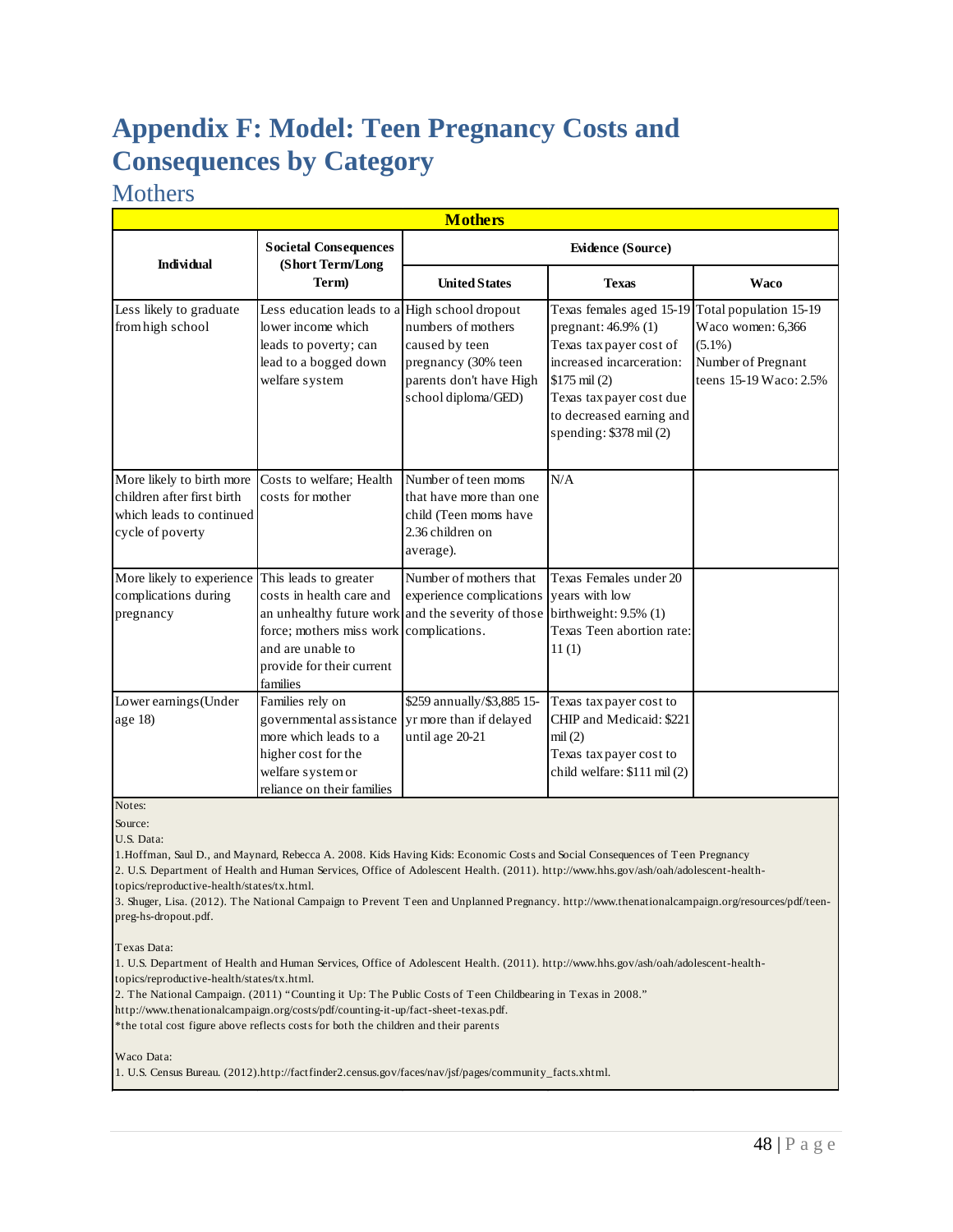# Appendix F: Model: Teen Pregnancy Costs and Consequences by Category

## Mothers

| Mothers | | | | |
|---|---|---|---|---|
| Individual | Societal Consequences (Short Term/Long Term) | Evidence (Source) | | |
| | | United States | Texas | Waco |
| Less likely to graduate from high school | Less education leads to a lower income which leads to poverty; can lead to a bogged down welfare system | High school dropout numbers of mothers caused by teen pregnancy (30% teen parents don't have High school diploma/GED) | Texas females aged 15-19 pregnant: 46.9% (1) Texas tax payer cost of increased incarceration: $175 mil (2) Texas tax payer cost due to decreased earning and spending: $378 mil (2) | Total population 15-19 Waco women: 6,366 (5.1%) Number of Pregnant teens 15-19 Waco: 2.5% |
| More likely to birth more children after first birth which leads to continued cycle of poverty | Costs to welfare; Health costs for mother | Number of teen moms that have more than one child (Teen moms have 2.36 children on average). | N/A | |
| More likely to experience complications during pregnancy | This leads to greater costs in health care and an unhealthy future work force; mothers miss work and are unable to provide for their current families | Number of mothers that experience complications and the severity of those complications. | Texas Females under 20 years with low birthweight: 9.5% (1) Texas Teen abortion rate: 11 (1) | |
| Lower earnings(Under age 18) | Families rely on governmental assistance more which leads to a higher cost for the welfare system or reliance on their families | $259 annually/$3,885 15-yr more than if delayed until age 20-21 | Texas tax payer cost to CHIP and Medicaid: $221 mil (2) Texas tax payer cost to child welfare: $111 mil (2) | |

Notes:

Source:

U.S. Data:

1. Hoffman, Saul D., and Maynard, Rebecca A. 2008. Kids Having Kids: Economic Costs and Social Consequences of Teen Pregnancy
2. U.S. Department of Health and Human Services, Office of Adolescent Health. (2011). http://www.hhs.gov/ash/oah/adolescent-health-topics/reproductive-health/states/tx.html.
3. Shuger, Lisa. (2012). The National Campaign to Prevent Teen and Unplanned Pregnancy. http://www.thenationalcampaign.org/resources/pdf/teen-preg-hs-dropout.pdf.

Texas Data:

1. U.S. Department of Health and Human Services, Office of Adolescent Health. (2011). http://www.hhs.gov/ash/oah/adolescent-health-topics/reproductive-health/states/tx.html.
2. The National Campaign. (2011) "Counting it Up: The Public Costs of Teen Childbearing in Texas in 2008." http://www.thenationalcampaign.org/costs/pdf/counting-it-up/fact-sheet-texas.pdf.

*the total cost figure above reflects costs for both the children and their parents

Waco Data:

1. U.S. Census Bureau. (2012).http://factfinder2.census.gov/faces/nav/jsf/pages/community_facts.xhtml.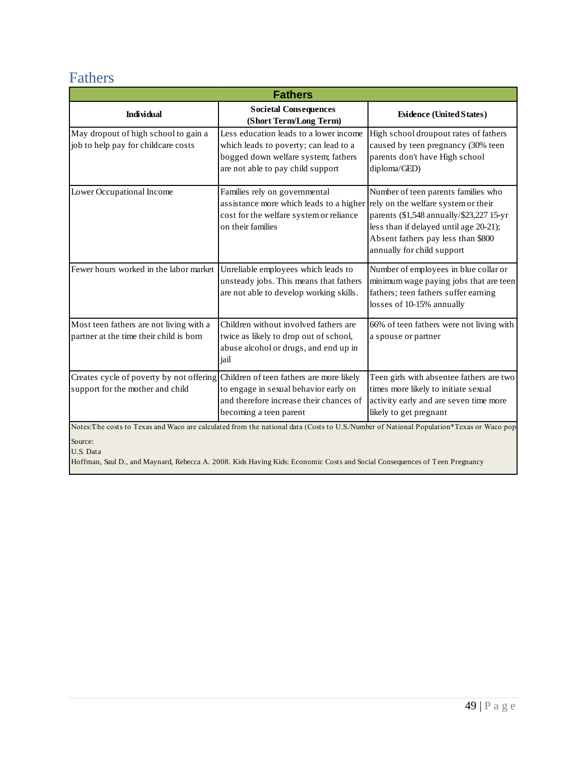# Fathers

| Fathers | | |
|---|---|---|
| **Individual** | **Societal Consequences (Short Term/Long Term)** | **Evidence (United States)** |
| May dropout of high school to gain a job to help pay for childcare costs | Less education leads to a lower income which leads to poverty; can lead to a bogged down welfare system; fathers are not able to pay child support | High school droupout rates of fathers caused by teen pregnancy (30% teen parents don't have High school diploma/GED) |
| Lower Occupational Income | Families rely on governmental assistance more which leads to a higher cost for the welfare system or reliance on their families | Number of teen parents families who rely on the welfare system or their parents ($1,548 annually/$23,227 15-yr less than if delayed until age 20-21); Absent fathers pay less than $800 annually for child support |
| Fewer hours worked in the labor market | Unreliable employees which leads to unsteady jobs. This means that fathers are not able to develop working skills. | Number of employees in blue collar or minimum wage paying jobs that are teen fathers; teen fathers suffer earning losses of 10-15% annually |
| Most teen fathers are not living with a partner at the time their child is born | Children without involved fathers are twice as likely to drop out of school, abuse alcohol or drugs, and end up in jail | 66% of teen fathers were not living with a spouse or partner |
| Creates cycle of poverty by not offering support for the mother and child | Children of teen fathers are more likely to engage in sexual behavior early on and therefore increase their chances of becoming a teen parent | Teen girls with absentee fathers are two times more likely to initiate sexual activity early and are seven time more likely to get pregnant |

Notes:The costs to Texas and Waco are calculated from the national data (Costs to U.S./Number of National Population*Texas or Waco pop

Source:
U.S. Data
Hoffman, Saul D., and Maynard, Rebecca A. 2008. Kids Having Kids: Economic Costs and Social Consequences of Teen Pregnancy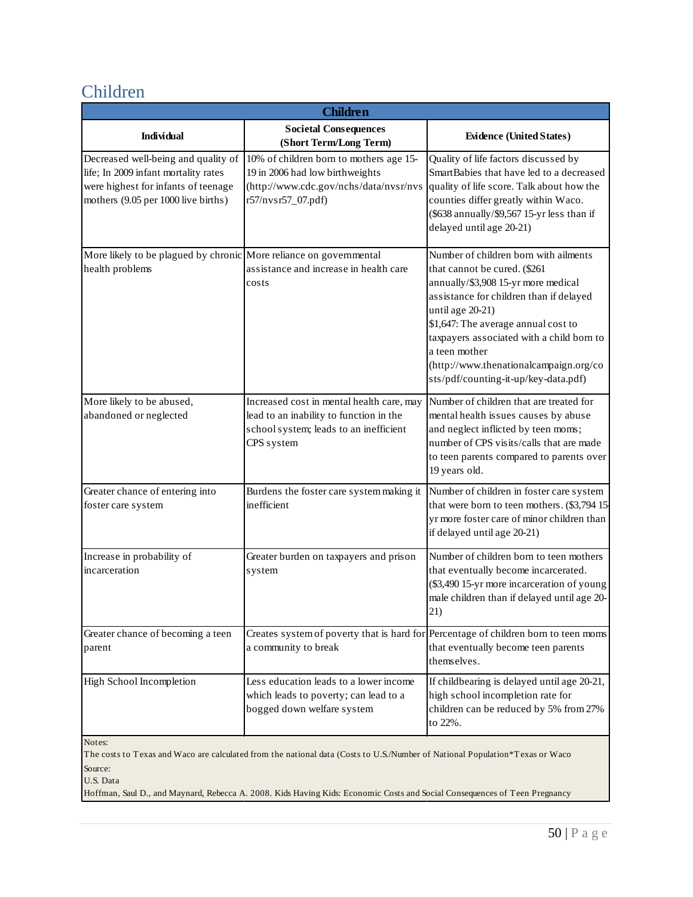# Children

| Children | | |
|---|---|---|
| **Individual** | **Societal Consequences (Short Term/Long Term)** | **Evidence (United States)** |
| Decreased well-being and quality of life; In 2009 infant mortality rates were highest for infants of teenage mothers (9.05 per 1000 live births) | 10% of children born to mothers age 15-19 in 2006 had low birthweights (http://www.cdc.gov/nchs/data/nvsr/nvsr57/nvsr57_07.pdf) | Quality of life factors discussed by SmartBabies that have led to a decreased quality of life score. Talk about how the counties differ greatly within Waco. ($638 annually/$9,567 15-yr less than if delayed until age 20-21) |
| More likely to be plagued by chronic health problems | More reliance on governmental assistance and increase in health care costs | Number of children born with ailments that cannot be cured. ($261 annually/$3,908 15-yr more medical assistance for children than if delayed until age 20-21)<br>$1,647: The average annual cost to taxpayers associated with a child born to a teen mother (http://www.thenationalcampaign.org/costs/pdf/counting-it-up/key-data.pdf) |
| More likely to be abused, abandoned or neglected | Increased cost in mental health care, may lead to an inability to function in the school system; leads to an inefficient CPS system | Number of children that are treated for mental health issues causes by abuse and neglect inflicted by teen moms; number of CPS visits/calls that are made to teen parents compared to parents over 19 years old. |
| Greater chance of entering into foster care system | Burdens the foster care system making it inefficient | Number of children in foster care system that were born to teen mothers. ($3,794 15-yr more foster care of minor children than if delayed until age 20-21) |
| Increase in probability of incarceration | Greater burden on taxpayers and prison system | Number of children born to teen mothers that eventually become incarcerated. ($3,490 15-yr more incarceration of young male children than if delayed until age 20-21) |
| Greater chance of becoming a teen parent | Creates system of poverty that is hard for a community to break | Percentage of children born to teen moms that eventually become teen parents themselves. |
| High School Incompletion | Less education leads to a lower income which leads to poverty; can lead to a bogged down welfare system | If childbearing is delayed until age 20-21, high school incompletion rate for children can be reduced by 5% from 27% to 22%. |

Notes:
The costs to Texas and Waco are calculated from the national data (Costs to U.S./Number of National Population*Texas or Waco

Source:
U.S. Data
Hoffman, Saul D., and Maynard, Rebecca A. 2008. Kids Having Kids: Economic Costs and Social Consequences of Teen Pregnancy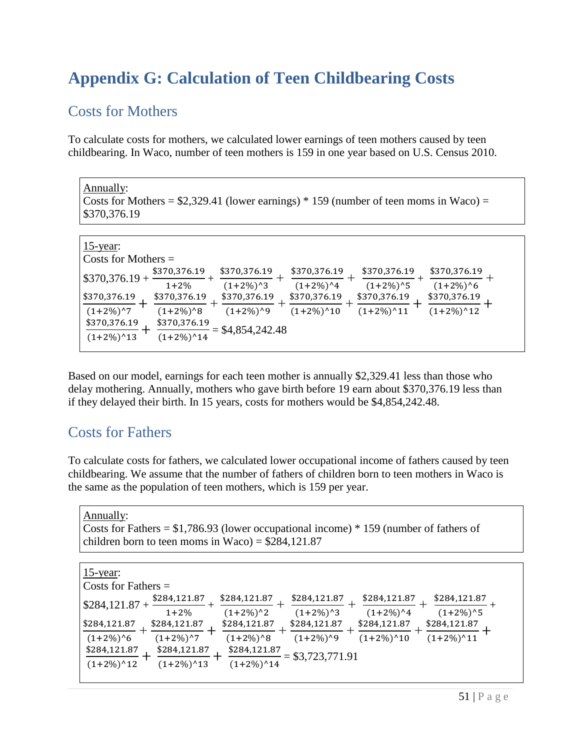# Appendix G: Calculation of Teen Childbearing Costs

## Costs for Mothers

To calculate costs for mothers, we calculated lower earnings of teen mothers caused by teen childbearing. In Waco, number of teen mothers is 159 in one year based on U.S. Census 2010.

<u>Annually</u>:
Costs for Mothers = \$2,329.41 (lower earnings) * 159 (number of teen moms in Waco) = \$370,376.19

<u>15-year</u>:
Costs for Mothers =

$$\$370{,}376.19 + \frac{\$370{,}376.19}{1+2\%} + \frac{\$370{,}376.19}{(1+2\%)^3} + \frac{\$370{,}376.19}{(1+2\%)^4} + \frac{\$370{,}376.19}{(1+2\%)^5} + \frac{\$370{,}376.19}{(1+2\%)^6} + \frac{\$370{,}376.19}{(1+2\%)^7} + \frac{\$370{,}376.19}{(1+2\%)^8} + \frac{\$370{,}376.19}{(1+2\%)^9} + \frac{\$370{,}376.19}{(1+2\%)^{10}} + \frac{\$370{,}376.19}{(1+2\%)^{11}} + \frac{\$370{,}376.19}{(1+2\%)^{12}} + \frac{\$370{,}376.19}{(1+2\%)^{13}} + \frac{\$370{,}376.19}{(1+2\%)^{14}} = \$4{,}854{,}242.48$$

Based on our model, earnings for each teen mother is annually \$2,329.41 less than those who delay mothering. Annually, mothers who gave birth before 19 earn about \$370,376.19 less than if they delayed their birth. In 15 years, costs for mothers would be \$4,854,242.48.

## Costs for Fathers

To calculate costs for fathers, we calculated lower occupational income of fathers caused by teen childbearing. We assume that the number of fathers of children born to teen mothers in Waco is the same as the population of teen mothers, which is 159 per year.

<u>Annually</u>:
Costs for Fathers = \$1,786.93 (lower occupational income) * 159 (number of fathers of children born to teen moms in Waco) = \$284,121.87

<u>15-year</u>:
Costs for Fathers =

$$\$284{,}121.87 + \frac{\$284{,}121.87}{1+2\%} + \frac{\$284{,}121.87}{(1+2\%)^2} + \frac{\$284{,}121.87}{(1+2\%)^3} + \frac{\$284{,}121.87}{(1+2\%)^4} + \frac{\$284{,}121.87}{(1+2\%)^5} + \frac{\$284{,}121.87}{(1+2\%)^6} + \frac{\$284{,}121.87}{(1+2\%)^7} + \frac{\$284{,}121.87}{(1+2\%)^8} + \frac{\$284{,}121.87}{(1+2\%)^9} + \frac{\$284{,}121.87}{(1+2\%)^{10}} + \frac{\$284{,}121.87}{(1+2\%)^{11}} + \frac{\$284{,}121.87}{(1+2\%)^{12}} + \frac{\$284{,}121.87}{(1+2\%)^{13}} + \frac{\$284{,}121.87}{(1+2\%)^{14}} = \$3{,}723{,}771.91$$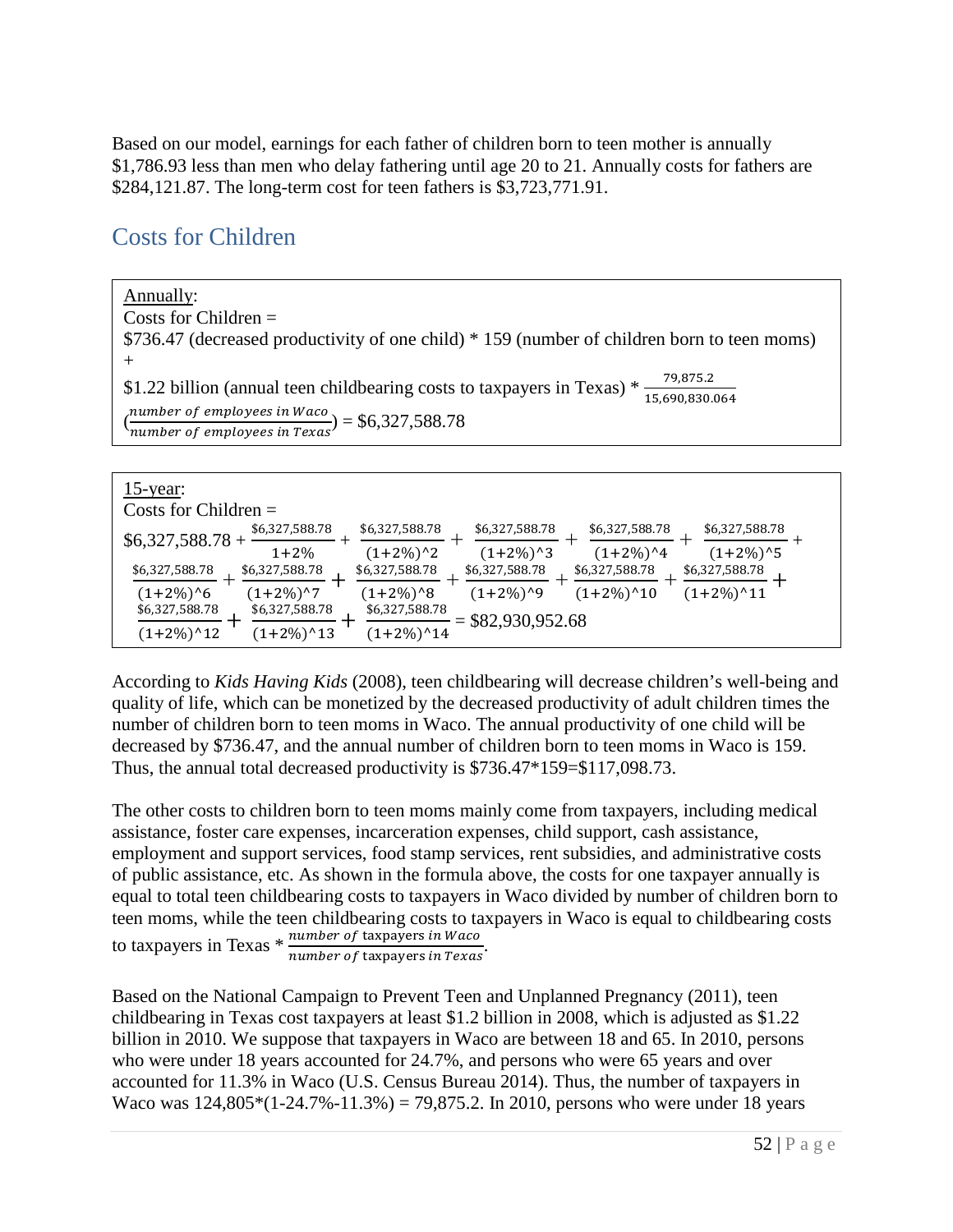Based on our model, earnings for each father of children born to teen mother is annually $1,786.93 less than men who delay fathering until age 20 to 21. Annually costs for fathers are $284,121.87. The long-term cost for teen fathers is $3,723,771.91.

## Costs for Children

<u>Annually</u>:

Costs for Children =

$736.47 (decreased productivity of one child) * 159 (number of children born to teen moms) +

$1.22 billion (annual teen childbearing costs to taxpayers in Texas) * $\frac{79{,}875.2}{15{,}690{,}830.064}$ $\left(\frac{number\ of\ employees\ in\ Waco}{number\ of\ employees\ in\ Texas}\right)$ = $6,327,588.78

<u>15-year</u>:

Costs for Children =

$$\$6{,}327{,}588.78 + \frac{\$6{,}327{,}588.78}{1+2\%} + \frac{\$6{,}327{,}588.78}{(1+2\%)^2} + \frac{\$6{,}327{,}588.78}{(1+2\%)^3} + \frac{\$6{,}327{,}588.78}{(1+2\%)^4} + \frac{\$6{,}327{,}588.78}{(1+2\%)^5} + \frac{\$6{,}327{,}588.78}{(1+2\%)^6} + \frac{\$6{,}327{,}588.78}{(1+2\%)^7} + \frac{\$6{,}327{,}588.78}{(1+2\%)^8} + \frac{\$6{,}327{,}588.78}{(1+2\%)^9} + \frac{\$6{,}327{,}588.78}{(1+2\%)^{10}} + \frac{\$6{,}327{,}588.78}{(1+2\%)^{11}} + \frac{\$6{,}327{,}588.78}{(1+2\%)^{12}} + \frac{\$6{,}327{,}588.78}{(1+2\%)^{13}} + \frac{\$6{,}327{,}588.78}{(1+2\%)^{14}} = \$82{,}930{,}952.68$$

According to *Kids Having Kids* (2008), teen childbearing will decrease children's well-being and quality of life, which can be monetized by the decreased productivity of adult children times the number of children born to teen moms in Waco. The annual productivity of one child will be decreased by $736.47, and the annual number of children born to teen moms in Waco is 159. Thus, the annual total decreased productivity is $736.47*159=$117,098.73.

The other costs to children born to teen moms mainly come from taxpayers, including medical assistance, foster care expenses, incarceration expenses, child support, cash assistance, employment and support services, food stamp services, rent subsidies, and administrative costs of public assistance, etc. As shown in the formula above, the costs for one taxpayer annually is equal to total teen childbearing costs to taxpayers in Waco divided by number of children born to teen moms, while the teen childbearing costs to taxpayers in Waco is equal to childbearing costs to taxpayers in Texas * $\frac{number\ of\ taxpayers\ in\ Waco}{number\ of\ taxpayers\ in\ Texas}$.

Based on the National Campaign to Prevent Teen and Unplanned Pregnancy (2011), teen childbearing in Texas cost taxpayers at least $1.2 billion in 2008, which is adjusted as $1.22 billion in 2010. We suppose that taxpayers in Waco are between 18 and 65. In 2010, persons who were under 18 years accounted for 24.7%, and persons who were 65 years and over accounted for 11.3% in Waco (U.S. Census Bureau 2014). Thus, the number of taxpayers in Waco was 124,805*(1-24.7%-11.3%) = 79,875.2. In 2010, persons who were under 18 years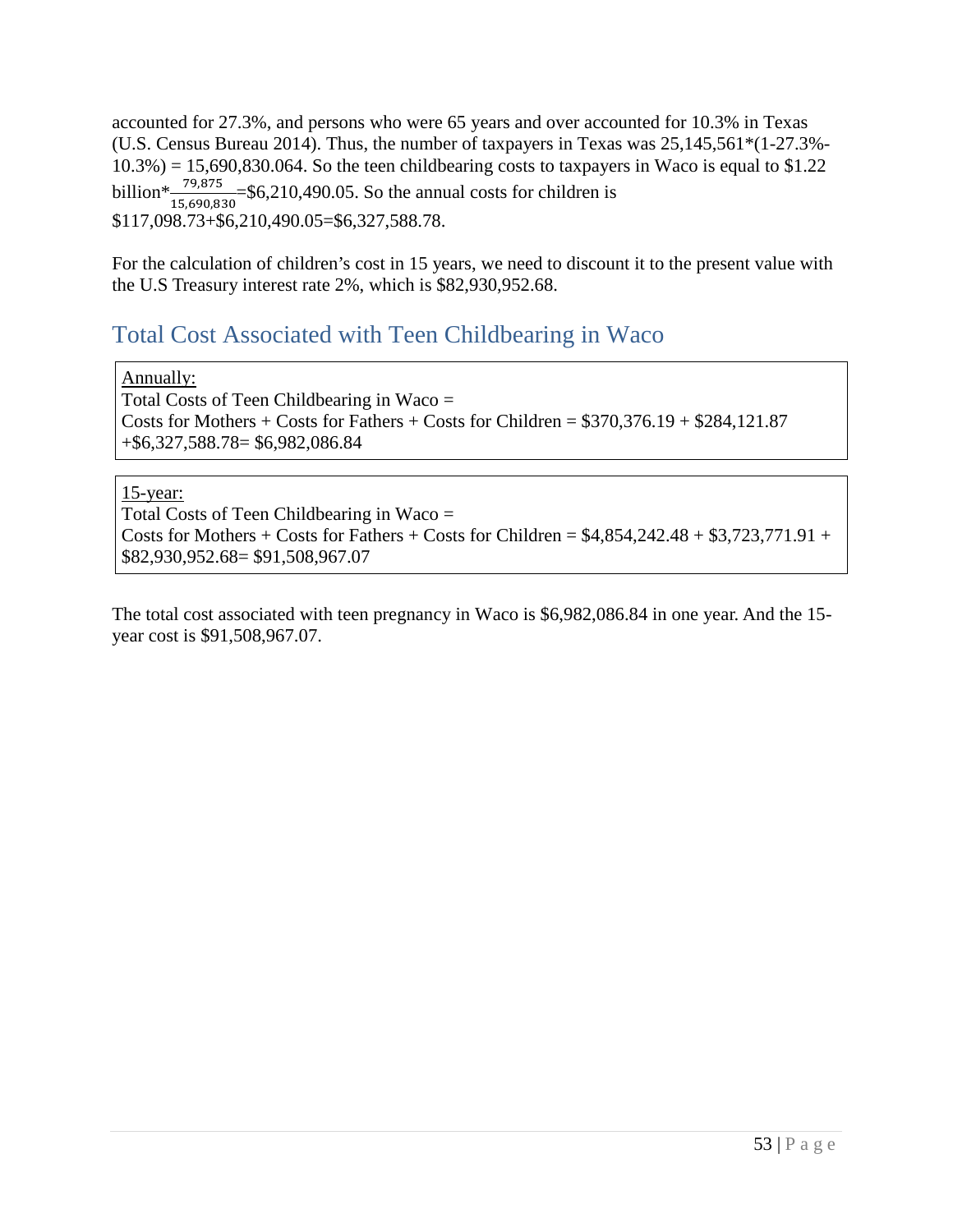accounted for 27.3%, and persons who were 65 years and over accounted for 10.3% in Texas (U.S. Census Bureau 2014). Thus, the number of taxpayers in Texas was 25,145,561*(1-27.3%-10.3%) = 15,690,830.064. So the teen childbearing costs to taxpayers in Waco is equal to $1.22 billion*$\frac{79,875}{15,690,830}$=$6,210,490.05. So the annual costs for children is $117,098.73+$6,210,490.05=$6,327,588.78.

For the calculation of children's cost in 15 years, we need to discount it to the present value with the U.S Treasury interest rate 2%, which is $82,930,952.68.

## Total Cost Associated with Teen Childbearing in Waco

<u>Annually:</u>
Total Costs of Teen Childbearing in Waco =
Costs for Mothers + Costs for Fathers + Costs for Children = $370,376.19 + $284,121.87 +$6,327,588.78= $6,982,086.84

<u>15-year:</u>
Total Costs of Teen Childbearing in Waco =
Costs for Mothers + Costs for Fathers + Costs for Children = $4,854,242.48 + $3,723,771.91 + $82,930,952.68= $91,508,967.07

The total cost associated with teen pregnancy in Waco is $6,982,086.84 in one year. And the 15-year cost is $91,508,967.07.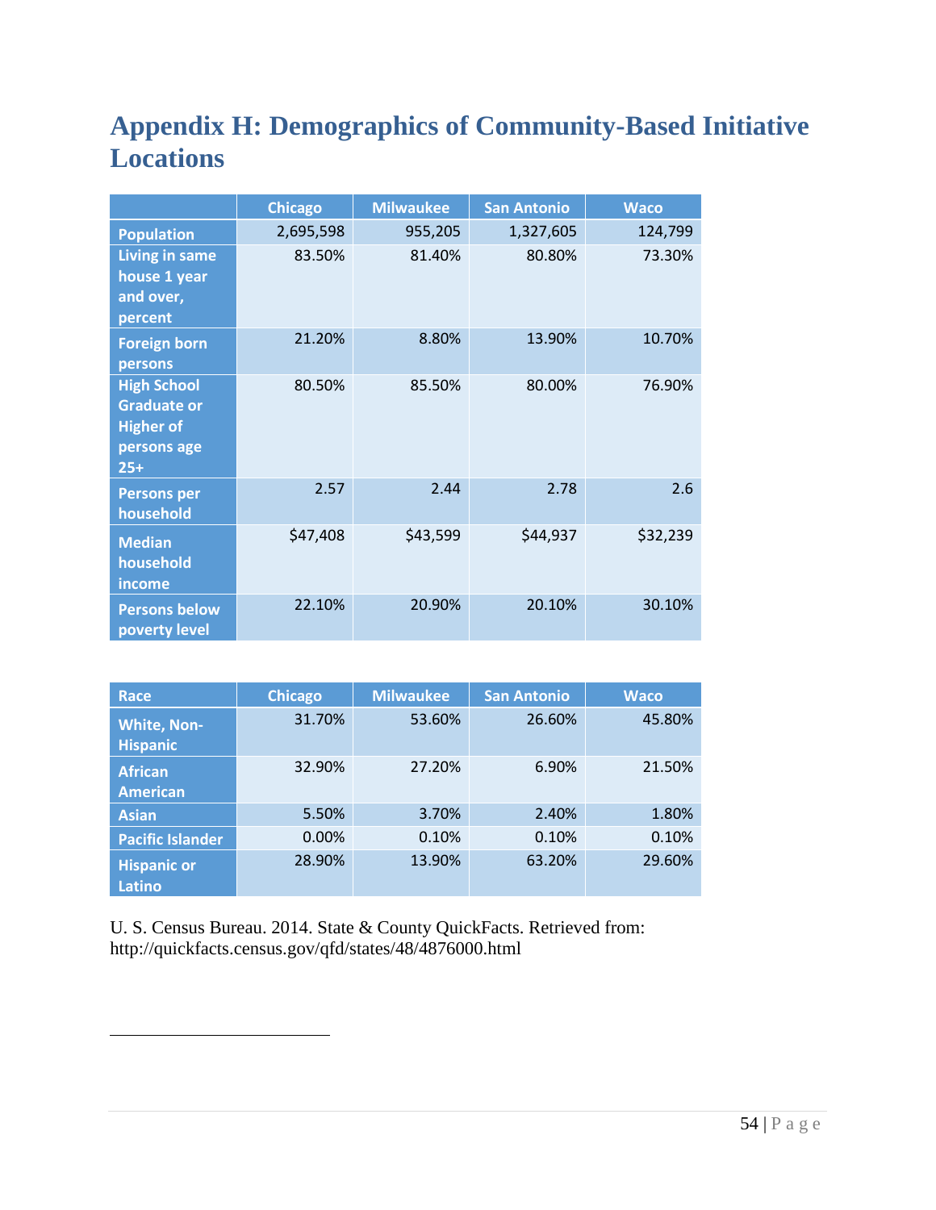# Appendix H: Demographics of Community-Based Initiative Locations

| | Chicago | Milwaukee | San Antonio | Waco |
|---|---|---|---|---|
| Population | 2,695,598 | 955,205 | 1,327,605 | 124,799 |
| Living in same house 1 year and over, percent | 83.50% | 81.40% | 80.80% | 73.30% |
| Foreign born persons | 21.20% | 8.80% | 13.90% | 10.70% |
| High School Graduate or Higher of persons age 25+ | 80.50% | 85.50% | 80.00% | 76.90% |
| Persons per household | 2.57 | 2.44 | 2.78 | 2.6 |
| Median household income | $47,408 | $43,599 | $44,937 | $32,239 |
| Persons below poverty level | 22.10% | 20.90% | 20.10% | 30.10% |

| Race | Chicago | Milwaukee | San Antonio | Waco |
|---|---|---|---|---|
| White, Non-Hispanic | 31.70% | 53.60% | 26.60% | 45.80% |
| African American | 32.90% | 27.20% | 6.90% | 21.50% |
| Asian | 5.50% | 3.70% | 2.40% | 1.80% |
| Pacific Islander | 0.00% | 0.10% | 0.10% | 0.10% |
| Hispanic or Latino | 28.90% | 13.90% | 63.20% | 29.60% |

U. S. Census Bureau. 2014. State & County QuickFacts. Retrieved from: http://quickfacts.census.gov/qfd/states/48/4876000.html